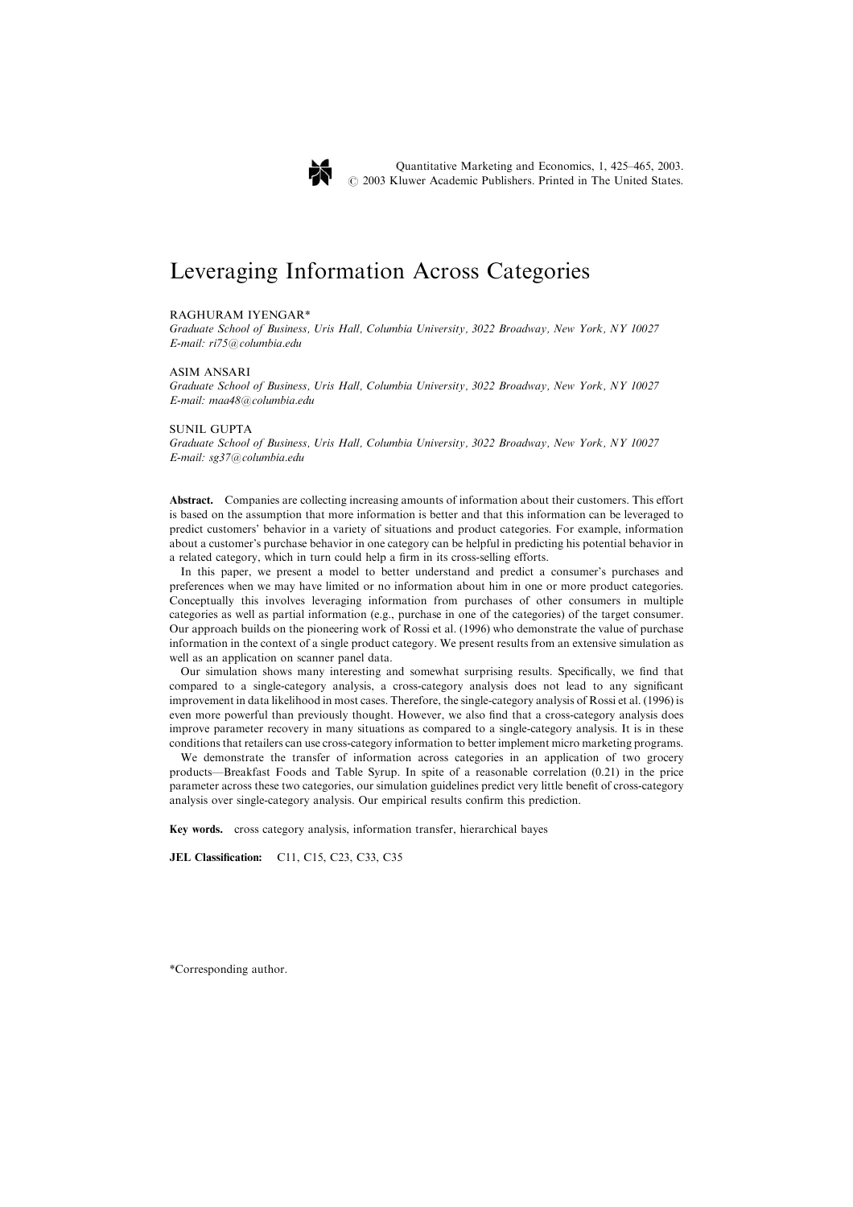# Leveraging Information Across Categories

RAGHURAM IYENGAR*

*Graduate School of Business, Uris Hall, Columbia University, 3022 Broadway, New York, NY 10027*
*E-mail: ri75@columbia.edu*

ASIM ANSARI

*Graduate School of Business, Uris Hall, Columbia University, 3022 Broadway, New York, NY 10027*
*E-mail: maa48@columbia.edu*

SUNIL GUPTA

*Graduate School of Business, Uris Hall, Columbia University, 3022 Broadway, New York, NY 10027*
*E-mail: sg37@columbia.edu*

**Abstract.** Companies are collecting increasing amounts of information about their customers. This effort is based on the assumption that more information is better and that this information can be leveraged to predict customers' behavior in a variety of situations and product categories. For example, information about a customer's purchase behavior in one category can be helpful in predicting his potential behavior in a related category, which in turn could help a firm in its cross-selling efforts.

In this paper, we present a model to better understand and predict a consumer's purchases and preferences when we may have limited or no information about him in one or more product categories. Conceptually this involves leveraging information from purchases of other consumers in multiple categories as well as partial information (e.g., purchase in one of the categories) of the target consumer. Our approach builds on the pioneering work of Rossi et al. (1996) who demonstrate the value of purchase information in the context of a single product category. We present results from an extensive simulation as well as an application on scanner panel data.

Our simulation shows many interesting and somewhat surprising results. Specifically, we find that compared to a single-category analysis, a cross-category analysis does not lead to any significant improvement in data likelihood in most cases. Therefore, the single-category analysis of Rossi et al. (1996) is even more powerful than previously thought. However, we also find that a cross-category analysis does improve parameter recovery in many situations as compared to a single-category analysis. It is in these conditions that retailers can use cross-category information to better implement micro marketing programs.

We demonstrate the transfer of information across categories in an application of two grocery products—Breakfast Foods and Table Syrup. In spite of a reasonable correlation (0.21) in the price parameter across these two categories, our simulation guidelines predict very little benefit of cross-category analysis over single-category analysis. Our empirical results confirm this prediction.

**Key words.** cross category analysis, information transfer, hierarchical bayes

**JEL Classification:** C11, C15, C23, C33, C35

*Corresponding author.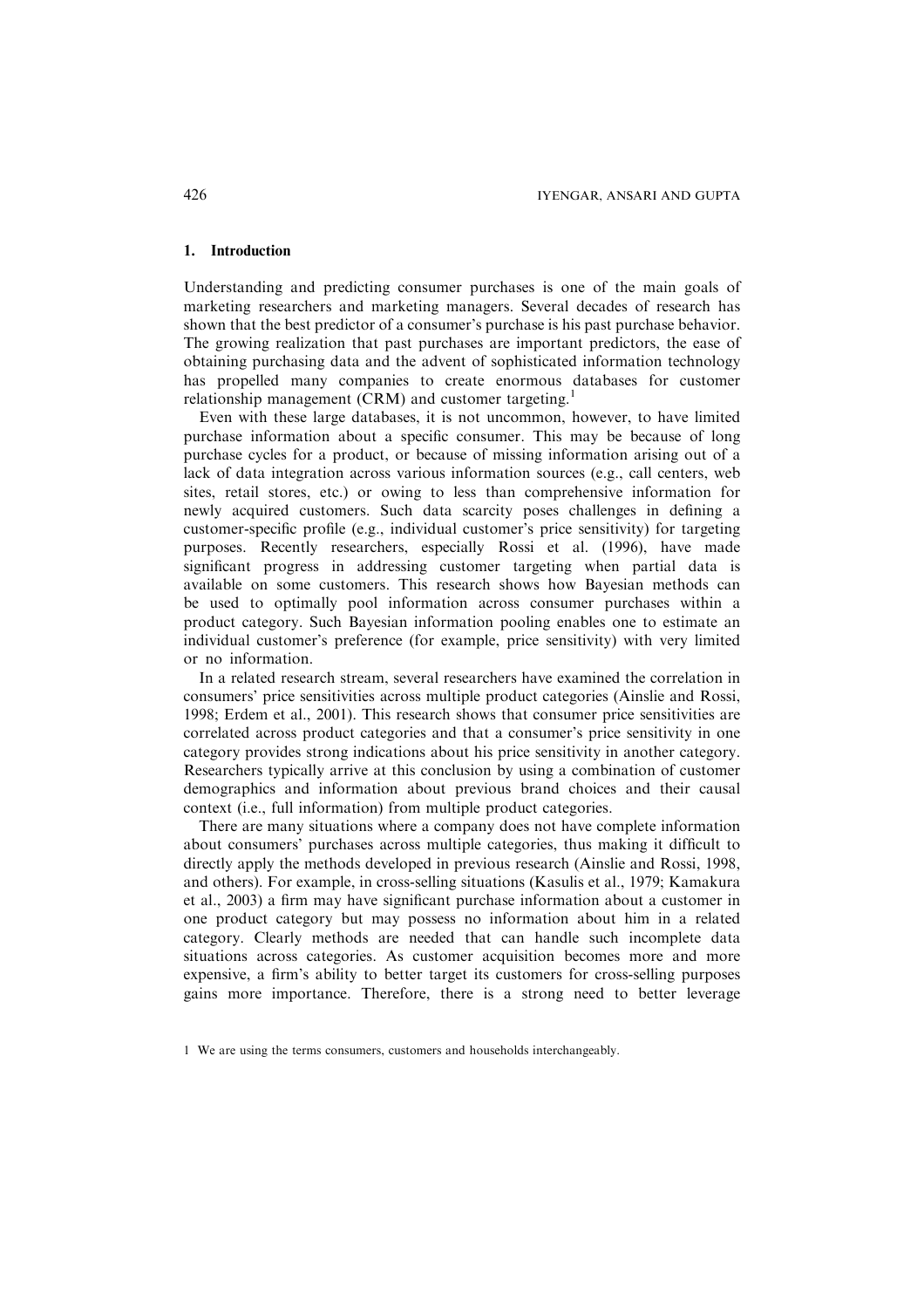## 1. Introduction

Understanding and predicting consumer purchases is one of the main goals of marketing researchers and marketing managers. Several decades of research has shown that the best predictor of a consumer's purchase is his past purchase behavior. The growing realization that past purchases are important predictors, the ease of obtaining purchasing data and the advent of sophisticated information technology has propelled many companies to create enormous databases for customer relationship management (CRM) and customer targeting.[1]

Even with these large databases, it is not uncommon, however, to have limited purchase information about a specific consumer. This may be because of long purchase cycles for a product, or because of missing information arising out of a lack of data integration across various information sources (e.g., call centers, web sites, retail stores, etc.) or owing to less than comprehensive information for newly acquired customers. Such data scarcity poses challenges in defining a customer-specific profile (e.g., individual customer's price sensitivity) for targeting purposes. Recently researchers, especially Rossi et al. (1996), have made significant progress in addressing customer targeting when partial data is available on some customers. This research shows how Bayesian methods can be used to optimally pool information across consumer purchases within a product category. Such Bayesian information pooling enables one to estimate an individual customer's preference (for example, price sensitivity) with very limited or no information.

In a related research stream, several researchers have examined the correlation in consumers' price sensitivities across multiple product categories (Ainslie and Rossi, 1998; Erdem et al., 2001). This research shows that consumer price sensitivities are correlated across product categories and that a consumer's price sensitivity in one category provides strong indications about his price sensitivity in another category. Researchers typically arrive at this conclusion by using a combination of customer demographics and information about previous brand choices and their causal context (i.e., full information) from multiple product categories.

There are many situations where a company does not have complete information about consumers' purchases across multiple categories, thus making it difficult to directly apply the methods developed in previous research (Ainslie and Rossi, 1998, and others). For example, in cross-selling situations (Kasulis et al., 1979; Kamakura et al., 2003) a firm may have significant purchase information about a customer in one product category but may possess no information about him in a related category. Clearly methods are needed that can handle such incomplete data situations across categories. As customer acquisition becomes more and more expensive, a firm's ability to better target its customers for cross-selling purposes gains more importance. Therefore, there is a strong need to better leverage

1 We are using the terms consumers, customers and households interchangeably.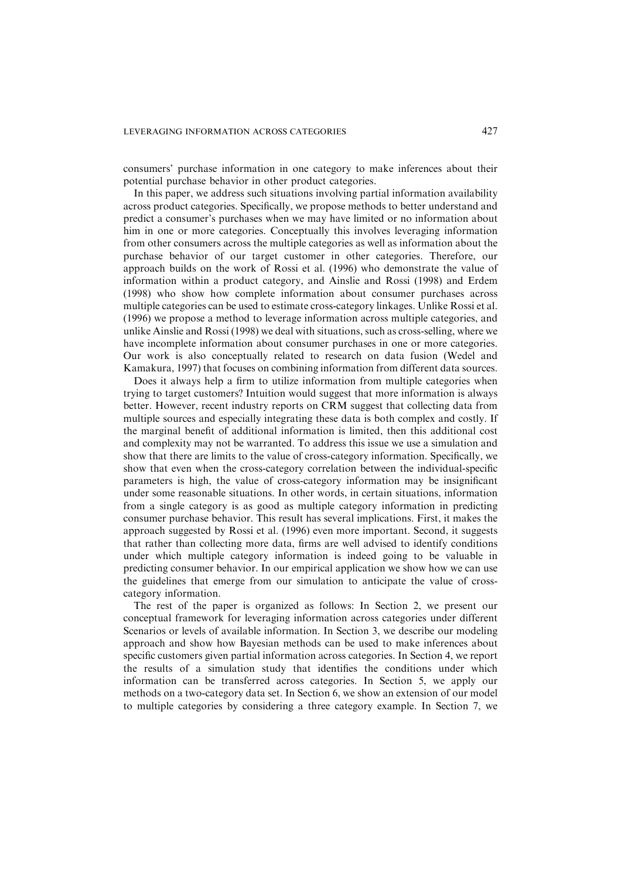consumers' purchase information in one category to make inferences about their potential purchase behavior in other product categories.

In this paper, we address such situations involving partial information availability across product categories. Specifically, we propose methods to better understand and predict a consumer's purchases when we may have limited or no information about him in one or more categories. Conceptually this involves leveraging information from other consumers across the multiple categories as well as information about the purchase behavior of our target customer in other categories. Therefore, our approach builds on the work of Rossi et al. (1996) who demonstrate the value of information within a product category, and Ainslie and Rossi (1998) and Erdem (1998) who show how complete information about consumer purchases across multiple categories can be used to estimate cross-category linkages. Unlike Rossi et al. (1996) we propose a method to leverage information across multiple categories, and unlike Ainslie and Rossi (1998) we deal with situations, such as cross-selling, where we have incomplete information about consumer purchases in one or more categories. Our work is also conceptually related to research on data fusion (Wedel and Kamakura, 1997) that focuses on combining information from different data sources.

Does it always help a firm to utilize information from multiple categories when trying to target customers? Intuition would suggest that more information is always better. However, recent industry reports on CRM suggest that collecting data from multiple sources and especially integrating these data is both complex and costly. If the marginal benefit of additional information is limited, then this additional cost and complexity may not be warranted. To address this issue we use a simulation and show that there are limits to the value of cross-category information. Specifically, we show that even when the cross-category correlation between the individual-specific parameters is high, the value of cross-category information may be insignificant under some reasonable situations. In other words, in certain situations, information from a single category is as good as multiple category information in predicting consumer purchase behavior. This result has several implications. First, it makes the approach suggested by Rossi et al. (1996) even more important. Second, it suggests that rather than collecting more data, firms are well advised to identify conditions under which multiple category information is indeed going to be valuable in predicting consumer behavior. In our empirical application we show how we can use the guidelines that emerge from our simulation to anticipate the value of cross-category information.

The rest of the paper is organized as follows: In Section 2, we present our conceptual framework for leveraging information across categories under different Scenarios or levels of available information. In Section 3, we describe our modeling approach and show how Bayesian methods can be used to make inferences about specific customers given partial information across categories. In Section 4, we report the results of a simulation study that identifies the conditions under which information can be transferred across categories. In Section 5, we apply our methods on a two-category data set. In Section 6, we show an extension of our model to multiple categories by considering a three category example. In Section 7, we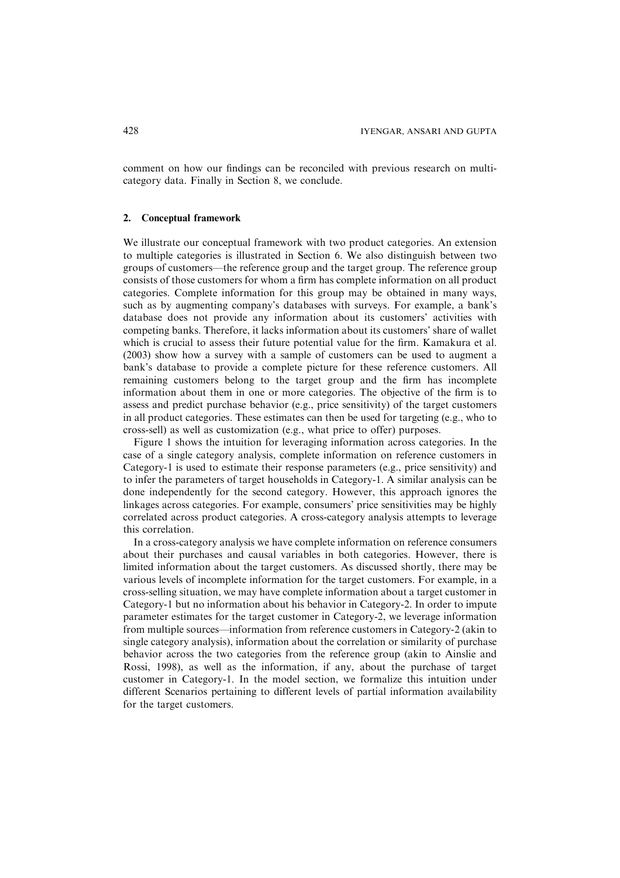comment on how our findings can be reconciled with previous research on multi-category data. Finally in Section 8, we conclude.

## 2. Conceptual framework

We illustrate our conceptual framework with two product categories. An extension to multiple categories is illustrated in Section 6. We also distinguish between two groups of customers—the reference group and the target group. The reference group consists of those customers for whom a firm has complete information on all product categories. Complete information for this group may be obtained in many ways, such as by augmenting company's databases with surveys. For example, a bank's database does not provide any information about its customers' activities with competing banks. Therefore, it lacks information about its customers' share of wallet which is crucial to assess their future potential value for the firm. Kamakura et al. (2003) show how a survey with a sample of customers can be used to augment a bank's database to provide a complete picture for these reference customers. All remaining customers belong to the target group and the firm has incomplete information about them in one or more categories. The objective of the firm is to assess and predict purchase behavior (e.g., price sensitivity) of the target customers in all product categories. These estimates can then be used for targeting (e.g., who to cross-sell) as well as customization (e.g., what price to offer) purposes.

Figure 1 shows the intuition for leveraging information across categories. In the case of a single category analysis, complete information on reference customers in Category-1 is used to estimate their response parameters (e.g., price sensitivity) and to infer the parameters of target households in Category-1. A similar analysis can be done independently for the second category. However, this approach ignores the linkages across categories. For example, consumers' price sensitivities may be highly correlated across product categories. A cross-category analysis attempts to leverage this correlation.

In a cross-category analysis we have complete information on reference consumers about their purchases and causal variables in both categories. However, there is limited information about the target customers. As discussed shortly, there may be various levels of incomplete information for the target customers. For example, in a cross-selling situation, we may have complete information about a target customer in Category-1 but no information about his behavior in Category-2. In order to impute parameter estimates for the target customer in Category-2, we leverage information from multiple sources—information from reference customers in Category-2 (akin to single category analysis), information about the correlation or similarity of purchase behavior across the two categories from the reference group (akin to Ainslie and Rossi, 1998), as well as the information, if any, about the purchase of target customer in Category-1. In the model section, we formalize this intuition under different Scenarios pertaining to different levels of partial information availability for the target customers.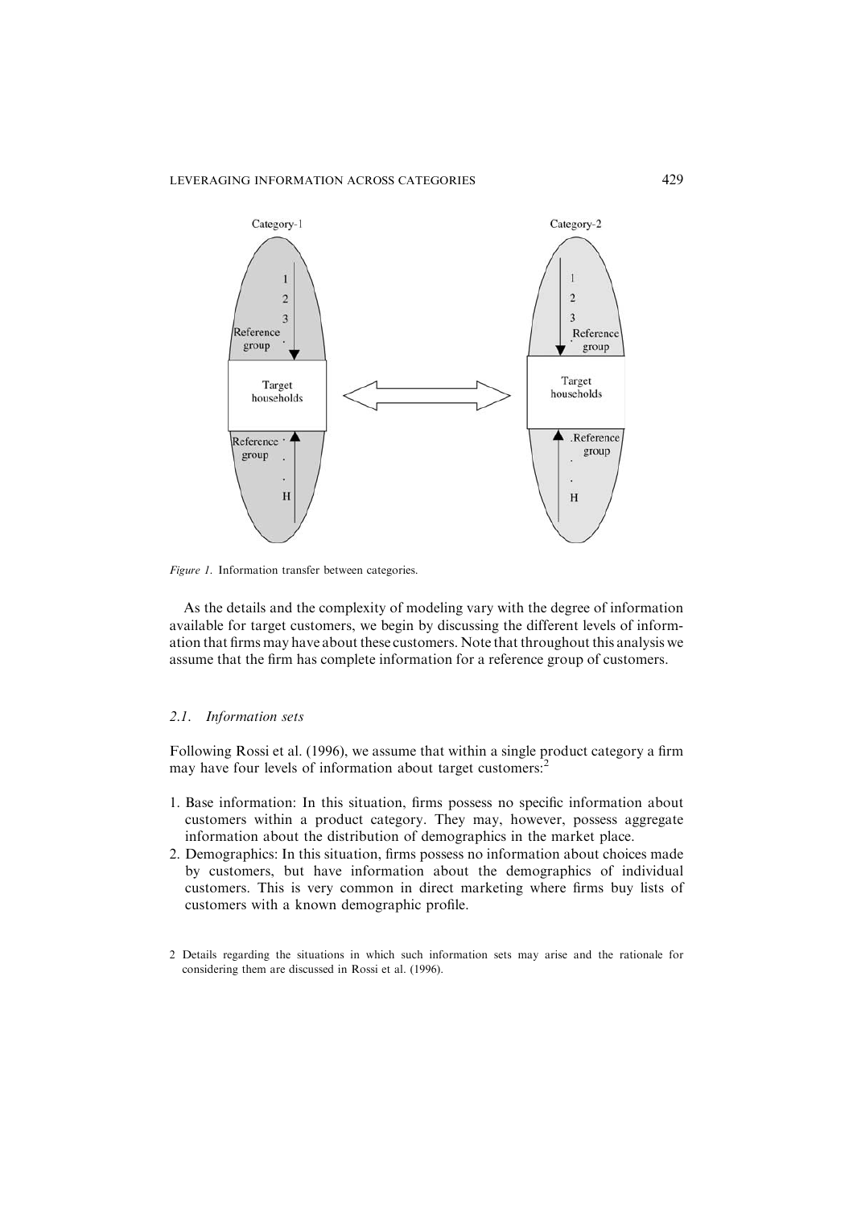Figure 1. Information transfer between categories.

As the details and the complexity of modeling vary with the degree of information available for target customers, we begin by discussing the different levels of information that firms may have about these customers. Note that throughout this analysis we assume that the firm has complete information for a reference group of customers.

### 2.1. Information sets

Following Rossi et al. (1996), we assume that within a single product category a firm may have four levels of information about target customers:[2]

1. Base information: In this situation, firms possess no specific information about customers within a product category. They may, however, possess aggregate information about the distribution of demographics in the market place.
2. Demographics: In this situation, firms possess no information about choices made by customers, but have information about the demographics of individual customers. This is very common in direct marketing where firms buy lists of customers with a known demographic profile.

2 Details regarding the situations in which such information sets may arise and the rationale for considering them are discussed in Rossi et al. (1996).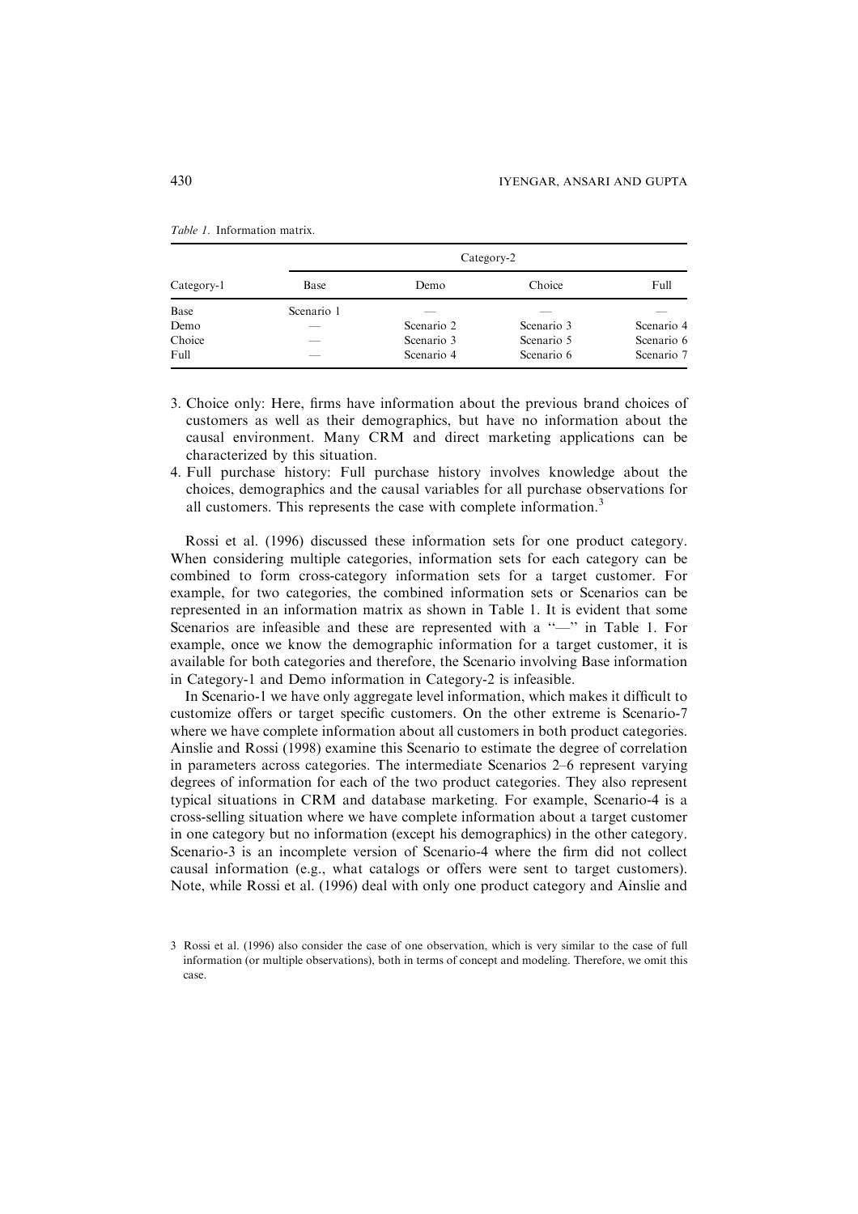*Table 1.* Information matrix.

| Category-1 | Category-2 | | | |
|---|---|---|---|---|
| | Base | Demo | Choice | Full |
| Base | Scenario 1 | — | — | — |
| Demo | — | Scenario 2 | Scenario 3 | Scenario 4 |
| Choice | — | Scenario 3 | Scenario 5 | Scenario 6 |
| Full | — | Scenario 4 | Scenario 6 | Scenario 7 |

3. Choice only: Here, firms have information about the previous brand choices of customers as well as their demographics, but have no information about the causal environment. Many CRM and direct marketing applications can be characterized by this situation.
4. Full purchase history: Full purchase history involves knowledge about the choices, demographics and the causal variables for all purchase observations for all customers. This represents the case with complete information.[3]

Rossi et al. (1996) discussed these information sets for one product category. When considering multiple categories, information sets for each category can be combined to form cross-category information sets for a target customer. For example, for two categories, the combined information sets or Scenarios can be represented in an information matrix as shown in Table 1. It is evident that some Scenarios are infeasible and these are represented with a "—" in Table 1. For example, once we know the demographic information for a target customer, it is available for both categories and therefore, the Scenario involving Base information in Category-1 and Demo information in Category-2 is infeasible.

In Scenario-1 we have only aggregate level information, which makes it difficult to customize offers or target specific customers. On the other extreme is Scenario-7 where we have complete information about all customers in both product categories. Ainslie and Rossi (1998) examine this Scenario to estimate the degree of correlation in parameters across categories. The intermediate Scenarios 2–6 represent varying degrees of information for each of the two product categories. They also represent typical situations in CRM and database marketing. For example, Scenario-4 is a cross-selling situation where we have complete information about a target customer in one category but no information (except his demographics) in the other category. Scenario-3 is an incomplete version of Scenario-4 where the firm did not collect causal information (e.g., what catalogs or offers were sent to target customers). Note, while Rossi et al. (1996) deal with only one product category and Ainslie and

[3] Rossi et al. (1996) also consider the case of one observation, which is very similar to the case of full information (or multiple observations), both in terms of concept and modeling. Therefore, we omit this case.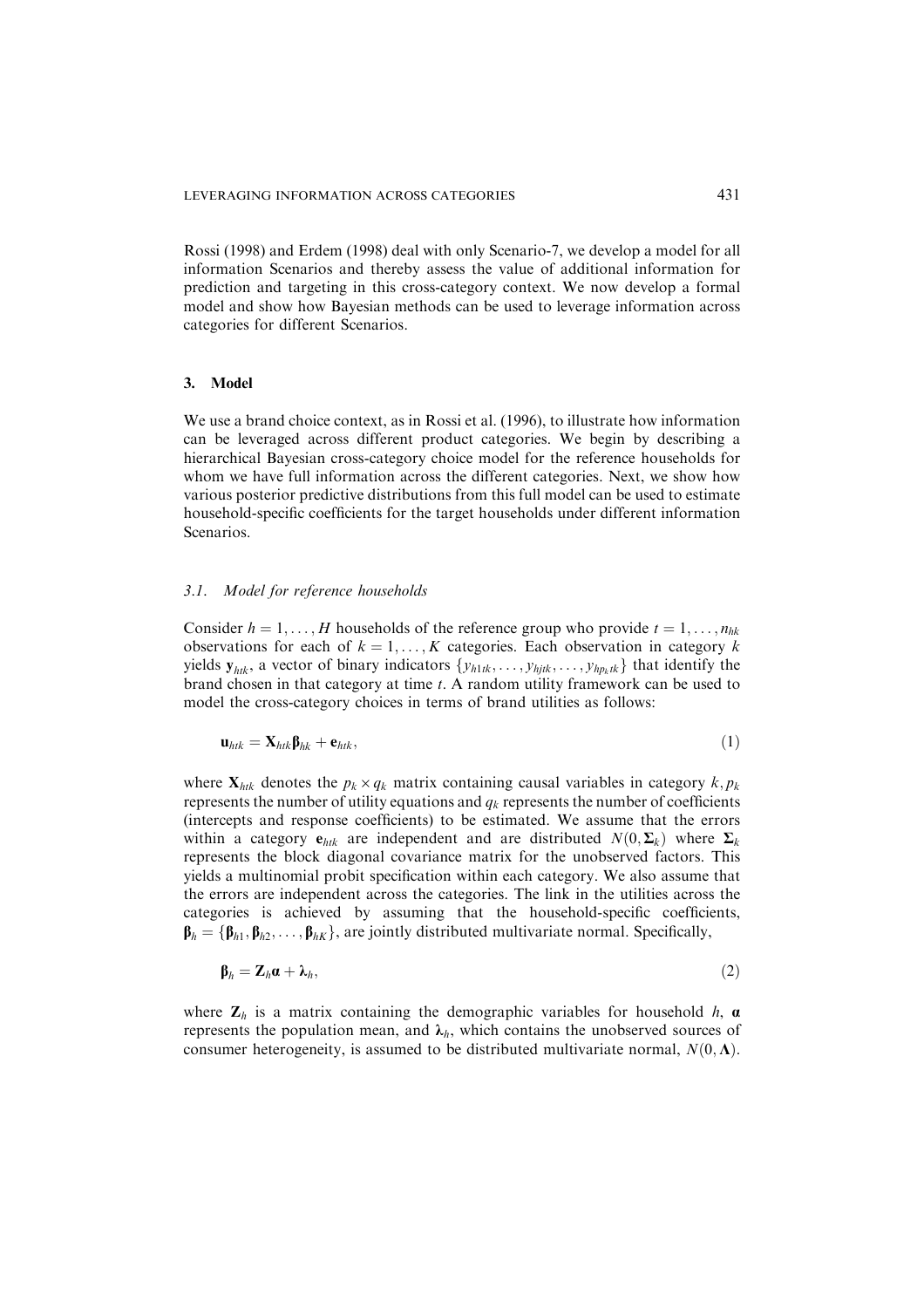Rossi (1998) and Erdem (1998) deal with only Scenario-7, we develop a model for all information Scenarios and thereby assess the value of additional information for prediction and targeting in this cross-category context. We now develop a formal model and show how Bayesian methods can be used to leverage information across categories for different Scenarios.

## 3. Model

We use a brand choice context, as in Rossi et al. (1996), to illustrate how information can be leveraged across different product categories. We begin by describing a hierarchical Bayesian cross-category choice model for the reference households for whom we have full information across the different categories. Next, we show how various posterior predictive distributions from this full model can be used to estimate household-specific coefficients for the target households under different information Scenarios.

### 3.1. *Model for reference households*

Consider $h = 1, \ldots, H$ households of the reference group who provide $t = 1, \ldots, n_{hk}$ observations for each of $k = 1, \ldots, K$ categories. Each observation in category $k$ yields $\mathbf{y}_{htk}$, a vector of binary indicators $\{y_{h1tk}, \ldots, y_{hjtk}, \ldots, y_{hp_ktk}\}$ that identify the brand chosen in that category at time $t$. A random utility framework can be used to model the cross-category choices in terms of brand utilities as follows:

$$\mathbf{u}_{htk} = \mathbf{X}_{htk}\boldsymbol{\beta}_{hk} + \mathbf{e}_{htk}, \tag{1}$$

where $\mathbf{X}_{htk}$ denotes the $p_k \times q_k$ matrix containing causal variables in category $k, p_k$ represents the number of utility equations and $q_k$ represents the number of coefficients (intercepts and response coefficients) to be estimated. We assume that the errors within a category $\mathbf{e}_{htk}$ are independent and are distributed $N(0, \boldsymbol{\Sigma}_k)$ where $\boldsymbol{\Sigma}_k$ represents the block diagonal covariance matrix for the unobserved factors. This yields a multinomial probit specification within each category. We also assume that the errors are independent across the categories. The link in the utilities across the categories is achieved by assuming that the household-specific coefficients, $\boldsymbol{\beta}_h = \{\boldsymbol{\beta}_{h1}, \boldsymbol{\beta}_{h2}, \ldots, \boldsymbol{\beta}_{hK}\}$, are jointly distributed multivariate normal. Specifically,

$$\boldsymbol{\beta}_h = \mathbf{Z}_h\boldsymbol{\alpha} + \boldsymbol{\lambda}_h, \tag{2}$$

where $\mathbf{Z}_h$ is a matrix containing the demographic variables for household $h$, $\boldsymbol{\alpha}$ represents the population mean, and $\boldsymbol{\lambda}_h$, which contains the unobserved sources of consumer heterogeneity, is assumed to be distributed multivariate normal, $N(0, \boldsymbol{\Lambda})$.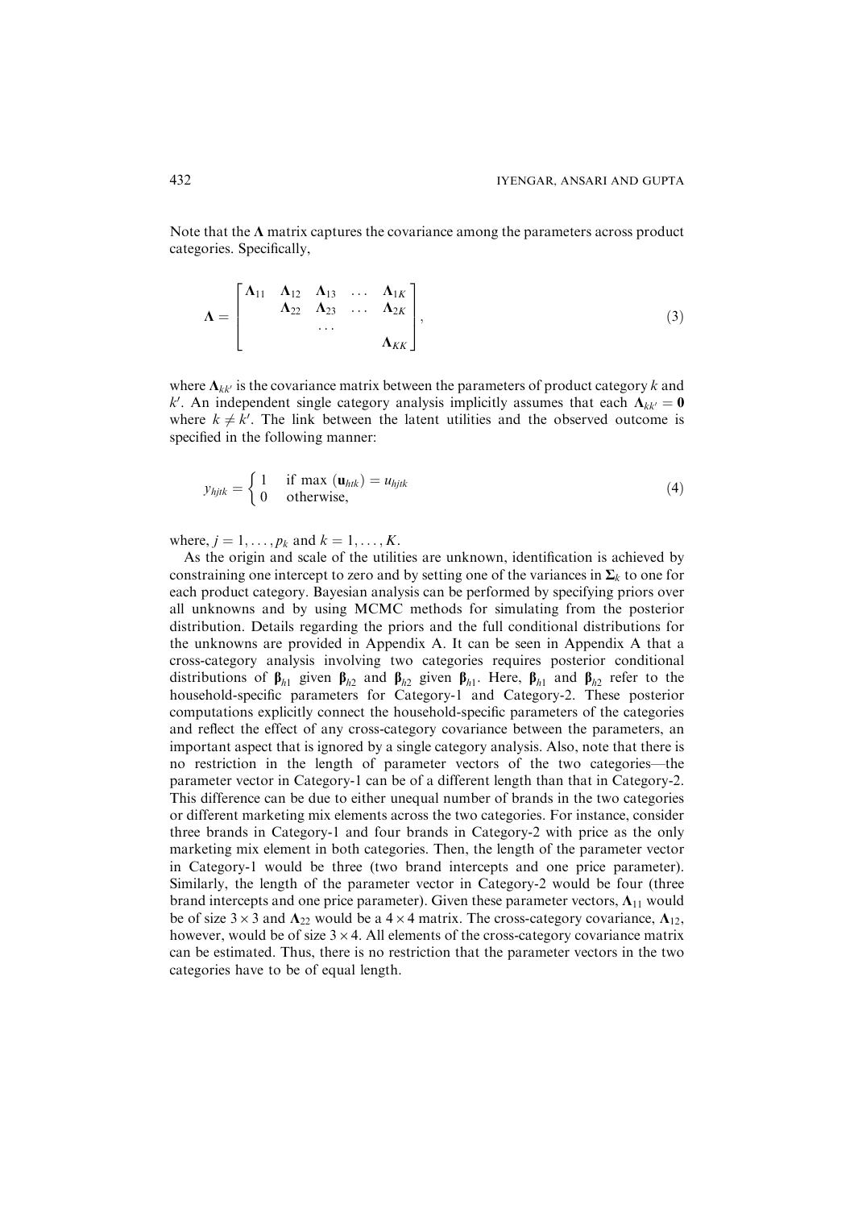Note that the $\mathbf{\Lambda}$ matrix captures the covariance among the parameters across product categories. Specifically,

$$\mathbf{\Lambda} = \begin{bmatrix} \mathbf{\Lambda}_{11} & \mathbf{\Lambda}_{12} & \mathbf{\Lambda}_{13} & \dots & \mathbf{\Lambda}_{1K} \\ & \mathbf{\Lambda}_{22} & \mathbf{\Lambda}_{23} & \dots & \mathbf{\Lambda}_{2K} \\ & & \dots & & \\ & & & & \mathbf{\Lambda}_{KK} \end{bmatrix}, \tag{3}$$

where $\mathbf{\Lambda}_{kk'}$ is the covariance matrix between the parameters of product category $k$ and $k'$. An independent single category analysis implicitly assumes that each $\mathbf{\Lambda}_{kk'} = \mathbf{0}$ where $k \neq k'$. The link between the latent utilities and the observed outcome is specified in the following manner:

$$y_{hjtk} = \begin{cases} 1 & \text{if } \max\,(\mathbf{u}_{htk}) = u_{hjtk} \\ 0 & \text{otherwise,} \end{cases} \tag{4}$$

where, $j = 1, \dots, p_k$ and $k = 1, \dots, K$.

As the origin and scale of the utilities are unknown, identification is achieved by constraining one intercept to zero and by setting one of the variances in $\mathbf{\Sigma}_k$ to one for each product category. Bayesian analysis can be performed by specifying priors over all unknowns and by using MCMC methods for simulating from the posterior distribution. Details regarding the priors and the full conditional distributions for the unknowns are provided in Appendix A. It can be seen in Appendix A that a cross-category analysis involving two categories requires posterior conditional distributions of $\boldsymbol{\beta}_{h1}$ given $\boldsymbol{\beta}_{h2}$ and $\boldsymbol{\beta}_{h2}$ given $\boldsymbol{\beta}_{h1}$. Here, $\boldsymbol{\beta}_{h1}$ and $\boldsymbol{\beta}_{h2}$ refer to the household-specific parameters for Category-1 and Category-2. These posterior computations explicitly connect the household-specific parameters of the categories and reflect the effect of any cross-category covariance between the parameters, an important aspect that is ignored by a single category analysis. Also, note that there is no restriction in the length of parameter vectors of the two categories—the parameter vector in Category-1 can be of a different length than that in Category-2. This difference can be due to either unequal number of brands in the two categories or different marketing mix elements across the two categories. For instance, consider three brands in Category-1 and four brands in Category-2 with price as the only marketing mix element in both categories. Then, the length of the parameter vector in Category-1 would be three (two brand intercepts and one price parameter). Similarly, the length of the parameter vector in Category-2 would be four (three brand intercepts and one price parameter). Given these parameter vectors, $\mathbf{\Lambda}_{11}$ would be of size $3 \times 3$ and $\mathbf{\Lambda}_{22}$ would be a $4 \times 4$ matrix. The cross-category covariance, $\mathbf{\Lambda}_{12}$, however, would be of size $3 \times 4$. All elements of the cross-category covariance matrix can be estimated. Thus, there is no restriction that the parameter vectors in the two categories have to be of equal length.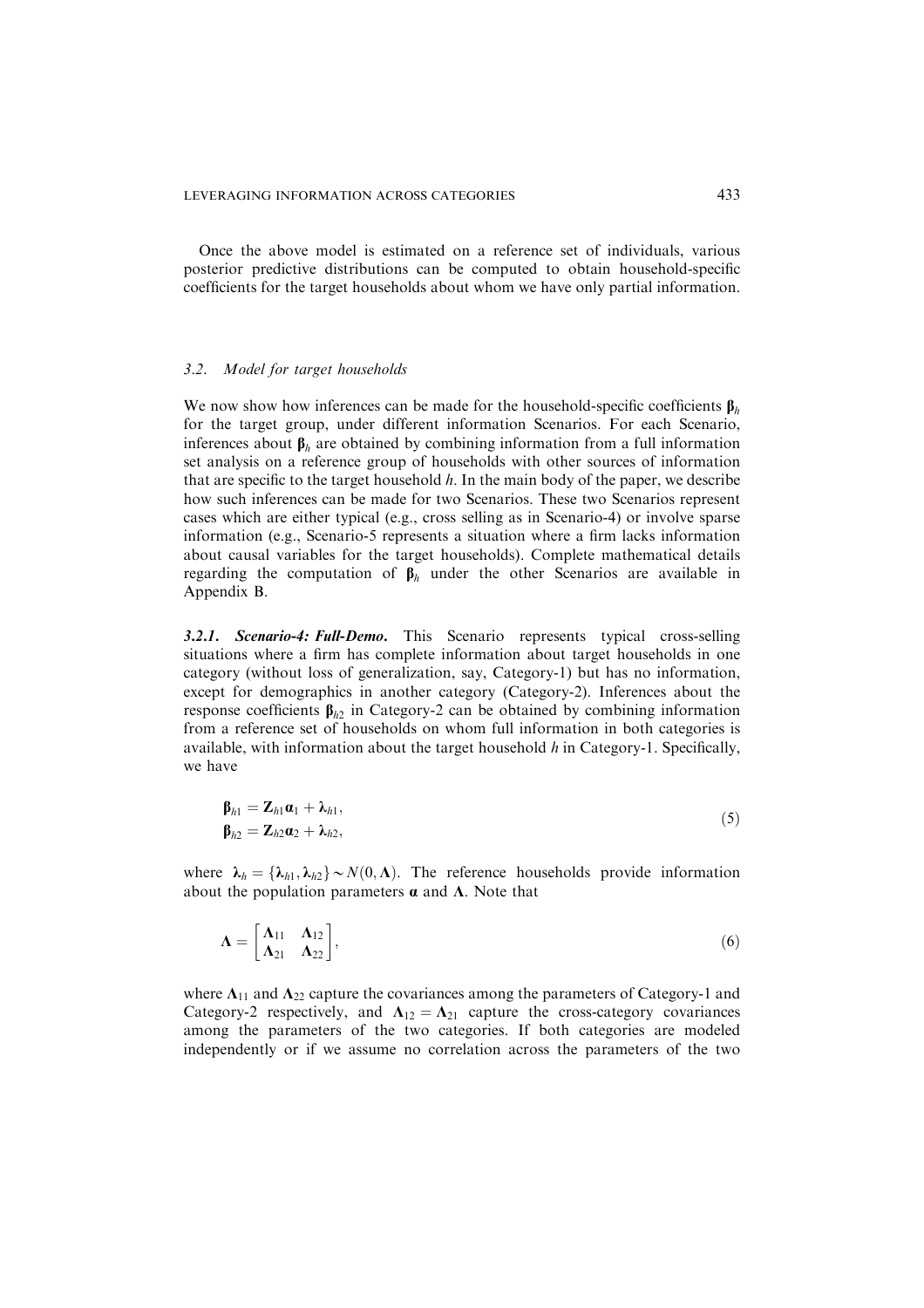Once the above model is estimated on a reference set of individuals, various posterior predictive distributions can be computed to obtain household-specific coefficients for the target households about whom we have only partial information.

### 3.2. *Model for target households*

We now show how inferences can be made for the household-specific coefficients $\boldsymbol{\beta}_h$ for the target group, under different information Scenarios. For each Scenario, inferences about $\boldsymbol{\beta}_h$ are obtained by combining information from a full information set analysis on a reference group of households with other sources of information that are specific to the target household $h$. In the main body of the paper, we describe how such inferences can be made for two Scenarios. These two Scenarios represent cases which are either typical (e.g., cross selling as in Scenario-4) or involve sparse information (e.g., Scenario-5 represents a situation where a firm lacks information about causal variables for the target households). Complete mathematical details regarding the computation of $\boldsymbol{\beta}_h$ under the other Scenarios are available in Appendix B.

***3.2.1. Scenario-4: Full-Demo.*** This Scenario represents typical cross-selling situations where a firm has complete information about target households in one category (without loss of generalization, say, Category-1) but has no information, except for demographics in another category (Category-2). Inferences about the response coefficients $\boldsymbol{\beta}_{h2}$ in Category-2 can be obtained by combining information from a reference set of households on whom full information in both categories is available, with information about the target household $h$ in Category-1. Specifically, we have

$$\begin{aligned}
\boldsymbol{\beta}_{h1} &= \mathbf{Z}_{h1}\boldsymbol{\alpha}_1 + \boldsymbol{\lambda}_{h1}, \\
\boldsymbol{\beta}_{h2} &= \mathbf{Z}_{h2}\boldsymbol{\alpha}_2 + \boldsymbol{\lambda}_{h2},
\end{aligned} \tag{5}$$

where $\boldsymbol{\lambda}_h = \{\boldsymbol{\lambda}_{h1}, \boldsymbol{\lambda}_{h2}\} \sim N(0, \boldsymbol{\Lambda})$. The reference households provide information about the population parameters $\boldsymbol{\alpha}$ and $\boldsymbol{\Lambda}$. Note that

$$\boldsymbol{\Lambda} = \begin{bmatrix} \boldsymbol{\Lambda}_{11} & \boldsymbol{\Lambda}_{12} \\ \boldsymbol{\Lambda}_{21} & \boldsymbol{\Lambda}_{22} \end{bmatrix}, \tag{6}$$

where $\boldsymbol{\Lambda}_{11}$ and $\boldsymbol{\Lambda}_{22}$ capture the covariances among the parameters of Category-1 and Category-2 respectively, and $\boldsymbol{\Lambda}_{12} = \boldsymbol{\Lambda}_{21}$ capture the cross-category covariances among the parameters of the two categories. If both categories are modeled independently or if we assume no correlation across the parameters of the two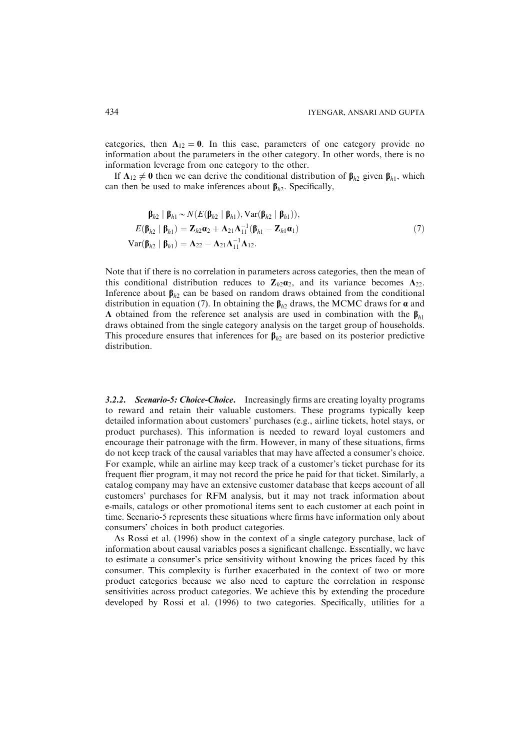categories, then $\mathbf{\Lambda}_{12} = \mathbf{0}$. In this case, parameters of one category provide no information about the parameters in the other category. In other words, there is no information leverage from one category to the other.

If $\mathbf{\Lambda}_{12} \neq \mathbf{0}$ then we can derive the conditional distribution of $\boldsymbol{\beta}_{h2}$ given $\boldsymbol{\beta}_{h1}$, which can then be used to make inferences about $\boldsymbol{\beta}_{h2}$. Specifically,

$$
\begin{aligned}
\boldsymbol{\beta}_{h2} \mid \boldsymbol{\beta}_{h1} &\sim N(E(\boldsymbol{\beta}_{h2} \mid \boldsymbol{\beta}_{h1}), \mathrm{Var}(\boldsymbol{\beta}_{h2} \mid \boldsymbol{\beta}_{h1})), \\
E(\boldsymbol{\beta}_{h2} \mid \boldsymbol{\beta}_{h1}) &= \mathbf{Z}_{h2}\boldsymbol{\alpha}_2 + \mathbf{\Lambda}_{21}\mathbf{\Lambda}_{11}^{-1}(\boldsymbol{\beta}_{h1} - \mathbf{Z}_{h1}\boldsymbol{\alpha}_1) \\
\mathrm{Var}(\boldsymbol{\beta}_{h2} \mid \boldsymbol{\beta}_{h1}) &= \mathbf{\Lambda}_{22} - \mathbf{\Lambda}_{21}\mathbf{\Lambda}_{11}^{-1}\mathbf{\Lambda}_{12}.
\end{aligned} \tag{7}
$$

Note that if there is no correlation in parameters across categories, then the mean of this conditional distribution reduces to $\mathbf{Z}_{h2}\boldsymbol{\alpha}_2$, and its variance becomes $\mathbf{\Lambda}_{22}$. Inference about $\boldsymbol{\beta}_{h2}$ can be based on random draws obtained from the conditional distribution in equation (7). In obtaining the $\boldsymbol{\beta}_{h2}$ draws, the MCMC draws for $\boldsymbol{\alpha}$ and $\mathbf{\Lambda}$ obtained from the reference set analysis are used in combination with the $\boldsymbol{\beta}_{h1}$ draws obtained from the single category analysis on the target group of households. This procedure ensures that inferences for $\boldsymbol{\beta}_{h2}$ are based on its posterior predictive distribution.

### 3.2.2. *Scenario-5: Choice-Choice.*

Increasingly firms are creating loyalty programs to reward and retain their valuable customers. These programs typically keep detailed information about customers' purchases (e.g., airline tickets, hotel stays, or product purchases). This information is needed to reward loyal customers and encourage their patronage with the firm. However, in many of these situations, firms do not keep track of the causal variables that may have affected a consumer's choice. For example, while an airline may keep track of a customer's ticket purchase for its frequent flier program, it may not record the price he paid for that ticket. Similarly, a catalog company may have an extensive customer database that keeps account of all customers' purchases for RFM analysis, but it may not track information about e-mails, catalogs or other promotional items sent to each customer at each point in time. Scenario-5 represents these situations where firms have information only about consumers' choices in both product categories.

As Rossi et al. (1996) show in the context of a single category purchase, lack of information about causal variables poses a significant challenge. Essentially, we have to estimate a consumer's price sensitivity without knowing the prices faced by this consumer. This complexity is further exacerbated in the context of two or more product categories because we also need to capture the correlation in response sensitivities across product categories. We achieve this by extending the procedure developed by Rossi et al. (1996) to two categories. Specifically, utilities for a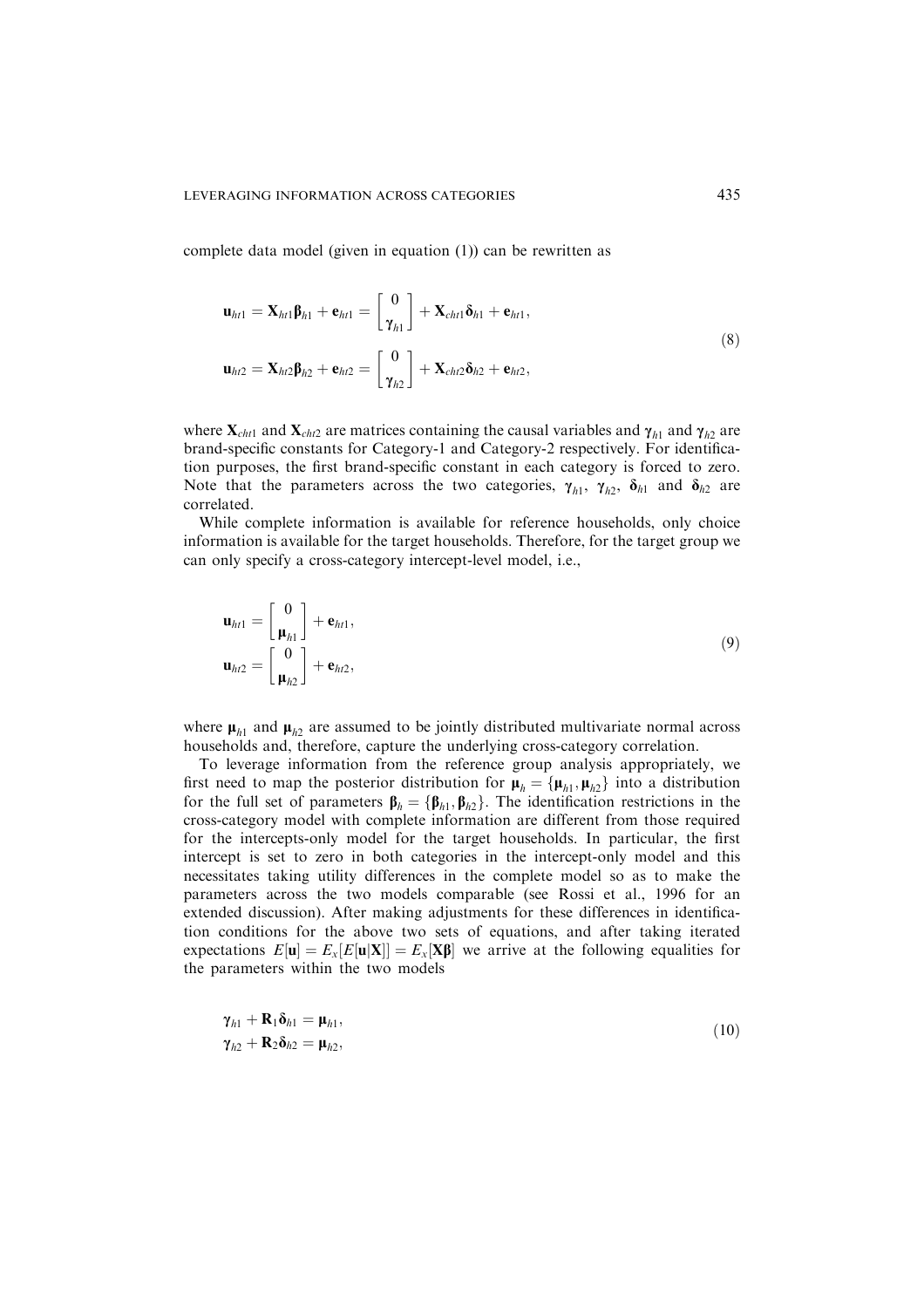complete data model (given in equation (1)) can be rewritten as

$$\mathbf{u}_{ht1} = \mathbf{X}_{ht1}\boldsymbol{\beta}_{h1} + \mathbf{e}_{ht1} = \begin{bmatrix} 0 \\ \boldsymbol{\gamma}_{h1} \end{bmatrix} + \mathbf{X}_{cht1}\boldsymbol{\delta}_{h1} + \mathbf{e}_{ht1},$$
$$\mathbf{u}_{ht2} = \mathbf{X}_{ht2}\boldsymbol{\beta}_{h2} + \mathbf{e}_{ht2} = \begin{bmatrix} 0 \\ \boldsymbol{\gamma}_{h2} \end{bmatrix} + \mathbf{X}_{cht2}\boldsymbol{\delta}_{h2} + \mathbf{e}_{ht2}, \tag{8}$$

where $\mathbf{X}_{cht1}$ and $\mathbf{X}_{cht2}$ are matrices containing the causal variables and $\boldsymbol{\gamma}_{h1}$ and $\boldsymbol{\gamma}_{h2}$ are brand-specific constants for Category-1 and Category-2 respectively. For identification purposes, the first brand-specific constant in each category is forced to zero. Note that the parameters across the two categories, $\boldsymbol{\gamma}_{h1}$, $\boldsymbol{\gamma}_{h2}$, $\boldsymbol{\delta}_{h1}$ and $\boldsymbol{\delta}_{h2}$ are correlated.

While complete information is available for reference households, only choice information is available for the target households. Therefore, for the target group we can only specify a cross-category intercept-level model, i.e.,

$$\mathbf{u}_{ht1} = \begin{bmatrix} 0 \\ \boldsymbol{\mu}_{h1} \end{bmatrix} + \mathbf{e}_{ht1},$$
$$\mathbf{u}_{ht2} = \begin{bmatrix} 0 \\ \boldsymbol{\mu}_{h2} \end{bmatrix} + \mathbf{e}_{ht2}, \tag{9}$$

where $\boldsymbol{\mu}_{h1}$ and $\boldsymbol{\mu}_{h2}$ are assumed to be jointly distributed multivariate normal across households and, therefore, capture the underlying cross-category correlation.

To leverage information from the reference group analysis appropriately, we first need to map the posterior distribution for $\boldsymbol{\mu}_h = \{\boldsymbol{\mu}_{h1}, \boldsymbol{\mu}_{h2}\}$ into a distribution for the full set of parameters $\boldsymbol{\beta}_h = \{\boldsymbol{\beta}_{h1}, \boldsymbol{\beta}_{h2}\}$. The identification restrictions in the cross-category model with complete information are different from those required for the intercepts-only model for the target households. In particular, the first intercept is set to zero in both categories in the intercept-only model and this necessitates taking utility differences in the complete model so as to make the parameters across the two models comparable (see Rossi et al., 1996 for an extended discussion). After making adjustments for these differences in identification conditions for the above two sets of equations, and after taking iterated expectations $E[\mathbf{u}] = E_x[E[\mathbf{u}|\mathbf{X}]] = E_x[\mathbf{X}\boldsymbol{\beta}]$ we arrive at the following equalities for the parameters within the two models

$$\boldsymbol{\gamma}_{h1} + \mathbf{R}_1\boldsymbol{\delta}_{h1} = \boldsymbol{\mu}_{h1},$$
$$\boldsymbol{\gamma}_{h2} + \mathbf{R}_2\boldsymbol{\delta}_{h2} = \boldsymbol{\mu}_{h2}, \tag{10}$$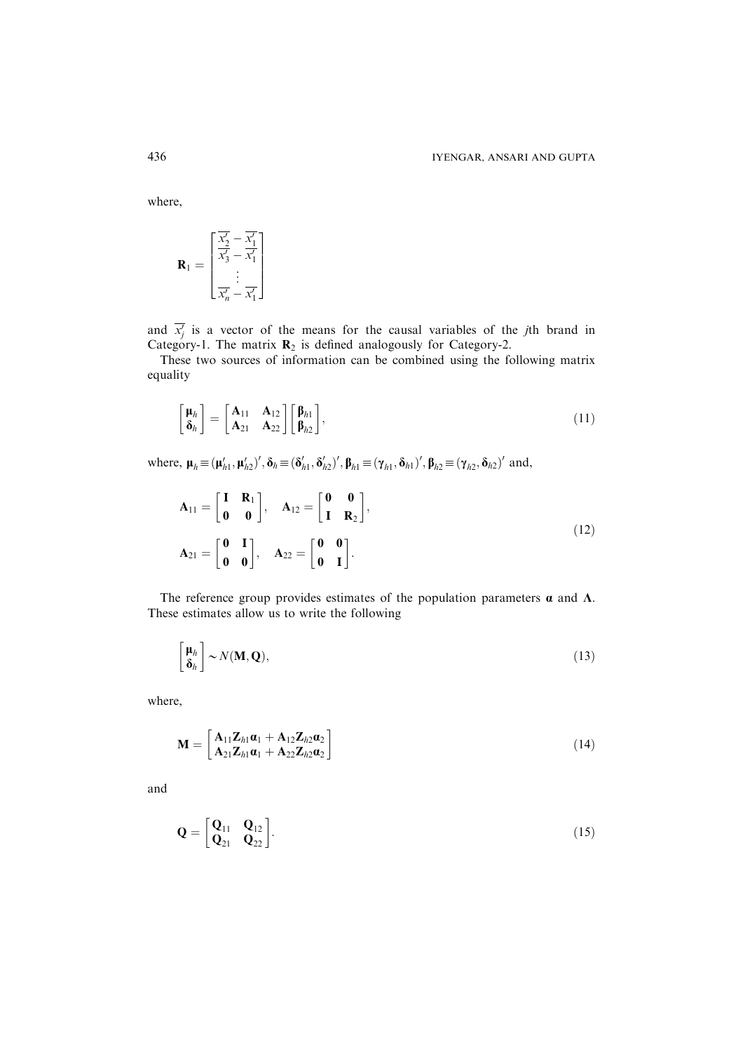where,

$$\mathbf{R}_1 = \begin{bmatrix} \overline{x_2'} - \overline{x_1'} \\ \overline{x_3'} - \overline{x_1'} \\ \vdots \\ \overline{x_n'} - \overline{x_1'} \end{bmatrix}$$

and $\overline{x_j'}$ is a vector of the means for the causal variables of the $j$th brand in Category-1. The matrix $\mathbf{R}_2$ is defined analogously for Category-2.

These two sources of information can be combined using the following matrix equality

$$\begin{bmatrix} \boldsymbol{\mu}_h \\ \boldsymbol{\delta}_h \end{bmatrix} = \begin{bmatrix} \mathbf{A}_{11} & \mathbf{A}_{12} \\ \mathbf{A}_{21} & \mathbf{A}_{22} \end{bmatrix} \begin{bmatrix} \boldsymbol{\beta}_{h1} \\ \boldsymbol{\beta}_{h2} \end{bmatrix}, \tag{11}$$

where, $\boldsymbol{\mu}_h \equiv (\boldsymbol{\mu}_{h1}', \boldsymbol{\mu}_{h2}')'$, $\boldsymbol{\delta}_h \equiv (\boldsymbol{\delta}_{h1}', \boldsymbol{\delta}_{h2}')'$, $\boldsymbol{\beta}_{h1} \equiv (\boldsymbol{\gamma}_{h1}, \boldsymbol{\delta}_{h1})'$, $\boldsymbol{\beta}_{h2} \equiv (\boldsymbol{\gamma}_{h2}, \boldsymbol{\delta}_{h2})'$ and,

$$\mathbf{A}_{11} = \begin{bmatrix} \mathbf{I} & \mathbf{R}_1 \\ \mathbf{0} & \mathbf{0} \end{bmatrix}, \quad \mathbf{A}_{12} = \begin{bmatrix} \mathbf{0} & \mathbf{0} \\ \mathbf{I} & \mathbf{R}_2 \end{bmatrix},$$
$$\mathbf{A}_{21} = \begin{bmatrix} \mathbf{0} & \mathbf{I} \\ \mathbf{0} & \mathbf{0} \end{bmatrix}, \quad \mathbf{A}_{22} = \begin{bmatrix} \mathbf{0} & \mathbf{0} \\ \mathbf{0} & \mathbf{I} \end{bmatrix}. \tag{12}$$

The reference group provides estimates of the population parameters $\boldsymbol{\alpha}$ and $\boldsymbol{\Lambda}$. These estimates allow us to write the following

$$\begin{bmatrix} \boldsymbol{\mu}_h \\ \boldsymbol{\delta}_h \end{bmatrix} \sim N(\mathbf{M}, \mathbf{Q}), \tag{13}$$

where,

$$\mathbf{M} = \begin{bmatrix} \mathbf{A}_{11}\mathbf{Z}_{h1}\boldsymbol{\alpha}_1 + \mathbf{A}_{12}\mathbf{Z}_{h2}\boldsymbol{\alpha}_2 \\ \mathbf{A}_{21}\mathbf{Z}_{h1}\boldsymbol{\alpha}_1 + \mathbf{A}_{22}\mathbf{Z}_{h2}\boldsymbol{\alpha}_2 \end{bmatrix} \tag{14}$$

and

$$\mathbf{Q} = \begin{bmatrix} \mathbf{Q}_{11} & \mathbf{Q}_{12} \\ \mathbf{Q}_{21} & \mathbf{Q}_{22} \end{bmatrix}. \tag{15}$$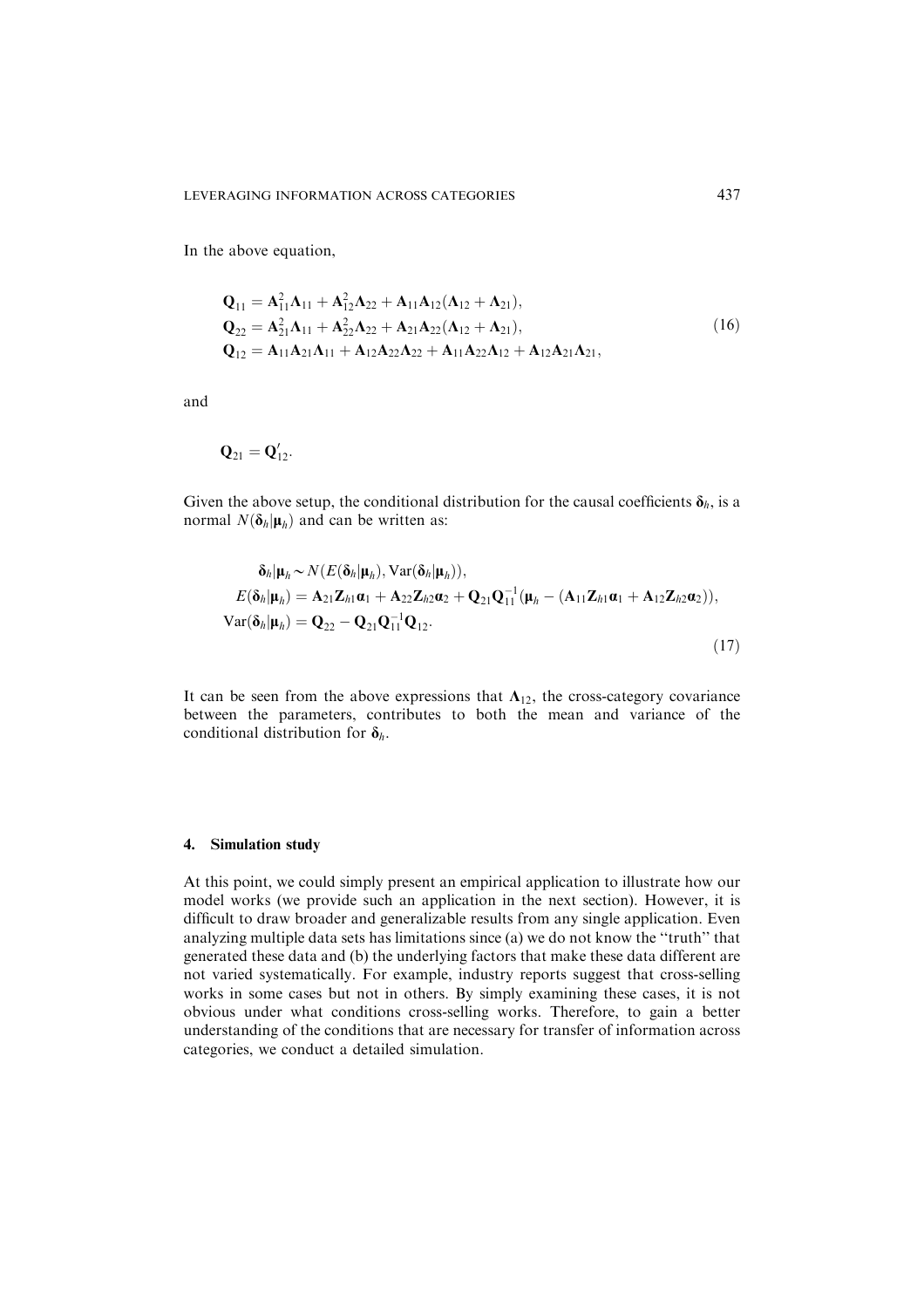In the above equation,

$$
\begin{aligned}
\mathbf{Q}_{11} &= \mathbf{A}_{11}^2\boldsymbol{\Lambda}_{11} + \mathbf{A}_{12}^2\boldsymbol{\Lambda}_{22} + \mathbf{A}_{11}\mathbf{A}_{12}(\boldsymbol{\Lambda}_{12} + \boldsymbol{\Lambda}_{21}),\\
\mathbf{Q}_{22} &= \mathbf{A}_{21}^2\boldsymbol{\Lambda}_{11} + \mathbf{A}_{22}^2\boldsymbol{\Lambda}_{22} + \mathbf{A}_{21}\mathbf{A}_{22}(\boldsymbol{\Lambda}_{12} + \boldsymbol{\Lambda}_{21}),\\
\mathbf{Q}_{12} &= \mathbf{A}_{11}\mathbf{A}_{21}\boldsymbol{\Lambda}_{11} + \mathbf{A}_{12}\mathbf{A}_{22}\boldsymbol{\Lambda}_{22} + \mathbf{A}_{11}\mathbf{A}_{22}\boldsymbol{\Lambda}_{12} + \mathbf{A}_{12}\mathbf{A}_{21}\boldsymbol{\Lambda}_{21},
\end{aligned}
\tag{16}
$$

and

$$
\mathbf{Q}_{21} = \mathbf{Q}_{12}'.
$$

Given the above setup, the conditional distribution for the causal coefficients $\boldsymbol{\delta}_h$, is a normal $N(\boldsymbol{\delta}_h|\boldsymbol{\mu}_h)$ and can be written as:

$$
\begin{aligned}
\boldsymbol{\delta}_h|\boldsymbol{\mu}_h &\sim N(E(\boldsymbol{\delta}_h|\boldsymbol{\mu}_h), \mathrm{Var}(\boldsymbol{\delta}_h|\boldsymbol{\mu}_h)),\\
E(\boldsymbol{\delta}_h|\boldsymbol{\mu}_h) &= \mathbf{A}_{21}\mathbf{Z}_{h1}\boldsymbol{\alpha}_1 + \mathbf{A}_{22}\mathbf{Z}_{h2}\boldsymbol{\alpha}_2 + \mathbf{Q}_{21}\mathbf{Q}_{11}^{-1}(\boldsymbol{\mu}_h - (\mathbf{A}_{11}\mathbf{Z}_{h1}\boldsymbol{\alpha}_1 + \mathbf{A}_{12}\mathbf{Z}_{h2}\boldsymbol{\alpha}_2)),\\
\mathrm{Var}(\boldsymbol{\delta}_h|\boldsymbol{\mu}_h) &= \mathbf{Q}_{22} - \mathbf{Q}_{21}\mathbf{Q}_{11}^{-1}\mathbf{Q}_{12}.
\end{aligned}
\tag{17}
$$

It can be seen from the above expressions that $\boldsymbol{\Lambda}_{12}$, the cross-category covariance between the parameters, contributes to both the mean and variance of the conditional distribution for $\boldsymbol{\delta}_h$.

## 4. Simulation study

At this point, we could simply present an empirical application to illustrate how our model works (we provide such an application in the next section). However, it is difficult to draw broader and generalizable results from any single application. Even analyzing multiple data sets has limitations since (a) we do not know the "truth" that generated these data and (b) the underlying factors that make these data different are not varied systematically. For example, industry reports suggest that cross-selling works in some cases but not in others. By simply examining these cases, it is not obvious under what conditions cross-selling works. Therefore, to gain a better understanding of the conditions that are necessary for transfer of information across categories, we conduct a detailed simulation.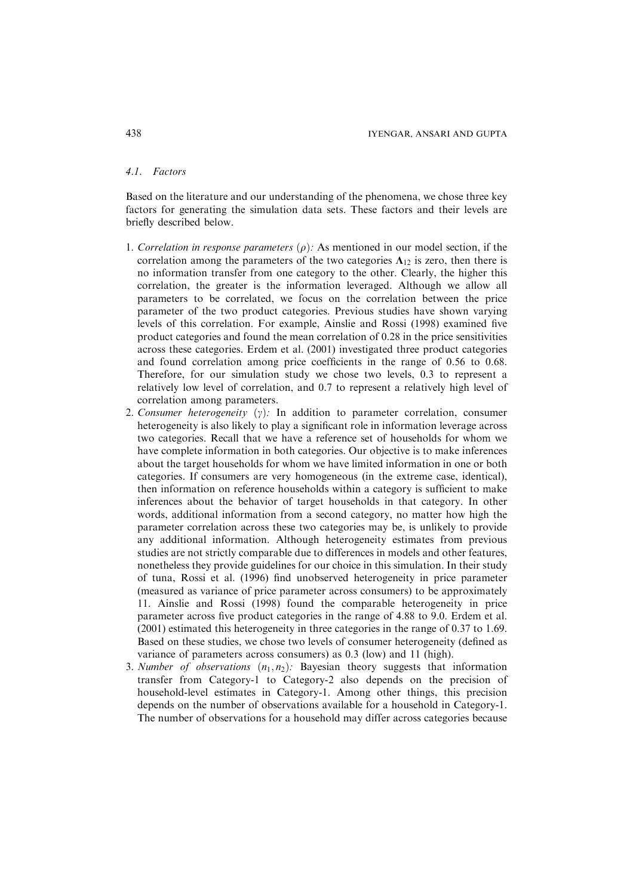### 4.1. Factors

Based on the literature and our understanding of the phenomena, we chose three key factors for generating the simulation data sets. These factors and their levels are briefly described below.

1. *Correlation in response parameters* ($\rho$): As mentioned in our model section, if the correlation among the parameters of the two categories $\Lambda_{12}$ is zero, then there is no information transfer from one category to the other. Clearly, the higher this correlation, the greater is the information leveraged. Although we allow all parameters to be correlated, we focus on the correlation between the price parameter of the two product categories. Previous studies have shown varying levels of this correlation. For example, Ainslie and Rossi (1998) examined five product categories and found the mean correlation of 0.28 in the price sensitivities across these categories. Erdem et al. (2001) investigated three product categories and found correlation among price coefficients in the range of 0.56 to 0.68. Therefore, for our simulation study we chose two levels, 0.3 to represent a relatively low level of correlation, and 0.7 to represent a relatively high level of correlation among parameters.
2. *Consumer heterogeneity* ($\gamma$): In addition to parameter correlation, consumer heterogeneity is also likely to play a significant role in information leverage across two categories. Recall that we have a reference set of households for whom we have complete information in both categories. Our objective is to make inferences about the target households for whom we have limited information in one or both categories. If consumers are very homogeneous (in the extreme case, identical), then information on reference households within a category is sufficient to make inferences about the behavior of target households in that category. In other words, additional information from a second category, no matter how high the parameter correlation across these two categories may be, is unlikely to provide any additional information. Although heterogeneity estimates from previous studies are not strictly comparable due to differences in models and other features, nonetheless they provide guidelines for our choice in this simulation. In their study of tuna, Rossi et al. (1996) find unobserved heterogeneity in price parameter (measured as variance of price parameter across consumers) to be approximately 11. Ainslie and Rossi (1998) found the comparable heterogeneity in price parameter across five product categories in the range of 4.88 to 9.0. Erdem et al. (2001) estimated this heterogeneity in three categories in the range of 0.37 to 1.69. Based on these studies, we chose two levels of consumer heterogeneity (defined as variance of parameters across consumers) as 0.3 (low) and 11 (high).
3. *Number of observations* ($n_1, n_2$): Bayesian theory suggests that information transfer from Category-1 to Category-2 also depends on the precision of household-level estimates in Category-1. Among other things, this precision depends on the number of observations available for a household in Category-1. The number of observations for a household may differ across categories because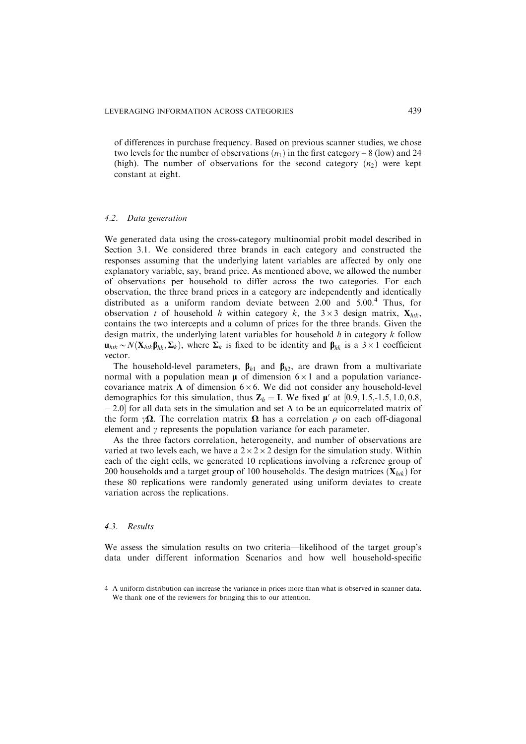of differences in purchase frequency. Based on previous scanner studies, we chose two levels for the number of observations ($n_1$) in the first category – 8 (low) and 24 (high). The number of observations for the second category ($n_2$) were kept constant at eight.

### 4.2. Data generation

We generated data using the cross-category multinomial probit model described in Section 3.1. We considered three brands in each category and constructed the responses assuming that the underlying latent variables are affected by only one explanatory variable, say, brand price. As mentioned above, we allowed the number of observations per household to differ across the two categories. For each observation, the three brand prices in a category are independently and identically distributed as a uniform random deviate between 2.00 and 5.00.[4] Thus, for observation $t$ of household $h$ within category $k$, the $3 \times 3$ design matrix, $\mathbf{X}_{htk}$, contains the two intercepts and a column of prices for the three brands. Given the design matrix, the underlying latent variables for household $h$ in category $k$ follow $\mathbf{u}_{htk} \sim N(\mathbf{X}_{htk}\boldsymbol{\beta}_{hk}, \boldsymbol{\Sigma}_k)$, where $\boldsymbol{\Sigma}_k$ is fixed to be identity and $\boldsymbol{\beta}_{hk}$ is a $3 \times 1$ coefficient vector.

The household-level parameters, $\boldsymbol{\beta}_{h1}$ and $\boldsymbol{\beta}_{h2}$, are drawn from a multivariate normal with a population mean $\boldsymbol{\mu}$ of dimension $6 \times 1$ and a population variance-covariance matrix $\boldsymbol{\Lambda}$ of dimension $6 \times 6$. We did not consider any household-level demographics for this simulation, thus $\mathbf{Z}_h = \mathbf{I}$. We fixed $\boldsymbol{\mu}'$ at $[0.9, 1.5, -1.5, 1.0, 0.8, -2.0]$ for all data sets in the simulation and set $\Lambda$ to be an equicorrelated matrix of the form $\gamma\boldsymbol{\Omega}$. The correlation matrix $\boldsymbol{\Omega}$ has a correlation $\rho$ on each off-diagonal element and $\gamma$ represents the population variance for each parameter.

As the three factors correlation, heterogeneity, and number of observations are varied at two levels each, we have a $2 \times 2 \times 2$ design for the simulation study. Within each of the eight cells, we generated 10 replications involving a reference group of 200 households and a target group of 100 households. The design matrices ($\mathbf{X}_{htk}$) for these 80 replications were randomly generated using uniform deviates to create variation across the replications.

### 4.3. Results

We assess the simulation results on two criteria—likelihood of the target group's data under different information Scenarios and how well household-specific

4 A uniform distribution can increase the variance in prices more than what is observed in scanner data. We thank one of the reviewers for bringing this to our attention.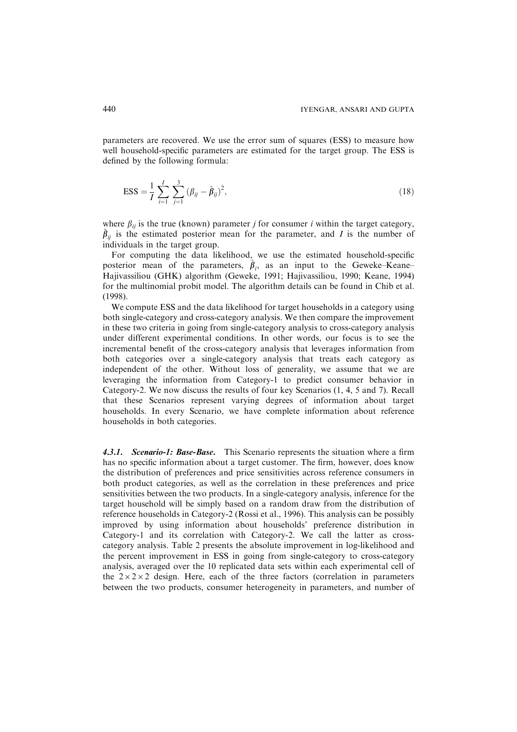parameters are recovered. We use the error sum of squares (ESS) to measure how well household-specific parameters are estimated for the target group. The ESS is defined by the following formula:

$$\mathrm{ESS} = \frac{1}{I} \sum_{i=1}^{I} \sum_{j=1}^{3} (\beta_{ij} - \hat{\beta}_{ij})^2, \tag{18}$$

where $\beta_{ij}$ is the true (known) parameter $j$ for consumer $i$ within the target category, $\hat{\beta}_{ij}$ is the estimated posterior mean for the parameter, and $I$ is the number of individuals in the target group.

For computing the data likelihood, we use the estimated household-specific posterior mean of the parameters, $\hat{\beta}_i$, as an input to the Geweke–Keane–Hajivassiliou (GHK) algorithm (Geweke, 1991; Hajivassiliou, 1990; Keane, 1994) for the multinomial probit model. The algorithm details can be found in Chib et al. (1998).

We compute ESS and the data likelihood for target households in a category using both single-category and cross-category analysis. We then compare the improvement in these two criteria in going from single-category analysis to cross-category analysis under different experimental conditions. In other words, our focus is to see the incremental benefit of the cross-category analysis that leverages information from both categories over a single-category analysis that treats each category as independent of the other. Without loss of generality, we assume that we are leveraging the information from Category-1 to predict consumer behavior in Category-2. We now discuss the results of four key Scenarios (1, 4, 5 and 7). Recall that these Scenarios represent varying degrees of information about target households. In every Scenario, we have complete information about reference households in both categories.

#### *4.3.1. Scenario-1: Base-Base.*

This Scenario represents the situation where a firm has no specific information about a target customer. The firm, however, does know the distribution of preferences and price sensitivities across reference consumers in both product categories, as well as the correlation in these preferences and price sensitivities between the two products. In a single-category analysis, inference for the target household will be simply based on a random draw from the distribution of reference households in Category-2 (Rossi et al., 1996). This analysis can be possibly improved by using information about households' preference distribution in Category-1 and its correlation with Category-2. We call the latter as cross-category analysis. Table 2 presents the absolute improvement in log-likelihood and the percent improvement in ESS in going from single-category to cross-category analysis, averaged over the 10 replicated data sets within each experimental cell of the $2 \times 2 \times 2$ design. Here, each of the three factors (correlation in parameters between the two products, consumer heterogeneity in parameters, and number of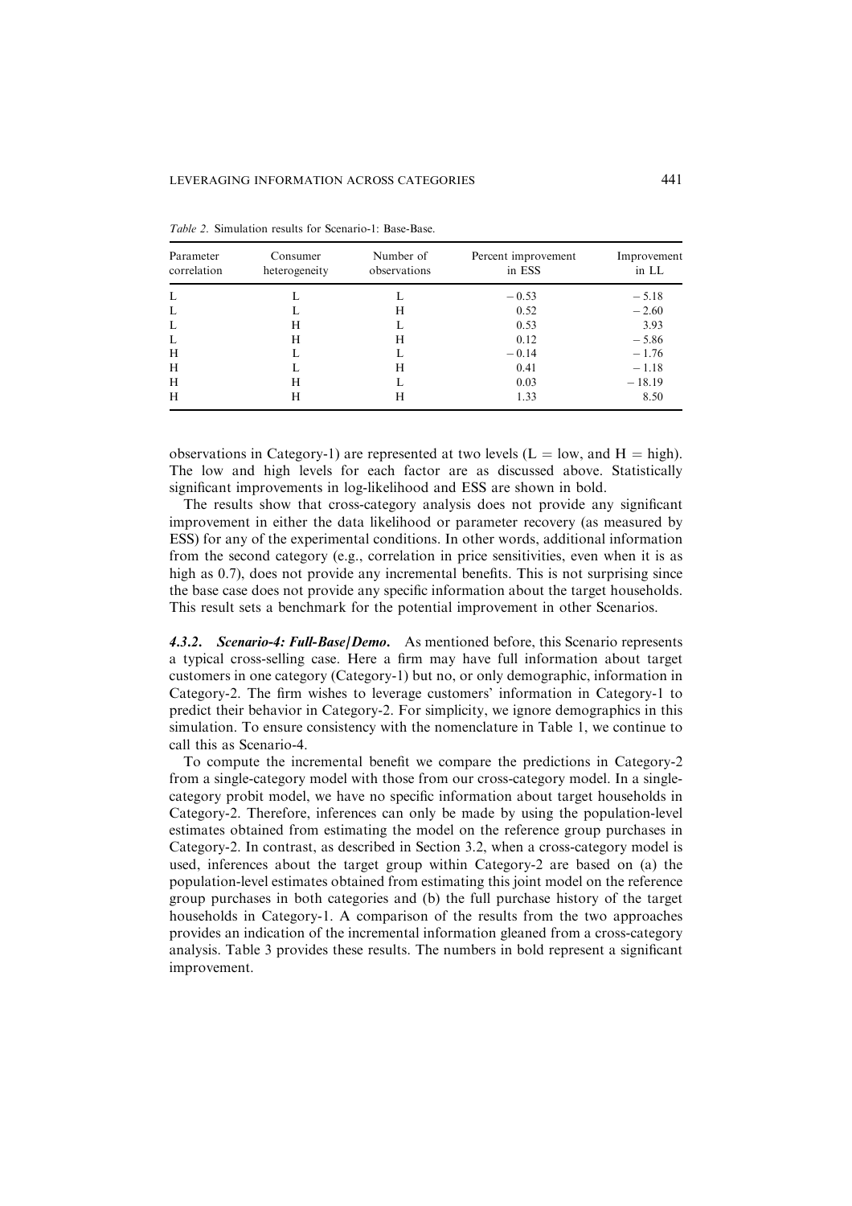*Table 2.* Simulation results for Scenario-1: Base-Base.

| Parameter correlation | Consumer heterogeneity | Number of observations | Percent improvement in ESS | Improvement in LL |
|---|---|---|---|---|
| L | L | L | − 0.53 | − 5.18 |
| L | L | H | 0.52 | − 2.60 |
| L | H | L | 0.53 | 3.93 |
| L | H | H | 0.12 | − 5.86 |
| H | L | L | − 0.14 | − 1.76 |
| H | L | H | 0.41 | − 1.18 |
| H | H | L | 0.03 | − 18.19 |
| H | H | H | 1.33 | 8.50 |

observations in Category-1) are represented at two levels (L = low, and H = high). The low and high levels for each factor are as discussed above. Statistically significant improvements in log-likelihood and ESS are shown in bold.

The results show that cross-category analysis does not provide any significant improvement in either the data likelihood or parameter recovery (as measured by ESS) for any of the experimental conditions. In other words, additional information from the second category (e.g., correlation in price sensitivities, even when it is as high as 0.7), does not provide any incremental benefits. This is not surprising since the base case does not provide any specific information about the target households. This result sets a benchmark for the potential improvement in other Scenarios.

***4.3.2. Scenario-4: Full-Base/Demo.*** As mentioned before, this Scenario represents a typical cross-selling case. Here a firm may have full information about target customers in one category (Category-1) but no, or only demographic, information in Category-2. The firm wishes to leverage customers' information in Category-1 to predict their behavior in Category-2. For simplicity, we ignore demographics in this simulation. To ensure consistency with the nomenclature in Table 1, we continue to call this as Scenario-4.

To compute the incremental benefit we compare the predictions in Category-2 from a single-category model with those from our cross-category model. In a single-category probit model, we have no specific information about target households in Category-2. Therefore, inferences can only be made by using the population-level estimates obtained from estimating the model on the reference group purchases in Category-2. In contrast, as described in Section 3.2, when a cross-category model is used, inferences about the target group within Category-2 are based on (a) the population-level estimates obtained from estimating this joint model on the reference group purchases in both categories and (b) the full purchase history of the target households in Category-1. A comparison of the results from the two approaches provides an indication of the incremental information gleaned from a cross-category analysis. Table 3 provides these results. The numbers in bold represent a significant improvement.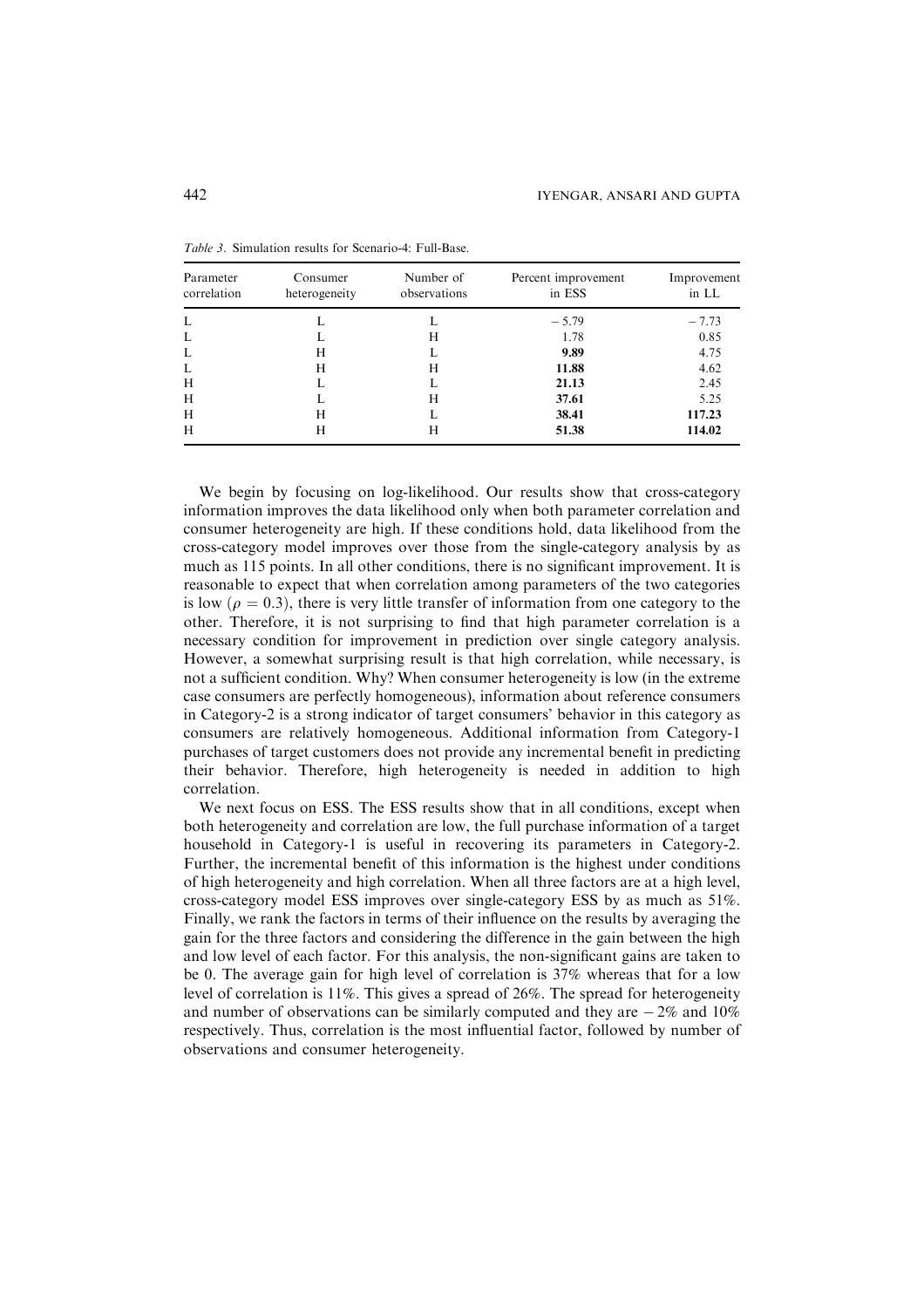*Table 3.* Simulation results for Scenario-4: Full-Base.

| Parameter correlation | Consumer heterogeneity | Number of observations | Percent improvement in ESS | Improvement in LL |
|---|---|---|---|---|
| L | L | L | −5.79 | −7.73 |
| L | L | H | 1.78 | 0.85 |
| L | H | L | **9.89** | 4.75 |
| L | H | H | **11.88** | 4.62 |
| H | L | L | **21.13** | 2.45 |
| H | L | H | **37.61** | 5.25 |
| H | H | L | **38.41** | **117.23** |
| H | H | H | **51.38** | **114.02** |

We begin by focusing on log-likelihood. Our results show that cross-category information improves the data likelihood only when both parameter correlation and consumer heterogeneity are high. If these conditions hold, data likelihood from the cross-category model improves over those from the single-category analysis by as much as 115 points. In all other conditions, there is no significant improvement. It is reasonable to expect that when correlation among parameters of the two categories is low ($\rho = 0.3$), there is very little transfer of information from one category to the other. Therefore, it is not surprising to find that high parameter correlation is a necessary condition for improvement in prediction over single category analysis. However, a somewhat surprising result is that high correlation, while necessary, is not a sufficient condition. Why? When consumer heterogeneity is low (in the extreme case consumers are perfectly homogeneous), information about reference consumers in Category-2 is a strong indicator of target consumers' behavior in this category as consumers are relatively homogeneous. Additional information from Category-1 purchases of target customers does not provide any incremental benefit in predicting their behavior. Therefore, high heterogeneity is needed in addition to high correlation.

We next focus on ESS. The ESS results show that in all conditions, except when both heterogeneity and correlation are low, the full purchase information of a target household in Category-1 is useful in recovering its parameters in Category-2. Further, the incremental benefit of this information is the highest under conditions of high heterogeneity and high correlation. When all three factors are at a high level, cross-category model ESS improves over single-category ESS by as much as 51%. Finally, we rank the factors in terms of their influence on the results by averaging the gain for the three factors and considering the difference in the gain between the high and low level of each factor. For this analysis, the non-significant gains are taken to be 0. The average gain for high level of correlation is 37% whereas that for a low level of correlation is 11%. This gives a spread of 26%. The spread for heterogeneity and number of observations can be similarly computed and they are −2% and 10% respectively. Thus, correlation is the most influential factor, followed by number of observations and consumer heterogeneity.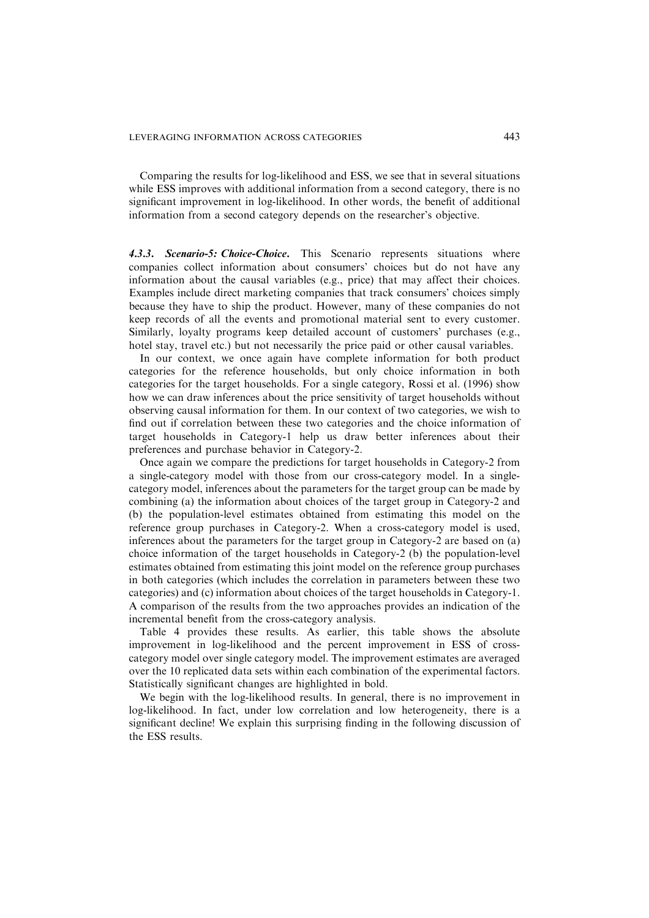Comparing the results for log-likelihood and ESS, we see that in several situations while ESS improves with additional information from a second category, there is no significant improvement in log-likelihood. In other words, the benefit of additional information from a second category depends on the researcher's objective.

#### 4.3.3. *Scenario-5: Choice-Choice.*

This Scenario represents situations where companies collect information about consumers' choices but do not have any information about the causal variables (e.g., price) that may affect their choices. Examples include direct marketing companies that track consumers' choices simply because they have to ship the product. However, many of these companies do not keep records of all the events and promotional material sent to every customer. Similarly, loyalty programs keep detailed account of customers' purchases (e.g., hotel stay, travel etc.) but not necessarily the price paid or other causal variables.

In our context, we once again have complete information for both product categories for the reference households, but only choice information in both categories for the target households. For a single category, Rossi et al. (1996) show how we can draw inferences about the price sensitivity of target households without observing causal information for them. In our context of two categories, we wish to find out if correlation between these two categories and the choice information of target households in Category-1 help us draw better inferences about their preferences and purchase behavior in Category-2.

Once again we compare the predictions for target households in Category-2 from a single-category model with those from our cross-category model. In a single-category model, inferences about the parameters for the target group can be made by combining (a) the information about choices of the target group in Category-2 and (b) the population-level estimates obtained from estimating this model on the reference group purchases in Category-2. When a cross-category model is used, inferences about the parameters for the target group in Category-2 are based on (a) choice information of the target households in Category-2 (b) the population-level estimates obtained from estimating this joint model on the reference group purchases in both categories (which includes the correlation in parameters between these two categories) and (c) information about choices of the target households in Category-1. A comparison of the results from the two approaches provides an indication of the incremental benefit from the cross-category analysis.

Table 4 provides these results. As earlier, this table shows the absolute improvement in log-likelihood and the percent improvement in ESS of cross-category model over single category model. The improvement estimates are averaged over the 10 replicated data sets within each combination of the experimental factors. Statistically significant changes are highlighted in bold.

We begin with the log-likelihood results. In general, there is no improvement in log-likelihood. In fact, under low correlation and low heterogeneity, there is a significant decline! We explain this surprising finding in the following discussion of the ESS results.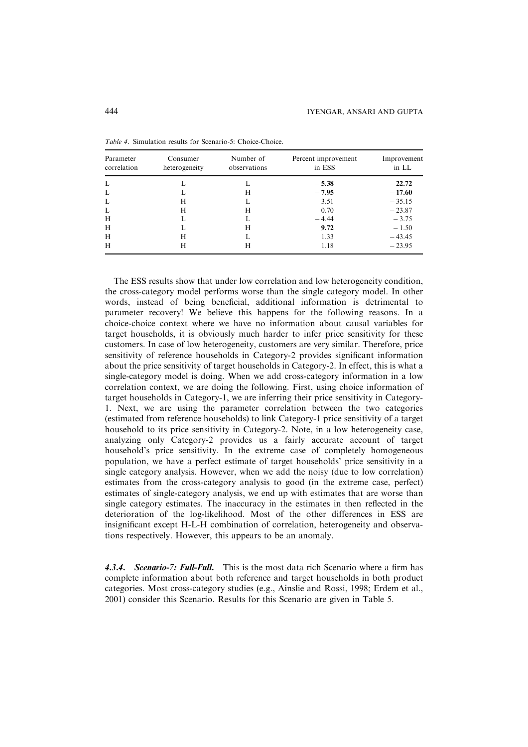*Table 4*. Simulation results for Scenario-5: Choice-Choice.

| Parameter correlation | Consumer heterogeneity | Number of observations | Percent improvement in ESS | Improvement in LL |
|---|---|---|---|---|
| L | L | L | **−5.38** | **−22.72** |
| L | L | H | **−7.95** | **−17.60** |
| L | H | L | 3.51 | −35.15 |
| L | H | H | 0.70 | −23.87 |
| H | L | L | −4.44 | −3.75 |
| H | L | H | **9.72** | −1.50 |
| H | H | L | 1.33 | −43.45 |
| H | H | H | 1.18 | −23.95 |

The ESS results show that under low correlation and low heterogeneity condition, the cross-category model performs worse than the single category model. In other words, instead of being beneficial, additional information is detrimental to parameter recovery! We believe this happens for the following reasons. In a choice-choice context where we have no information about causal variables for target households, it is obviously much harder to infer price sensitivity for these customers. In case of low heterogeneity, customers are very similar. Therefore, price sensitivity of reference households in Category-2 provides significant information about the price sensitivity of target households in Category-2. In effect, this is what a single-category model is doing. When we add cross-category information in a low correlation context, we are doing the following. First, using choice information of target households in Category-1, we are inferring their price sensitivity in Category-1. Next, we are using the parameter correlation between the two categories (estimated from reference households) to link Category-1 price sensitivity of a target household to its price sensitivity in Category-2. Note, in a low heterogeneity case, analyzing only Category-2 provides us a fairly accurate account of target household's price sensitivity. In the extreme case of completely homogeneous population, we have a perfect estimate of target households' price sensitivity in a single category analysis. However, when we add the noisy (due to low correlation) estimates from the cross-category analysis to good (in the extreme case, perfect) estimates of single-category analysis, we end up with estimates that are worse than single category estimates. The inaccuracy in the estimates in then reflected in the deterioration of the log-likelihood. Most of the other differences in ESS are insignificant except H-L-H combination of correlation, heterogeneity and observations respectively. However, this appears to be an anomaly.

#### 4.3.4. *Scenario-7: Full-Full.*

This is the most data rich Scenario where a firm has complete information about both reference and target households in both product categories. Most cross-category studies (e.g., Ainslie and Rossi, 1998; Erdem et al., 2001) consider this Scenario. Results for this Scenario are given in Table 5.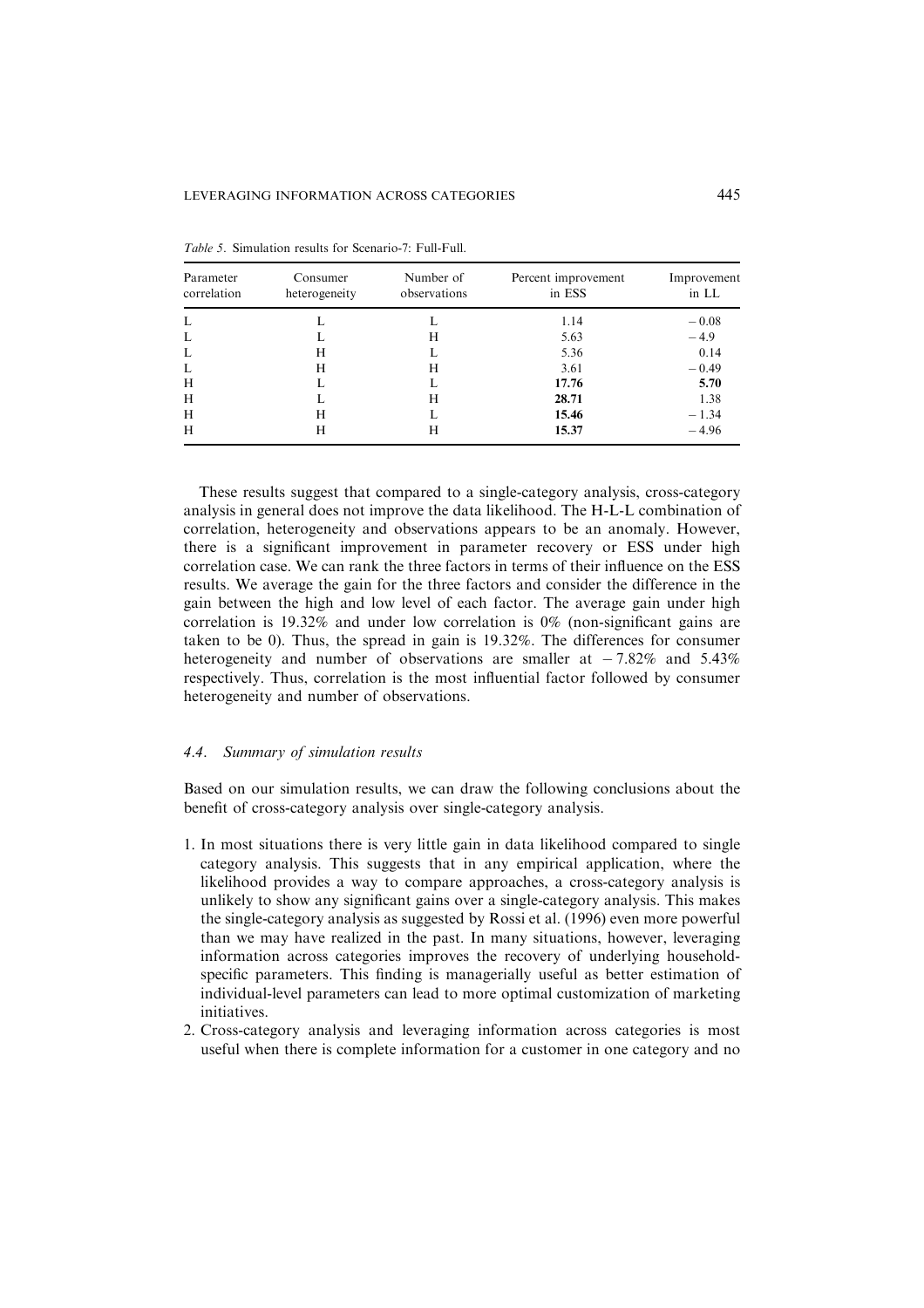*Table 5*. Simulation results for Scenario-7: Full-Full.

| Parameter correlation | Consumer heterogeneity | Number of observations | Percent improvement in ESS | Improvement in LL |
|---|---|---|---|---|
| L | L | L | 1.14 | −0.08 |
| L | L | H | 5.63 | −4.9 |
| L | H | L | 5.36 | 0.14 |
| L | H | H | 3.61 | −0.49 |
| H | L | L | **17.76** | **5.70** |
| H | L | H | **28.71** | 1.38 |
| H | H | L | **15.46** | −1.34 |
| H | H | H | **15.37** | −4.96 |

These results suggest that compared to a single-category analysis, cross-category analysis in general does not improve the data likelihood. The H-L-L combination of correlation, heterogeneity and observations appears to be an anomaly. However, there is a significant improvement in parameter recovery or ESS under high correlation case. We can rank the three factors in terms of their influence on the ESS results. We average the gain for the three factors and consider the difference in the gain between the high and low level of each factor. The average gain under high correlation is 19.32% and under low correlation is 0% (non-significant gains are taken to be 0). Thus, the spread in gain is 19.32%. The differences for consumer heterogeneity and number of observations are smaller at −7.82% and 5.43% respectively. Thus, correlation is the most influential factor followed by consumer heterogeneity and number of observations.

### *4.4. Summary of simulation results*

Based on our simulation results, we can draw the following conclusions about the benefit of cross-category analysis over single-category analysis.

1. In most situations there is very little gain in data likelihood compared to single category analysis. This suggests that in any empirical application, where the likelihood provides a way to compare approaches, a cross-category analysis is unlikely to show any significant gains over a single-category analysis. This makes the single-category analysis as suggested by Rossi et al. (1996) even more powerful than we may have realized in the past. In many situations, however, leveraging information across categories improves the recovery of underlying household-specific parameters. This finding is managerially useful as better estimation of individual-level parameters can lead to more optimal customization of marketing initiatives.
2. Cross-category analysis and leveraging information across categories is most useful when there is complete information for a customer in one category and no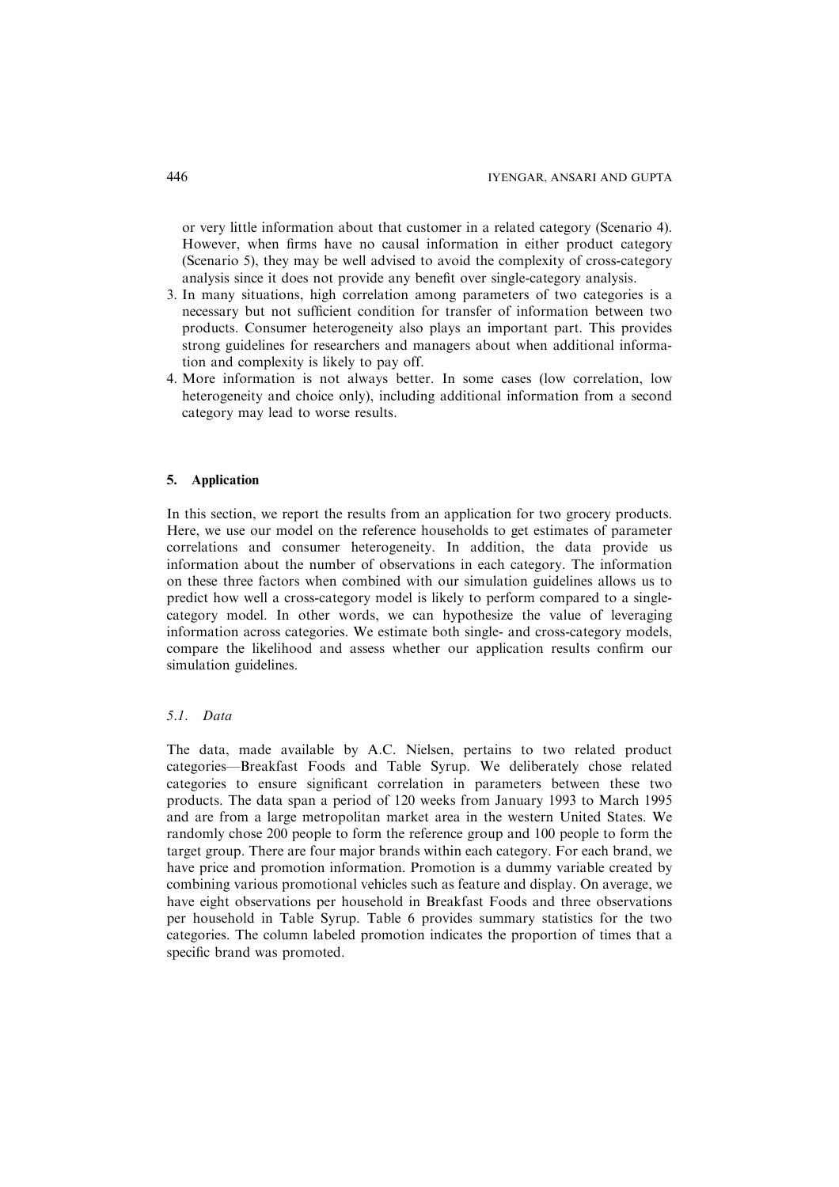or very little information about that customer in a related category (Scenario 4). However, when firms have no causal information in either product category (Scenario 5), they may be well advised to avoid the complexity of cross-category analysis since it does not provide any benefit over single-category analysis.

3. In many situations, high correlation among parameters of two categories is a necessary but not sufficient condition for transfer of information between two products. Consumer heterogeneity also plays an important part. This provides strong guidelines for researchers and managers about when additional information and complexity is likely to pay off.
4. More information is not always better. In some cases (low correlation, low heterogeneity and choice only), including additional information from a second category may lead to worse results.

## 5. Application

In this section, we report the results from an application for two grocery products. Here, we use our model on the reference households to get estimates of parameter correlations and consumer heterogeneity. In addition, the data provide us information about the number of observations in each category. The information on these three factors when combined with our simulation guidelines allows us to predict how well a cross-category model is likely to perform compared to a single-category model. In other words, we can hypothesize the value of leveraging information across categories. We estimate both single- and cross-category models, compare the likelihood and assess whether our application results confirm our simulation guidelines.

### 5.1. *Data*

The data, made available by A.C. Nielsen, pertains to two related product categories—Breakfast Foods and Table Syrup. We deliberately chose related categories to ensure significant correlation in parameters between these two products. The data span a period of 120 weeks from January 1993 to March 1995 and are from a large metropolitan market area in the western United States. We randomly chose 200 people to form the reference group and 100 people to form the target group. There are four major brands within each category. For each brand, we have price and promotion information. Promotion is a dummy variable created by combining various promotional vehicles such as feature and display. On average, we have eight observations per household in Breakfast Foods and three observations per household in Table Syrup. Table 6 provides summary statistics for the two categories. The column labeled promotion indicates the proportion of times that a specific brand was promoted.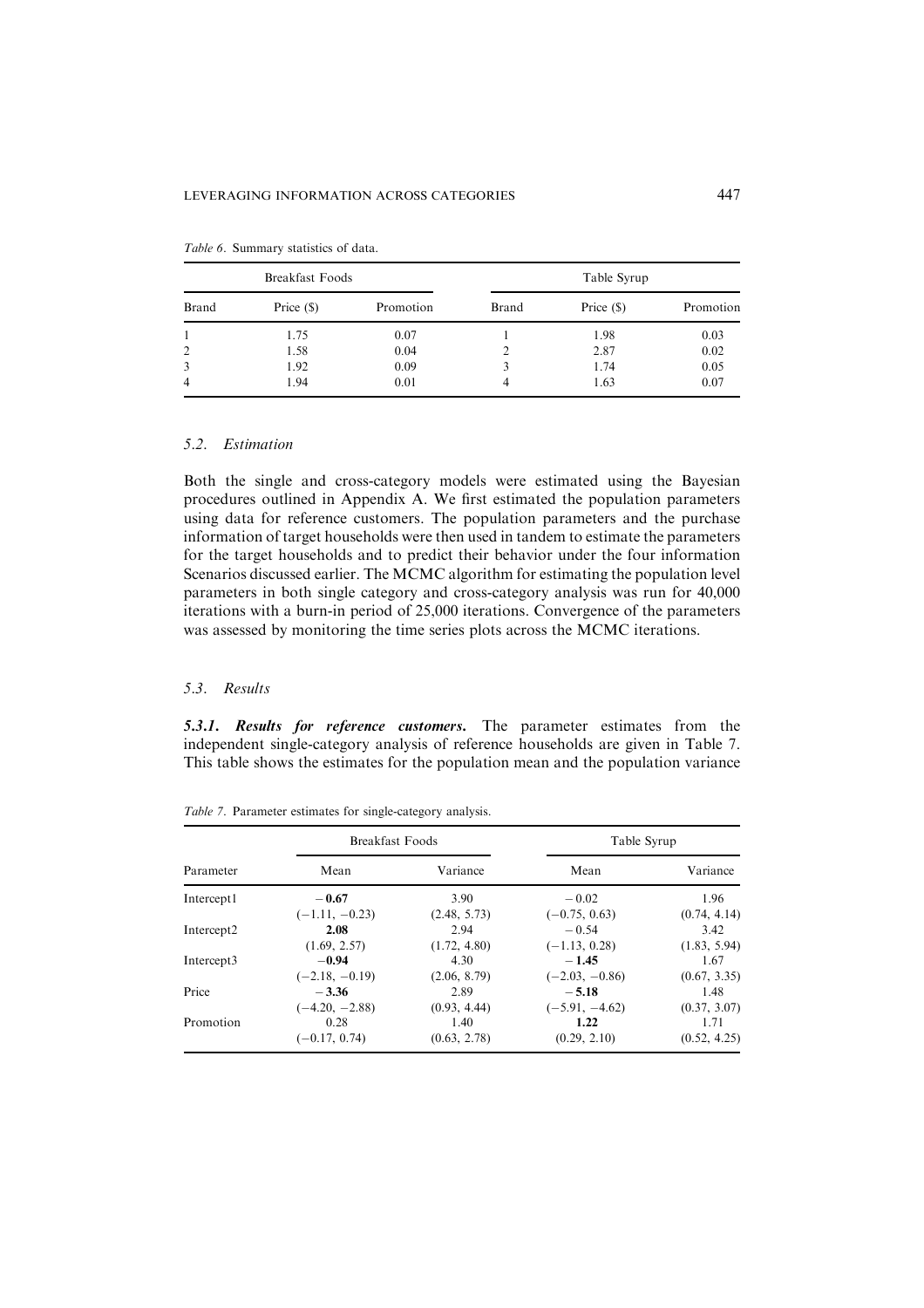*Table 6*. Summary statistics of data.

| Breakfast Foods | | | Table Syrup | | |
|---|---|---|---|---|---|
| Brand | Price ($) | Promotion | Brand | Price ($) | Promotion |
| 1 | 1.75 | 0.07 | 1 | 1.98 | 0.03 |
| 2 | 1.58 | 0.04 | 2 | 2.87 | 0.02 |
| 3 | 1.92 | 0.09 | 3 | 1.74 | 0.05 |
| 4 | 1.94 | 0.01 | 4 | 1.63 | 0.07 |

### 5.2. *Estimation*

Both the single and cross-category models were estimated using the Bayesian procedures outlined in Appendix A. We first estimated the population parameters using data for reference customers. The population parameters and the purchase information of target households were then used in tandem to estimate the parameters for the target households and to predict their behavior under the four information Scenarios discussed earlier. The MCMC algorithm for estimating the population level parameters in both single category and cross-category analysis was run for 40,000 iterations with a burn-in period of 25,000 iterations. Convergence of the parameters was assessed by monitoring the time series plots across the MCMC iterations.

### 5.3. *Results*

***5.3.1. Results for reference customers.*** The parameter estimates from the independent single-category analysis of reference households are given in Table 7. This table shows the estimates for the population mean and the population variance

*Table 7*. Parameter estimates for single-category analysis.

| Parameter | Breakfast Foods | | Table Syrup | |
|---|---|---|---|---|
| | Mean | Variance | Mean | Variance |
| Intercept1 | **−0.67** | 3.90 | −0.02 | 1.96 |
| | (−1.11, −0.23) | (2.48, 5.73) | (−0.75, 0.63) | (0.74, 4.14) |
| Intercept2 | **2.08** | 2.94 | −0.54 | 3.42 |
| | (1.69, 2.57) | (1.72, 4.80) | (−1.13, 0.28) | (1.83, 5.94) |
| Intercept3 | **−0.94** | 4.30 | **−1.45** | 1.67 |
| | (−2.18, −0.19) | (2.06, 8.79) | (−2.03, −0.86) | (0.67, 3.35) |
| Price | **−3.36** | 2.89 | **−5.18** | 1.48 |
| | (−4.20, −2.88) | (0.93, 4.44) | (−5.91, −4.62) | (0.37, 3.07) |
| Promotion | 0.28 | 1.40 | **1.22** | 1.71 |
| | (−0.17, 0.74) | (0.63, 2.78) | (0.29, 2.10) | (0.52, 4.25) |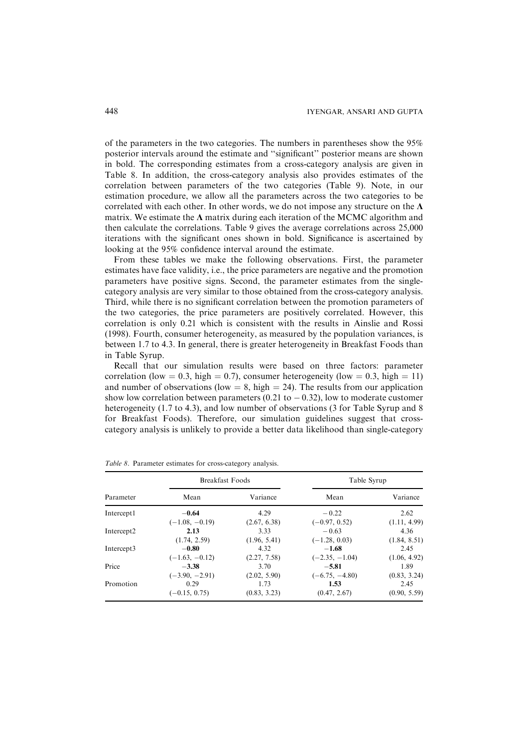of the parameters in the two categories. The numbers in parentheses show the 95% posterior intervals around the estimate and "significant" posterior means are shown in bold. The corresponding estimates from a cross-category analysis are given in Table 8. In addition, the cross-category analysis also provides estimates of the correlation between parameters of the two categories (Table 9). Note, in our estimation procedure, we allow all the parameters across the two categories to be correlated with each other. In other words, we do not impose any structure on the $\mathbf{\Lambda}$ matrix. We estimate the $\mathbf{\Lambda}$ matrix during each iteration of the MCMC algorithm and then calculate the correlations. Table 9 gives the average correlations across 25,000 iterations with the significant ones shown in bold. Significance is ascertained by looking at the 95% confidence interval around the estimate.

From these tables we make the following observations. First, the parameter estimates have face validity, i.e., the price parameters are negative and the promotion parameters have positive signs. Second, the parameter estimates from the single-category analysis are very similar to those obtained from the cross-category analysis. Third, while there is no significant correlation between the promotion parameters of the two categories, the price parameters are positively correlated. However, this correlation is only 0.21 which is consistent with the results in Ainslie and Rossi (1998). Fourth, consumer heterogeneity, as measured by the population variances, is between 1.7 to 4.3. In general, there is greater heterogeneity in Breakfast Foods than in Table Syrup.

Recall that our simulation results were based on three factors: parameter correlation (low = 0.3, high = 0.7), consumer heterogeneity (low = 0.3, high = 11) and number of observations (low = 8, high = 24). The results from our application show low correlation between parameters (0.21 to −0.32), low to moderate customer heterogeneity (1.7 to 4.3), and low number of observations (3 for Table Syrup and 8 for Breakfast Foods). Therefore, our simulation guidelines suggest that cross-category analysis is unlikely to provide a better data likelihood than single-category

*Table 8.* Parameter estimates for cross-category analysis.

| Parameter | Breakfast Foods | | Table Syrup | |
|---|---|---|---|---|
| | Mean | Variance | Mean | Variance |
| Intercept1 | **−0.64** | 4.29 | −0.22 | 2.62 |
| | (−1.08, −0.19) | (2.67, 6.38) | (−0.97, 0.52) | (1.11, 4.99) |
| Intercept2 | **2.13** | 3.33 | −0.63 | 4.36 |
| | (1.74, 2.59) | (1.96, 5.41) | (−1.28, 0.03) | (1.84, 8.51) |
| Intercept3 | **−0.80** | 4.32 | **−1.68** | 2.45 |
| | (−1.63, −0.12) | (2.27, 7.58) | (−2.35, −1.04) | (1.06, 4.92) |
| Price | **−3.38** | 3.70 | **−5.81** | 1.89 |
| | (−3.90, −2.91) | (2.02, 5.90) | (−6.75, −4.80) | (0.83, 3.24) |
| Promotion | 0.29 | 1.73 | **1.53** | 2.45 |
| | (−0.15, 0.75) | (0.83, 3.23) | (0.47, 2.67) | (0.90, 5.59) |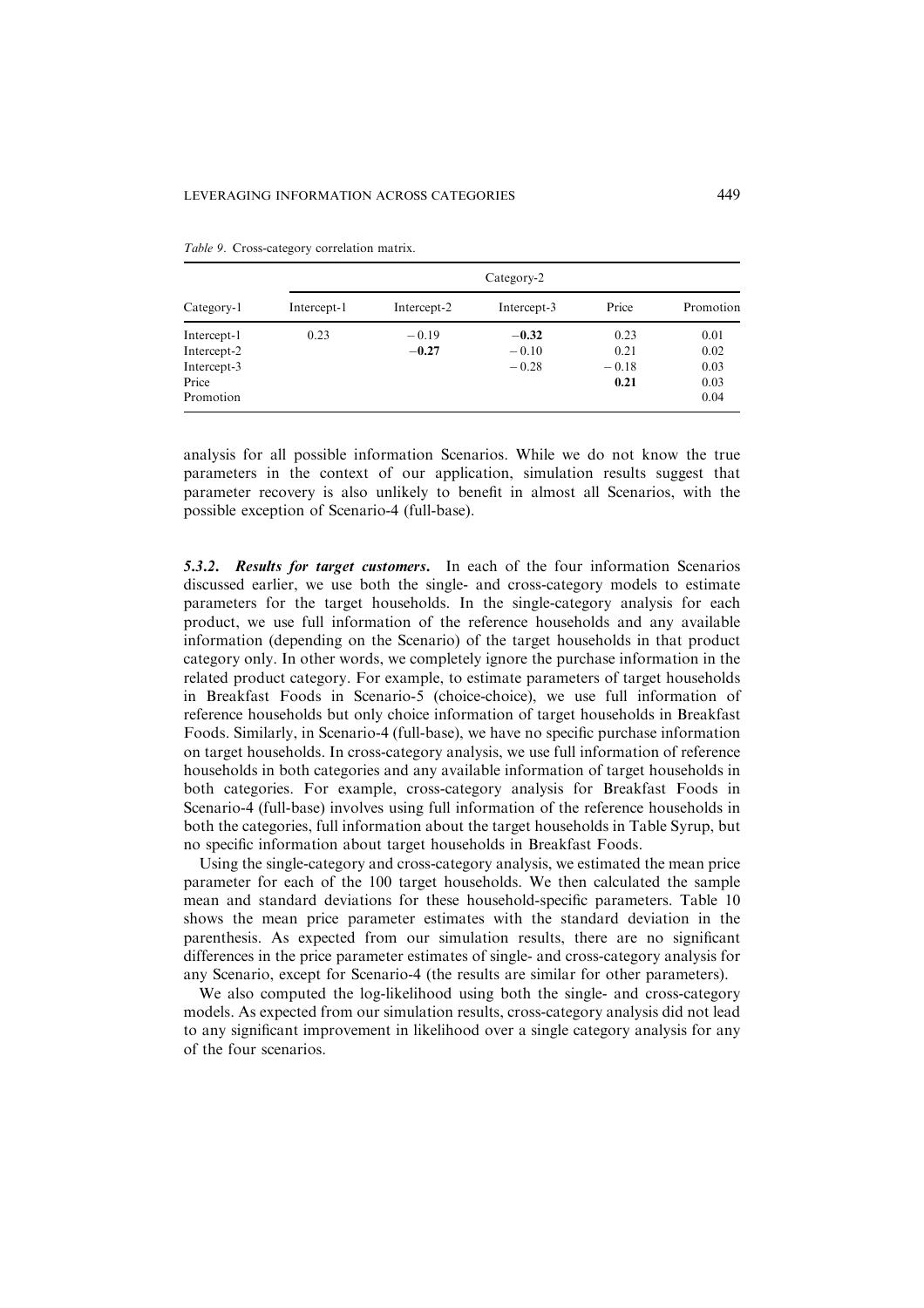*Table 9.* Cross-category correlation matrix.

| Category-1 | Category-2 | | | | |
|---|---|---|---|---|---|
| | Intercept-1 | Intercept-2 | Intercept-3 | Price | Promotion |
| Intercept-1 | 0.23 | −0.19 | **−0.32** | 0.23 | 0.01 |
| Intercept-2 | | **−0.27** | −0.10 | 0.21 | 0.02 |
| Intercept-3 | | | −0.28 | −0.18 | 0.03 |
| Price | | | | **0.21** | 0.03 |
| Promotion | | | | | 0.04 |

analysis for all possible information Scenarios. While we do not know the true parameters in the context of our application, simulation results suggest that parameter recovery is also unlikely to benefit in almost all Scenarios, with the possible exception of Scenario-4 (full-base).

### 5.3.2. *Results for target customers*.

In each of the four information Scenarios discussed earlier, we use both the single- and cross-category models to estimate parameters for the target households. In the single-category analysis for each product, we use full information of the reference households and any available information (depending on the Scenario) of the target households in that product category only. In other words, we completely ignore the purchase information in the related product category. For example, to estimate parameters of target households in Breakfast Foods in Scenario-5 (choice-choice), we use full information of reference households but only choice information of target households in Breakfast Foods. Similarly, in Scenario-4 (full-base), we have no specific purchase information on target households. In cross-category analysis, we use full information of reference households in both categories and any available information of target households in both categories. For example, cross-category analysis for Breakfast Foods in Scenario-4 (full-base) involves using full information of the reference households in both the categories, full information about the target households in Table Syrup, but no specific information about target households in Breakfast Foods.

Using the single-category and cross-category analysis, we estimated the mean price parameter for each of the 100 target households. We then calculated the sample mean and standard deviations for these household-specific parameters. Table 10 shows the mean price parameter estimates with the standard deviation in the parenthesis. As expected from our simulation results, there are no significant differences in the price parameter estimates of single- and cross-category analysis for any Scenario, except for Scenario-4 (the results are similar for other parameters).

We also computed the log-likelihood using both the single- and cross-category models. As expected from our simulation results, cross-category analysis did not lead to any significant improvement in likelihood over a single category analysis for any of the four scenarios.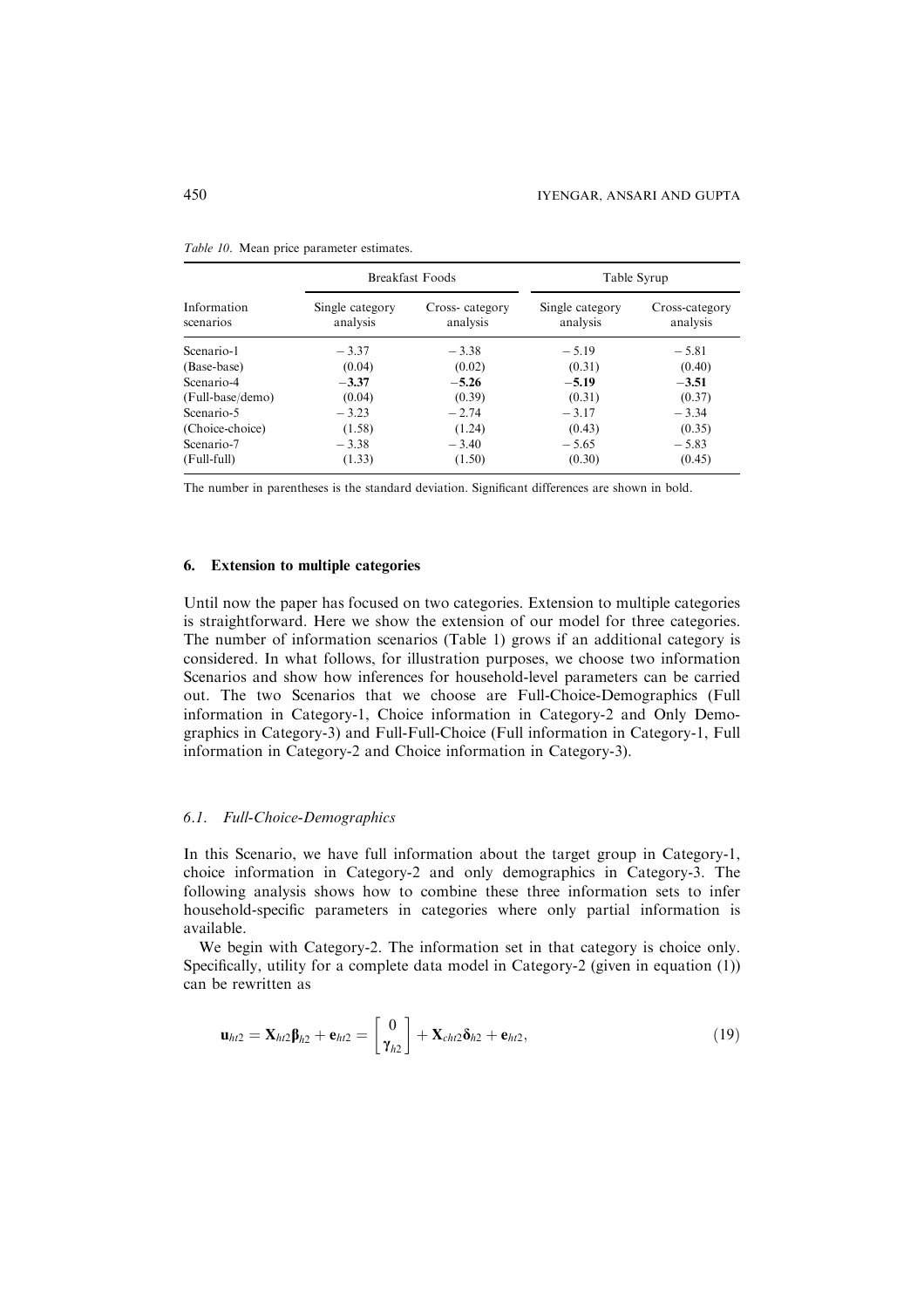*Table 10.* Mean price parameter estimates.

| Information scenarios | Breakfast Foods | | Table Syrup | |
|---|---|---|---|---|
| | Single category analysis | Cross- category analysis | Single category analysis | Cross-category analysis |
| Scenario-1 | − 3.37 | − 3.38 | − 5.19 | − 5.81 |
| (Base-base) | (0.04) | (0.02) | (0.31) | (0.40) |
| Scenario-4 | **−3.37** | **−5.26** | **−5.19** | **−3.51** |
| (Full-base/demo) | (0.04) | (0.39) | (0.31) | (0.37) |
| Scenario-5 | − 3.23 | − 2.74 | − 3.17 | − 3.34 |
| (Choice-choice) | (1.58) | (1.24) | (0.43) | (0.35) |
| Scenario-7 | − 3.38 | − 3.40 | − 5.65 | − 5.83 |
| (Full-full) | (1.33) | (1.50) | (0.30) | (0.45) |

The number in parentheses is the standard deviation. Significant differences are shown in bold.

## 6. Extension to multiple categories

Until now the paper has focused on two categories. Extension to multiple categories is straightforward. Here we show the extension of our model for three categories. The number of information scenarios (Table 1) grows if an additional category is considered. In what follows, for illustration purposes, we choose two information Scenarios and show how inferences for household-level parameters can be carried out. The two Scenarios that we choose are Full-Choice-Demographics (Full information in Category-1, Choice information in Category-2 and Only Demographics in Category-3) and Full-Full-Choice (Full information in Category-1, Full information in Category-2 and Choice information in Category-3).

### 6.1. Full-Choice-Demographics

In this Scenario, we have full information about the target group in Category-1, choice information in Category-2 and only demographics in Category-3. The following analysis shows how to combine these three information sets to infer household-specific parameters in categories where only partial information is available.

We begin with Category-2. The information set in that category is choice only. Specifically, utility for a complete data model in Category-2 (given in equation (1)) can be rewritten as

$$\mathbf{u}_{ht2} = \mathbf{X}_{ht2}\boldsymbol{\beta}_{h2} + \mathbf{e}_{ht2} = \begin{bmatrix} 0 \\ \boldsymbol{\gamma}_{h2} \end{bmatrix} + \mathbf{X}_{cht2}\boldsymbol{\delta}_{h2} + \mathbf{e}_{ht2}, \tag{19}$$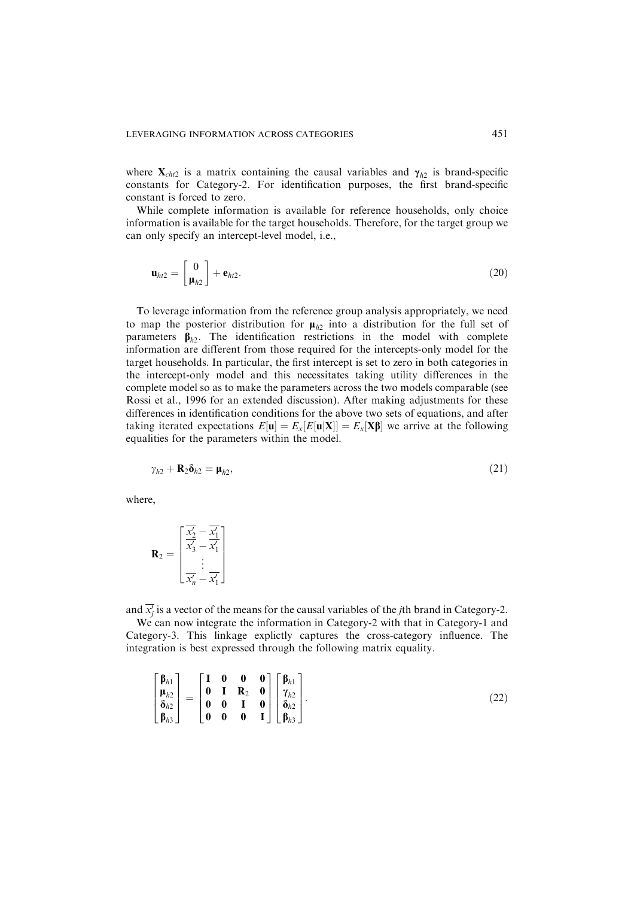where $\mathbf{X}_{cht2}$ is a matrix containing the causal variables and $\boldsymbol{\gamma}_{h2}$ is brand-specific constants for Category-2. For identification purposes, the first brand-specific constant is forced to zero.

While complete information is available for reference households, only choice information is available for the target households. Therefore, for the target group we can only specify an intercept-level model, i.e.,

$$\mathbf{u}_{ht2} = \begin{bmatrix} 0 \\ \boldsymbol{\mu}_{h2} \end{bmatrix} + \mathbf{e}_{ht2}. \tag{20}$$

To leverage information from the reference group analysis appropriately, we need to map the posterior distribution for $\boldsymbol{\mu}_{h2}$ into a distribution for the full set of parameters $\boldsymbol{\beta}_{h2}$. The identification restrictions in the model with complete information are different from those required for the intercepts-only model for the target households. In particular, the first intercept is set to zero in both categories in the intercept-only model and this necessitates taking utility differences in the complete model so as to make the parameters across the two models comparable (see Rossi et al., 1996 for an extended discussion). After making adjustments for these differences in identification conditions for the above two sets of equations, and after taking iterated expectations $E[\mathbf{u}] = E_x[E[\mathbf{u}|\mathbf{X}]] = E_x[\mathbf{X}\boldsymbol{\beta}]$ we arrive at the following equalities for the parameters within the model.

$$\gamma_{h2} + \mathbf{R}_2\boldsymbol{\delta}_{h2} = \boldsymbol{\mu}_{h2}, \tag{21}$$

where,

$$\mathbf{R}_2 = \begin{bmatrix} \overline{x_2'} - \overline{x_1'} \\ \overline{x_3'} - \overline{x_1'} \\ \vdots \\ \overline{x_n'} - \overline{x_1'} \end{bmatrix}$$

and $\overline{x_j'}$ is a vector of the means for the causal variables of the $j$th brand in Category-2.

We can now integrate the information in Category-2 with that in Category-1 and Category-3. This linkage explictly captures the cross-category influence. The integration is best expressed through the following matrix equality.

$$\begin{bmatrix} \boldsymbol{\beta}_{h1} \\ \boldsymbol{\mu}_{h2} \\ \boldsymbol{\delta}_{h2} \\ \boldsymbol{\beta}_{h3} \end{bmatrix} = \begin{bmatrix} \mathbf{I} & \mathbf{0} & \mathbf{0} & \mathbf{0} \\ \mathbf{0} & \mathbf{I} & \mathbf{R}_2 & \mathbf{0} \\ \mathbf{0} & \mathbf{0} & \mathbf{I} & \mathbf{0} \\ \mathbf{0} & \mathbf{0} & \mathbf{0} & \mathbf{I} \end{bmatrix} \begin{bmatrix} \boldsymbol{\beta}_{h1} \\ \boldsymbol{\gamma}_{h2} \\ \boldsymbol{\delta}_{h2} \\ \boldsymbol{\beta}_{h3} \end{bmatrix}. \tag{22}$$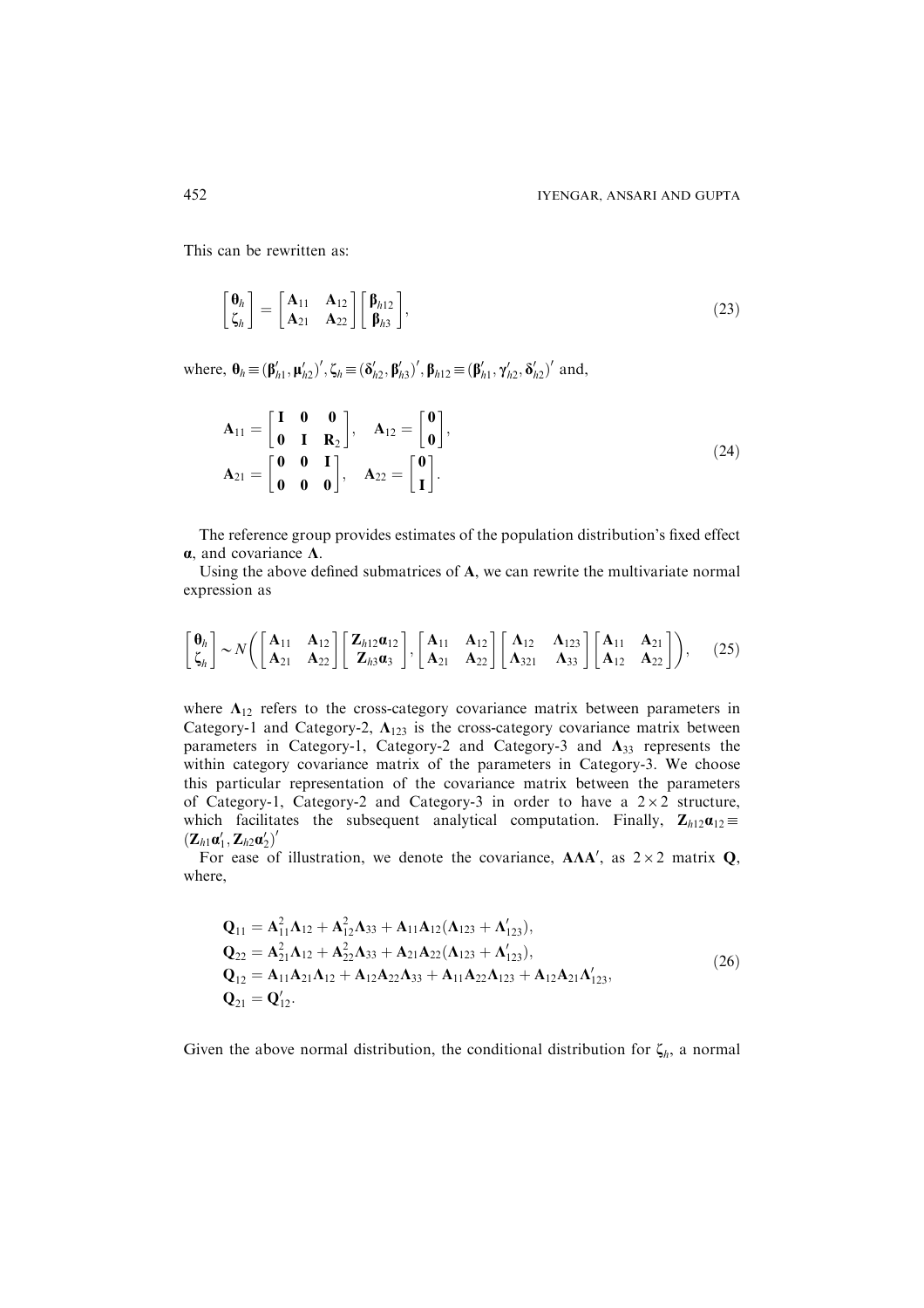This can be rewritten as:

$$\begin{bmatrix} \boldsymbol{\theta}_h \\ \zeta_h \end{bmatrix} = \begin{bmatrix} \mathbf{A}_{11} & \mathbf{A}_{12} \\ \mathbf{A}_{21} & \mathbf{A}_{22} \end{bmatrix} \begin{bmatrix} \boldsymbol{\beta}_{h12} \\ \boldsymbol{\beta}_{h3} \end{bmatrix}, \tag{23}$$

where, $\boldsymbol{\theta}_h \equiv (\boldsymbol{\beta}'_{h1}, \boldsymbol{\mu}'_{h2})', \zeta_h \equiv (\boldsymbol{\delta}'_{h2}, \boldsymbol{\beta}'_{h3})', \boldsymbol{\beta}_{h12} \equiv (\boldsymbol{\beta}'_{h1}, \boldsymbol{\gamma}'_{h2}, \boldsymbol{\delta}'_{h2})'$ and,

$$\begin{aligned} \mathbf{A}_{11} &= \begin{bmatrix} \mathbf{I} & \mathbf{0} & \mathbf{0} \\ \mathbf{0} & \mathbf{I} & \mathbf{R}_2 \end{bmatrix}, \quad \mathbf{A}_{12} = \begin{bmatrix} \mathbf{0} \\ \mathbf{0} \end{bmatrix}, \\ \mathbf{A}_{21} &= \begin{bmatrix} \mathbf{0} & \mathbf{0} & \mathbf{I} \\ \mathbf{0} & \mathbf{0} & \mathbf{0} \end{bmatrix}, \quad \mathbf{A}_{22} = \begin{bmatrix} \mathbf{0} \\ \mathbf{I} \end{bmatrix}. \end{aligned} \tag{24}$$

The reference group provides estimates of the population distribution's fixed effect $\boldsymbol{\alpha}$, and covariance $\boldsymbol{\Lambda}$.

Using the above defined submatrices of $\mathbf{A}$, we can rewrite the multivariate normal expression as

$$\begin{bmatrix} \boldsymbol{\theta}_h \\ \zeta_h \end{bmatrix} \sim N\left( \begin{bmatrix} \mathbf{A}_{11} & \mathbf{A}_{12} \\ \mathbf{A}_{21} & \mathbf{A}_{22} \end{bmatrix} \begin{bmatrix} \mathbf{Z}_{h12}\boldsymbol{\alpha}_{12} \\ \mathbf{Z}_{h3}\boldsymbol{\alpha}_3 \end{bmatrix}, \begin{bmatrix} \mathbf{A}_{11} & \mathbf{A}_{12} \\ \mathbf{A}_{21} & \mathbf{A}_{22} \end{bmatrix} \begin{bmatrix} \boldsymbol{\Lambda}_{12} & \boldsymbol{\Lambda}_{123} \\ \boldsymbol{\Lambda}_{321} & \boldsymbol{\Lambda}_{33} \end{bmatrix} \begin{bmatrix} \mathbf{A}_{11} & \mathbf{A}_{21} \\ \mathbf{A}_{12} & \mathbf{A}_{22} \end{bmatrix} \right), \tag{25}$$

where $\boldsymbol{\Lambda}_{12}$ refers to the cross-category covariance matrix between parameters in Category-1 and Category-2, $\boldsymbol{\Lambda}_{123}$ is the cross-category covariance matrix between parameters in Category-1, Category-2 and Category-3 and $\boldsymbol{\Lambda}_{33}$ represents the within category covariance matrix of the parameters in Category-3. We choose this particular representation of the covariance matrix between the parameters of Category-1, Category-2 and Category-3 in order to have a $2 \times 2$ structure, which facilitates the subsequent analytical computation. Finally, $\mathbf{Z}_{h12}\boldsymbol{\alpha}_{12} \equiv (\mathbf{Z}_{h1}\boldsymbol{\alpha}'_1, \mathbf{Z}_{h2}\boldsymbol{\alpha}'_2)'$

For ease of illustration, we denote the covariance, $\mathbf{A}\boldsymbol{\Lambda}\mathbf{A}'$, as $2 \times 2$ matrix $\mathbf{Q}$, where,

$$\begin{aligned} \mathbf{Q}_{11} &= \mathbf{A}_{11}^2\boldsymbol{\Lambda}_{12} + \mathbf{A}_{12}^2\boldsymbol{\Lambda}_{33} + \mathbf{A}_{11}\mathbf{A}_{12}(\boldsymbol{\Lambda}_{123} + \boldsymbol{\Lambda}'_{123}), \\ \mathbf{Q}_{22} &= \mathbf{A}_{21}^2\boldsymbol{\Lambda}_{12} + \mathbf{A}_{22}^2\boldsymbol{\Lambda}_{33} + \mathbf{A}_{21}\mathbf{A}_{22}(\boldsymbol{\Lambda}_{123} + \boldsymbol{\Lambda}'_{123}), \\ \mathbf{Q}_{12} &= \mathbf{A}_{11}\mathbf{A}_{21}\boldsymbol{\Lambda}_{12} + \mathbf{A}_{12}\mathbf{A}_{22}\boldsymbol{\Lambda}_{33} + \mathbf{A}_{11}\mathbf{A}_{22}\boldsymbol{\Lambda}_{123} + \mathbf{A}_{12}\mathbf{A}_{21}\boldsymbol{\Lambda}'_{123}, \\ \mathbf{Q}_{21} &= \mathbf{Q}'_{12}. \end{aligned} \tag{26}$$

Given the above normal distribution, the conditional distribution for $\zeta_h$, a normal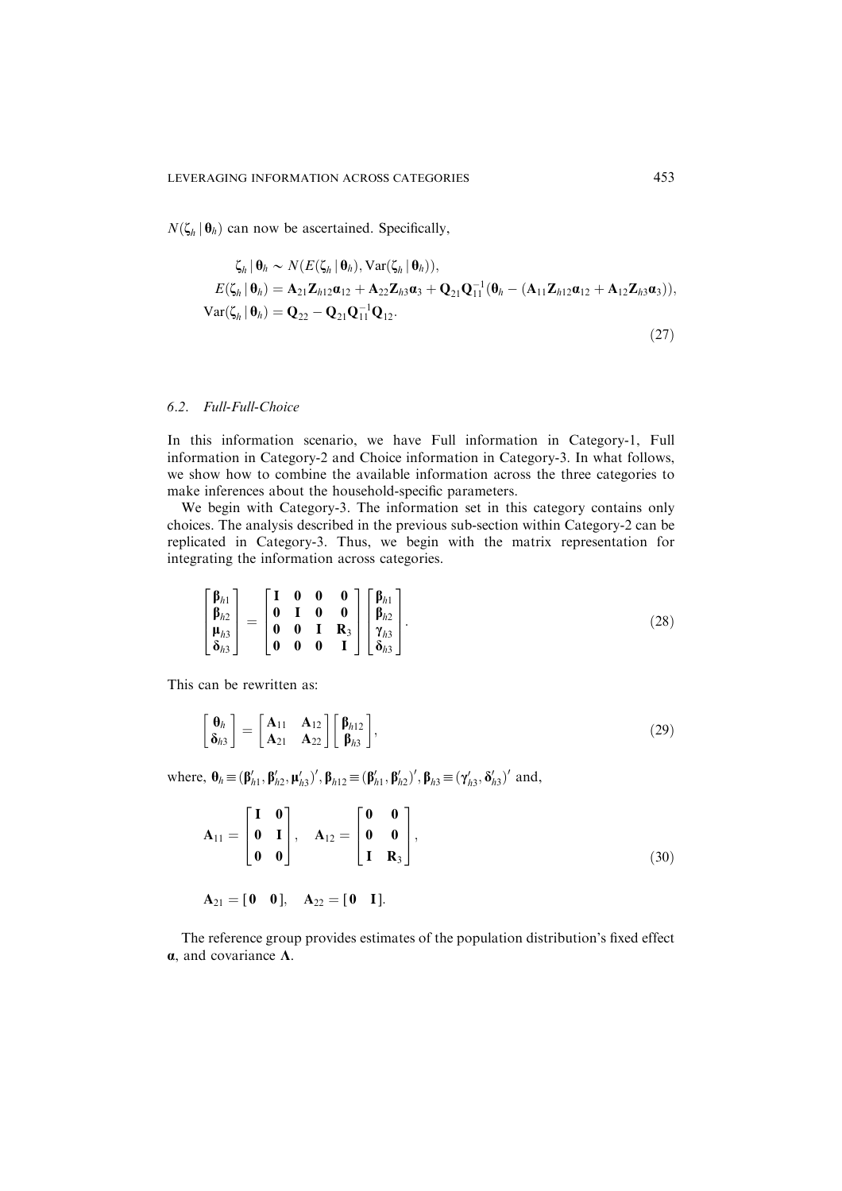$N(\boldsymbol{\zeta}_h \mid \boldsymbol{\theta}_h)$ can now be ascertained. Specifically,

$$
\begin{aligned}
&\boldsymbol{\zeta}_h \mid \boldsymbol{\theta}_h \sim N(E(\boldsymbol{\zeta}_h \mid \boldsymbol{\theta}_h), \mathrm{Var}(\boldsymbol{\zeta}_h \mid \boldsymbol{\theta}_h)),\\
&E(\boldsymbol{\zeta}_h \mid \boldsymbol{\theta}_h) = \mathbf{A}_{21}\mathbf{Z}_{h12}\boldsymbol{\alpha}_{12} + \mathbf{A}_{22}\mathbf{Z}_{h3}\boldsymbol{\alpha}_3 + \mathbf{Q}_{21}\mathbf{Q}_{11}^{-1}(\boldsymbol{\theta}_h - (\mathbf{A}_{11}\mathbf{Z}_{h12}\boldsymbol{\alpha}_{12} + \mathbf{A}_{12}\mathbf{Z}_{h3}\boldsymbol{\alpha}_3)),\\
&\mathrm{Var}(\boldsymbol{\zeta}_h \mid \boldsymbol{\theta}_h) = \mathbf{Q}_{22} - \mathbf{Q}_{21}\mathbf{Q}_{11}^{-1}\mathbf{Q}_{12}.
\end{aligned} \tag{27}
$$

### 6.2. *Full-Full-Choice*

In this information scenario, we have Full information in Category-1, Full information in Category-2 and Choice information in Category-3. In what follows, we show how to combine the available information across the three categories to make inferences about the household-specific parameters.

We begin with Category-3. The information set in this category contains only choices. The analysis described in the previous sub-section within Category-2 can be replicated in Category-3. Thus, we begin with the matrix representation for integrating the information across categories.

$$
\begin{bmatrix} \boldsymbol{\beta}_{h1} \\ \boldsymbol{\beta}_{h2} \\ \boldsymbol{\mu}_{h3} \\ \boldsymbol{\delta}_{h3} \end{bmatrix} = \begin{bmatrix} \mathbf{I} & \mathbf{0} & \mathbf{0} & \mathbf{0} \\ \mathbf{0} & \mathbf{I} & \mathbf{0} & \mathbf{0} \\ \mathbf{0} & \mathbf{0} & \mathbf{I} & \mathbf{R}_3 \\ \mathbf{0} & \mathbf{0} & \mathbf{0} & \mathbf{I} \end{bmatrix} \begin{bmatrix} \boldsymbol{\beta}_{h1} \\ \boldsymbol{\beta}_{h2} \\ \boldsymbol{\gamma}_{h3} \\ \boldsymbol{\delta}_{h3} \end{bmatrix}. \tag{28}
$$

This can be rewritten as:

$$
\begin{bmatrix} \boldsymbol{\theta}_h \\ \boldsymbol{\delta}_{h3} \end{bmatrix} = \begin{bmatrix} \mathbf{A}_{11} & \mathbf{A}_{12} \\ \mathbf{A}_{21} & \mathbf{A}_{22} \end{bmatrix} \begin{bmatrix} \boldsymbol{\beta}_{h12} \\ \boldsymbol{\beta}_{h3} \end{bmatrix}, \tag{29}
$$

where, $\boldsymbol{\theta}_h \equiv (\boldsymbol{\beta}_{h1}', \boldsymbol{\beta}_{h2}', \boldsymbol{\mu}_{h3}')'$, $\boldsymbol{\beta}_{h12} \equiv (\boldsymbol{\beta}_{h1}', \boldsymbol{\beta}_{h2}')'$, $\boldsymbol{\beta}_{h3} \equiv (\boldsymbol{\gamma}_{h3}', \boldsymbol{\delta}_{h3}')'$ and,

$$
\begin{aligned}
&\mathbf{A}_{11} = \begin{bmatrix} \mathbf{I} & \mathbf{0} \\ \mathbf{0} & \mathbf{I} \\ \mathbf{0} & \mathbf{0} \end{bmatrix}, \quad \mathbf{A}_{12} = \begin{bmatrix} \mathbf{0} & \mathbf{0} \\ \mathbf{0} & \mathbf{0} \\ \mathbf{I} & \mathbf{R}_3 \end{bmatrix},\\
&\mathbf{A}_{21} = [\mathbf{0} \quad \mathbf{0}], \quad \mathbf{A}_{22} = [\mathbf{0} \quad \mathbf{I}].
\end{aligned} \tag{30}
$$

The reference group provides estimates of the population distribution's fixed effect $\boldsymbol{\alpha}$, and covariance $\boldsymbol{\Lambda}$.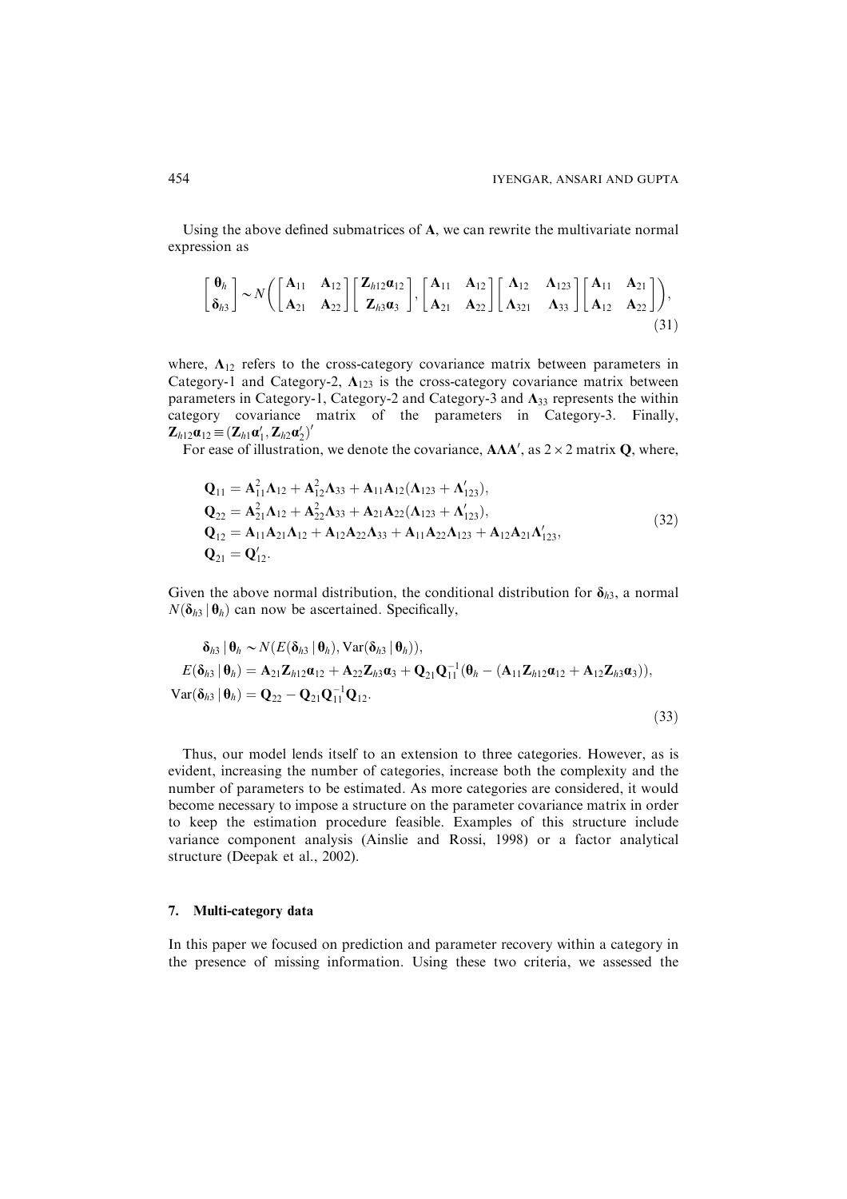Using the above defined submatrices of $\mathbf{A}$, we can rewrite the multivariate normal expression as

$$\begin{bmatrix} \boldsymbol{\theta}_h \\ \boldsymbol{\delta}_{h3} \end{bmatrix} \sim N\left( \begin{bmatrix} \mathbf{A}_{11} & \mathbf{A}_{12} \\ \mathbf{A}_{21} & \mathbf{A}_{22} \end{bmatrix} \begin{bmatrix} \mathbf{Z}_{h12}\boldsymbol{\alpha}_{12} \\ \mathbf{Z}_{h3}\boldsymbol{\alpha}_3 \end{bmatrix}, \begin{bmatrix} \mathbf{A}_{11} & \mathbf{A}_{12} \\ \mathbf{A}_{21} & \mathbf{A}_{22} \end{bmatrix} \begin{bmatrix} \boldsymbol{\Lambda}_{12} & \boldsymbol{\Lambda}_{123} \\ \boldsymbol{\Lambda}_{321} & \boldsymbol{\Lambda}_{33} \end{bmatrix} \begin{bmatrix} \mathbf{A}_{11} & \mathbf{A}_{21} \\ \mathbf{A}_{12} & \mathbf{A}_{22} \end{bmatrix} \right), \tag{31}$$

where, $\boldsymbol{\Lambda}_{12}$ refers to the cross-category covariance matrix between parameters in Category-1 and Category-2, $\boldsymbol{\Lambda}_{123}$ is the cross-category covariance matrix between parameters in Category-1, Category-2 and Category-3 and $\boldsymbol{\Lambda}_{33}$ represents the within category covariance matrix of the parameters in Category-3. Finally, $\mathbf{Z}_{h12}\boldsymbol{\alpha}_{12} \equiv (\mathbf{Z}_{h1}\boldsymbol{\alpha}_1', \mathbf{Z}_{h2}\boldsymbol{\alpha}_2')'$

For ease of illustration, we denote the covariance, $\mathbf{A}\boldsymbol{\Lambda}\mathbf{A}'$, as $2 \times 2$ matrix $\mathbf{Q}$, where,

$$\begin{aligned}
\mathbf{Q}_{11} &= \mathbf{A}_{11}^2\boldsymbol{\Lambda}_{12} + \mathbf{A}_{12}^2\boldsymbol{\Lambda}_{33} + \mathbf{A}_{11}\mathbf{A}_{12}(\boldsymbol{\Lambda}_{123} + \boldsymbol{\Lambda}_{123}'), \\
\mathbf{Q}_{22} &= \mathbf{A}_{21}^2\boldsymbol{\Lambda}_{12} + \mathbf{A}_{22}^2\boldsymbol{\Lambda}_{33} + \mathbf{A}_{21}\mathbf{A}_{22}(\boldsymbol{\Lambda}_{123} + \boldsymbol{\Lambda}_{123}'), \\
\mathbf{Q}_{12} &= \mathbf{A}_{11}\mathbf{A}_{21}\boldsymbol{\Lambda}_{12} + \mathbf{A}_{12}\mathbf{A}_{22}\boldsymbol{\Lambda}_{33} + \mathbf{A}_{11}\mathbf{A}_{22}\boldsymbol{\Lambda}_{123} + \mathbf{A}_{12}\mathbf{A}_{21}\boldsymbol{\Lambda}_{123}', \\
\mathbf{Q}_{21} &= \mathbf{Q}_{12}'.
\end{aligned} \tag{32}$$

Given the above normal distribution, the conditional distribution for $\boldsymbol{\delta}_{h3}$, a normal $N(\boldsymbol{\delta}_{h3} \mid \boldsymbol{\theta}_h)$ can now be ascertained. Specifically,

$$\begin{aligned}
&\boldsymbol{\delta}_{h3} \mid \boldsymbol{\theta}_h \sim N(E(\boldsymbol{\delta}_{h3} \mid \boldsymbol{\theta}_h), \mathrm{Var}(\boldsymbol{\delta}_{h3} \mid \boldsymbol{\theta}_h)), \\
&E(\boldsymbol{\delta}_{h3} \mid \boldsymbol{\theta}_h) = \mathbf{A}_{21}\mathbf{Z}_{h12}\boldsymbol{\alpha}_{12} + \mathbf{A}_{22}\mathbf{Z}_{h3}\boldsymbol{\alpha}_3 + \mathbf{Q}_{21}\mathbf{Q}_{11}^{-1}(\boldsymbol{\theta}_h - (\mathbf{A}_{11}\mathbf{Z}_{h12}\boldsymbol{\alpha}_{12} + \mathbf{A}_{12}\mathbf{Z}_{h3}\boldsymbol{\alpha}_3)), \\
&\mathrm{Var}(\boldsymbol{\delta}_{h3} \mid \boldsymbol{\theta}_h) = \mathbf{Q}_{22} - \mathbf{Q}_{21}\mathbf{Q}_{11}^{-1}\mathbf{Q}_{12}.
\end{aligned} \tag{33}$$

Thus, our model lends itself to an extension to three categories. However, as is evident, increasing the number of categories, increase both the complexity and the number of parameters to be estimated. As more categories are considered, it would become necessary to impose a structure on the parameter covariance matrix in order to keep the estimation procedure feasible. Examples of this structure include variance component analysis (Ainslie and Rossi, 1998) or a factor analytical structure (Deepak et al., 2002).

## 7. Multi-category data

In this paper we focused on prediction and parameter recovery within a category in the presence of missing information. Using these two criteria, we assessed the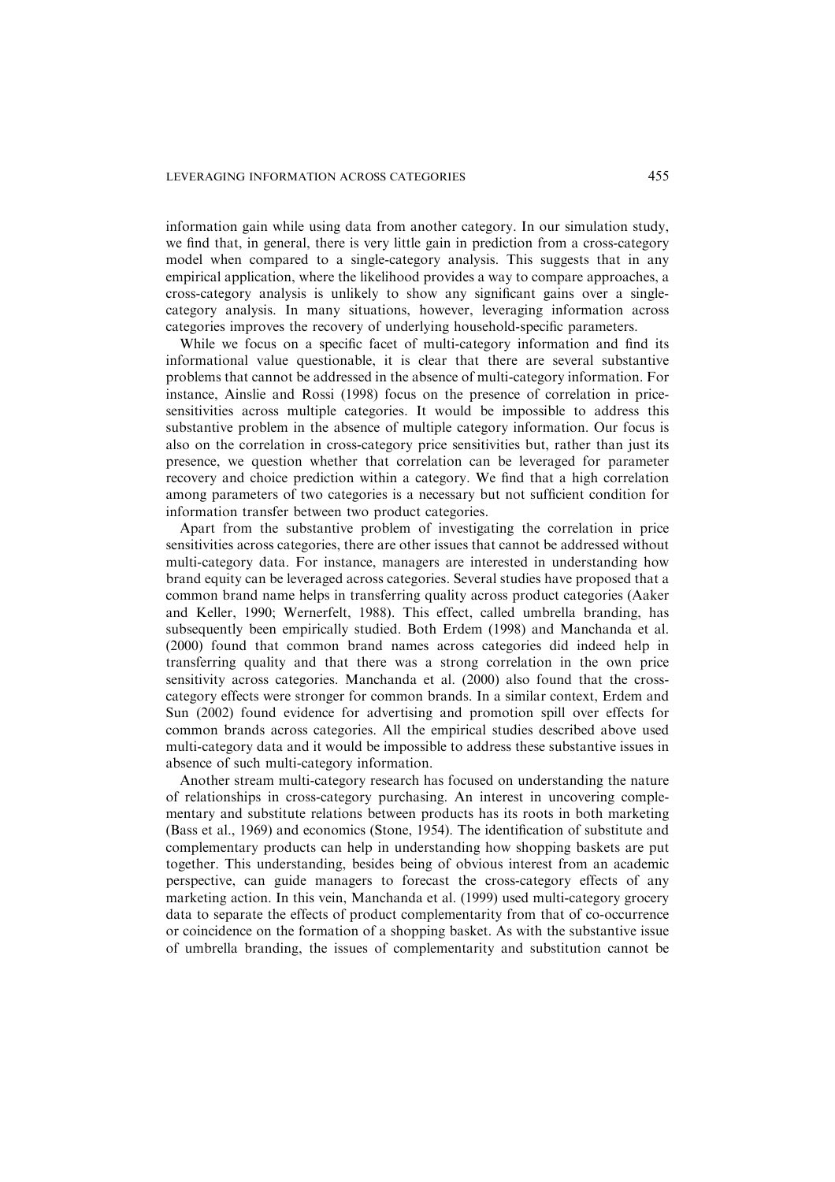information gain while using data from another category. In our simulation study, we find that, in general, there is very little gain in prediction from a cross-category model when compared to a single-category analysis. This suggests that in any empirical application, where the likelihood provides a way to compare approaches, a cross-category analysis is unlikely to show any significant gains over a single-category analysis. In many situations, however, leveraging information across categories improves the recovery of underlying household-specific parameters.

While we focus on a specific facet of multi-category information and find its informational value questionable, it is clear that there are several substantive problems that cannot be addressed in the absence of multi-category information. For instance, Ainslie and Rossi (1998) focus on the presence of correlation in price-sensitivities across multiple categories. It would be impossible to address this substantive problem in the absence of multiple category information. Our focus is also on the correlation in cross-category price sensitivities but, rather than just its presence, we question whether that correlation can be leveraged for parameter recovery and choice prediction within a category. We find that a high correlation among parameters of two categories is a necessary but not sufficient condition for information transfer between two product categories.

Apart from the substantive problem of investigating the correlation in price sensitivities across categories, there are other issues that cannot be addressed without multi-category data. For instance, managers are interested in understanding how brand equity can be leveraged across categories. Several studies have proposed that a common brand name helps in transferring quality across product categories (Aaker and Keller, 1990; Wernerfelt, 1988). This effect, called umbrella branding, has subsequently been empirically studied. Both Erdem (1998) and Manchanda et al. (2000) found that common brand names across categories did indeed help in transferring quality and that there was a strong correlation in the own price sensitivity across categories. Manchanda et al. (2000) also found that the cross-category effects were stronger for common brands. In a similar context, Erdem and Sun (2002) found evidence for advertising and promotion spill over effects for common brands across categories. All the empirical studies described above used multi-category data and it would be impossible to address these substantive issues in absence of such multi-category information.

Another stream multi-category research has focused on understanding the nature of relationships in cross-category purchasing. An interest in uncovering complementary and substitute relations between products has its roots in both marketing (Bass et al., 1969) and economics (Stone, 1954). The identification of substitute and complementary products can help in understanding how shopping baskets are put together. This understanding, besides being of obvious interest from an academic perspective, can guide managers to forecast the cross-category effects of any marketing action. In this vein, Manchanda et al. (1999) used multi-category grocery data to separate the effects of product complementarity from that of co-occurrence or coincidence on the formation of a shopping basket. As with the substantive issue of umbrella branding, the issues of complementarity and substitution cannot be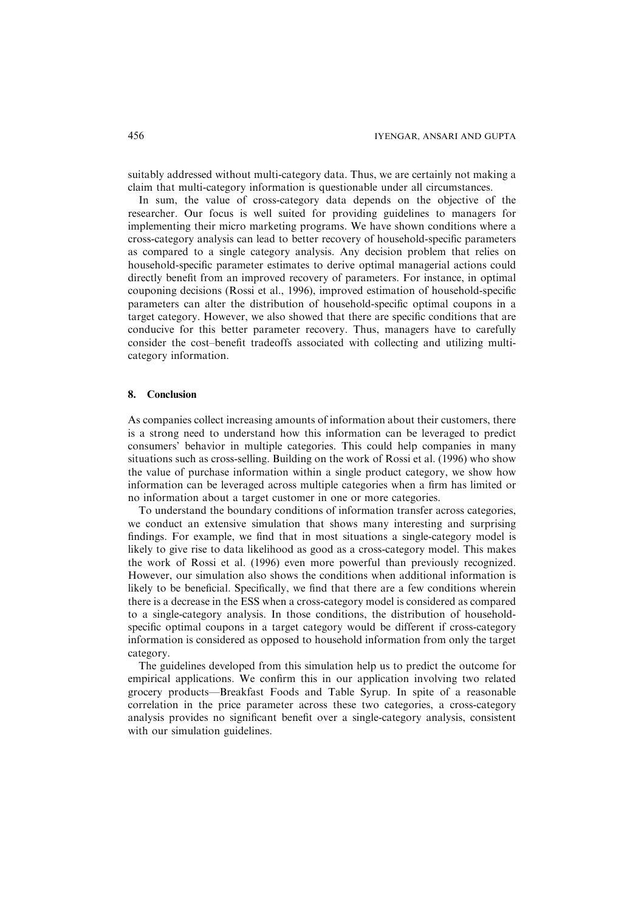suitably addressed without multi-category data. Thus, we are certainly not making a claim that multi-category information is questionable under all circumstances.

In sum, the value of cross-category data depends on the objective of the researcher. Our focus is well suited for providing guidelines to managers for implementing their micro marketing programs. We have shown conditions where a cross-category analysis can lead to better recovery of household-specific parameters as compared to a single category analysis. Any decision problem that relies on household-specific parameter estimates to derive optimal managerial actions could directly benefit from an improved recovery of parameters. For instance, in optimal couponing decisions (Rossi et al., 1996), improved estimation of household-specific parameters can alter the distribution of household-specific optimal coupons in a target category. However, we also showed that there are specific conditions that are conducive for this better parameter recovery. Thus, managers have to carefully consider the cost–benefit tradeoffs associated with collecting and utilizing multi-category information.

## 8. Conclusion

As companies collect increasing amounts of information about their customers, there is a strong need to understand how this information can be leveraged to predict consumers' behavior in multiple categories. This could help companies in many situations such as cross-selling. Building on the work of Rossi et al. (1996) who show the value of purchase information within a single product category, we show how information can be leveraged across multiple categories when a firm has limited or no information about a target customer in one or more categories.

To understand the boundary conditions of information transfer across categories, we conduct an extensive simulation that shows many interesting and surprising findings. For example, we find that in most situations a single-category model is likely to give rise to data likelihood as good as a cross-category model. This makes the work of Rossi et al. (1996) even more powerful than previously recognized. However, our simulation also shows the conditions when additional information is likely to be beneficial. Specifically, we find that there are a few conditions wherein there is a decrease in the ESS when a cross-category model is considered as compared to a single-category analysis. In those conditions, the distribution of household-specific optimal coupons in a target category would be different if cross-category information is considered as opposed to household information from only the target category.

The guidelines developed from this simulation help us to predict the outcome for empirical applications. We confirm this in our application involving two related grocery products—Breakfast Foods and Table Syrup. In spite of a reasonable correlation in the price parameter across these two categories, a cross-category analysis provides no significant benefit over a single-category analysis, consistent with our simulation guidelines.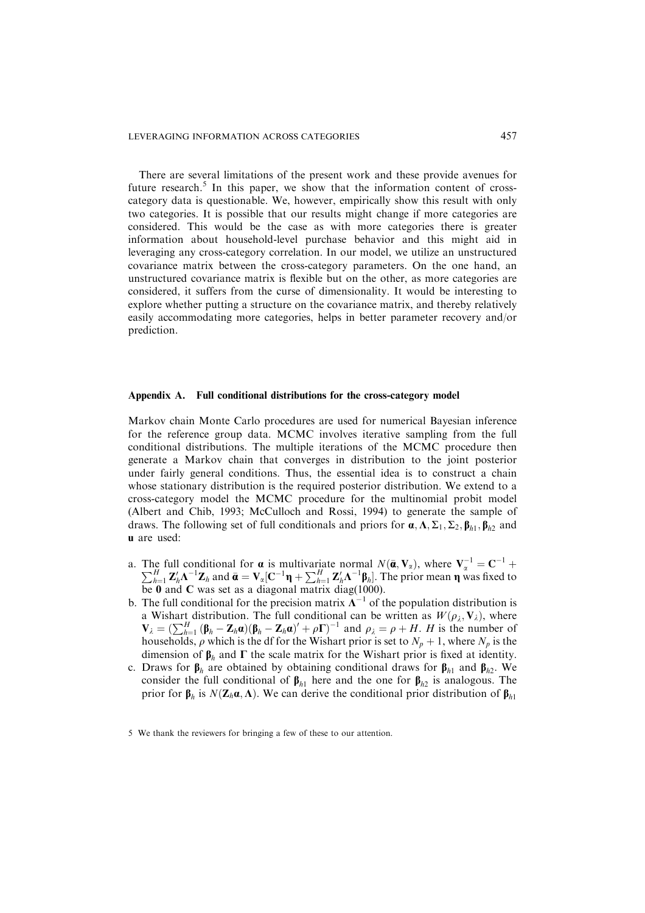There are several limitations of the present work and these provide avenues for future research.[5] In this paper, we show that the information content of cross-category data is questionable. We, however, empirically show this result with only two categories. It is possible that our results might change if more categories are considered. This would be the case as with more categories there is greater information about household-level purchase behavior and this might aid in leveraging any cross-category correlation. In our model, we utilize an unstructured covariance matrix between the cross-category parameters. On the one hand, an unstructured covariance matrix is flexible but on the other, as more categories are considered, it suffers from the curse of dimensionality. It would be interesting to explore whether putting a structure on the covariance matrix, and thereby relatively easily accommodating more categories, helps in better parameter recovery and/or prediction.

## Appendix A. Full conditional distributions for the cross-category model

Markov chain Monte Carlo procedures are used for numerical Bayesian inference for the reference group data. MCMC involves iterative sampling from the full conditional distributions. The multiple iterations of the MCMC procedure then generate a Markov chain that converges in distribution to the joint posterior under fairly general conditions. Thus, the essential idea is to construct a chain whose stationary distribution is the required posterior distribution. We extend to a cross-category model the MCMC procedure for the multinomial probit model (Albert and Chib, 1993; McCulloch and Rossi, 1994) to generate the sample of draws. The following set of full conditionals and priors for $\boldsymbol{\alpha}, \boldsymbol{\Lambda}, \Sigma_1, \Sigma_2, \boldsymbol{\beta}_{h1}, \boldsymbol{\beta}_{h2}$ and $\mathbf{u}$ are used:

a. The full conditional for $\boldsymbol{\alpha}$ is multivariate normal $N(\bar{\boldsymbol{\alpha}}, \mathbf{V}_\alpha)$, where $\mathbf{V}_\alpha^{-1} = \mathbf{C}^{-1} + \sum_{h=1}^{H} \mathbf{Z}_h' \boldsymbol{\Lambda}^{-1} \mathbf{Z}_h$ and $\bar{\boldsymbol{\alpha}} = \mathbf{V}_\alpha [\mathbf{C}^{-1} \boldsymbol{\eta} + \sum_{h=1}^{H} \mathbf{Z}_h' \boldsymbol{\Lambda}^{-1} \boldsymbol{\beta}_h]$. The prior mean $\boldsymbol{\eta}$ was fixed to be $\mathbf{0}$ and $\mathbf{C}$ was set as a diagonal matrix diag(1000).

b. The full conditional for the precision matrix $\boldsymbol{\Lambda}^{-1}$ of the population distribution is a Wishart distribution. The full conditional can be written as $W(\rho_\lambda, \mathbf{V}_\lambda)$, where $\mathbf{V}_\lambda = (\sum_{h=1}^{H} (\boldsymbol{\beta}_h - \mathbf{Z}_h \boldsymbol{\alpha})(\boldsymbol{\beta}_h - \mathbf{Z}_h \boldsymbol{\alpha})' + \rho \boldsymbol{\Gamma})^{-1}$ and $\rho_\lambda = \rho + H$. $H$ is the number of households, $\rho$ which is the df for the Wishart prior is set to $N_p + 1$, where $N_p$ is the dimension of $\boldsymbol{\beta}_h$ and $\boldsymbol{\Gamma}$ the scale matrix for the Wishart prior is fixed at identity.

c. Draws for $\boldsymbol{\beta}_h$ are obtained by obtaining conditional draws for $\boldsymbol{\beta}_{h1}$ and $\boldsymbol{\beta}_{h2}$. We consider the full conditional of $\boldsymbol{\beta}_{h1}$ here and the one for $\boldsymbol{\beta}_{h2}$ is analogous. The prior for $\boldsymbol{\beta}_h$ is $N(\mathbf{Z}_h \boldsymbol{\alpha}, \boldsymbol{\Lambda})$. We can derive the conditional prior distribution of $\boldsymbol{\beta}_{h1}$

5 We thank the reviewers for bringing a few of these to our attention.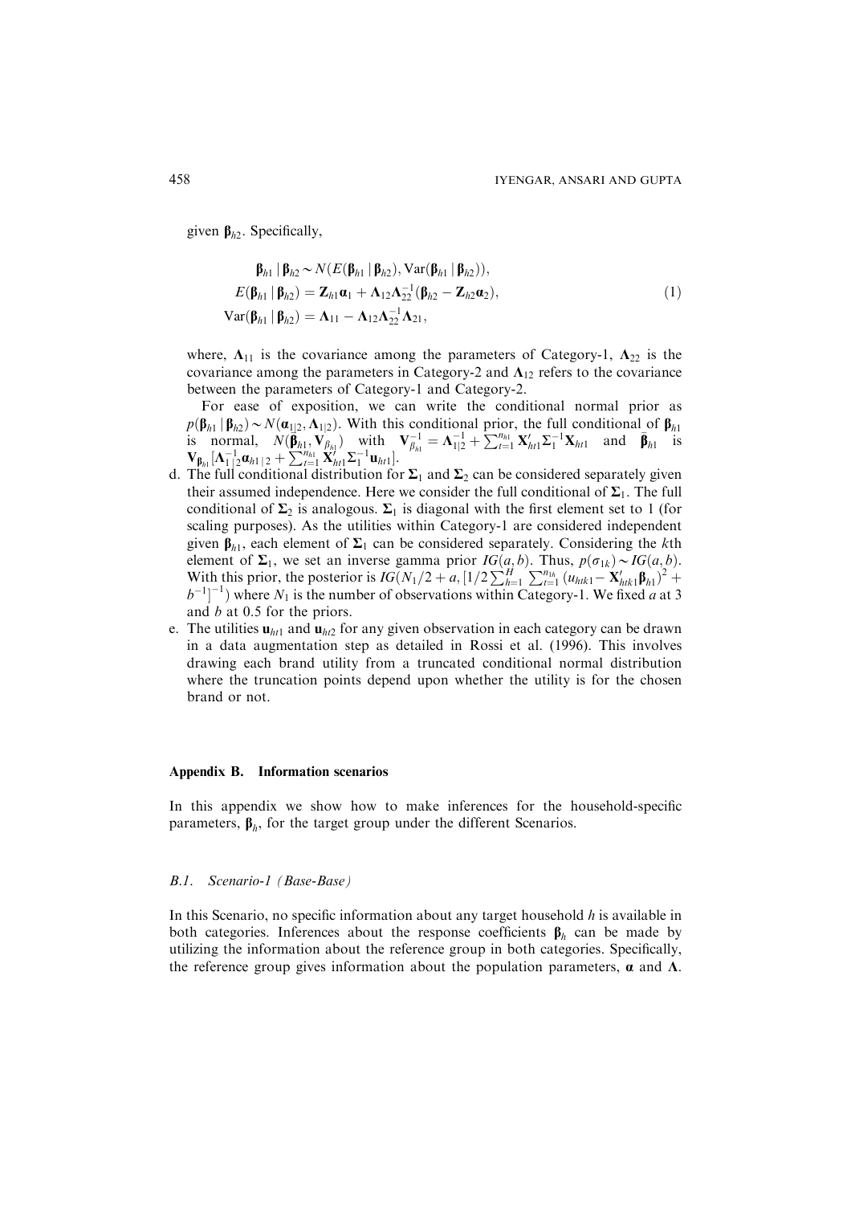given $\boldsymbol{\beta}_{h2}$. Specifically,

$$
\begin{aligned}
\boldsymbol{\beta}_{h1} \mid \boldsymbol{\beta}_{h2} &\sim N(E(\boldsymbol{\beta}_{h1} \mid \boldsymbol{\beta}_{h2}), \mathrm{Var}(\boldsymbol{\beta}_{h1} \mid \boldsymbol{\beta}_{h2})), \\
E(\boldsymbol{\beta}_{h1} \mid \boldsymbol{\beta}_{h2}) &= \mathbf{Z}_{h1}\boldsymbol{\alpha}_1 + \boldsymbol{\Lambda}_{12}\boldsymbol{\Lambda}_{22}^{-1}(\boldsymbol{\beta}_{h2} - \mathbf{Z}_{h2}\boldsymbol{\alpha}_2), \\
\mathrm{Var}(\boldsymbol{\beta}_{h1} \mid \boldsymbol{\beta}_{h2}) &= \boldsymbol{\Lambda}_{11} - \boldsymbol{\Lambda}_{12}\boldsymbol{\Lambda}_{22}^{-1}\boldsymbol{\Lambda}_{21},
\end{aligned} \tag{1}
$$

where, $\boldsymbol{\Lambda}_{11}$ is the covariance among the parameters of Category-1, $\boldsymbol{\Lambda}_{22}$ is the covariance among the parameters in Category-2 and $\boldsymbol{\Lambda}_{12}$ refers to the covariance between the parameters of Category-1 and Category-2.

For ease of exposition, we can write the conditional normal prior as $p(\boldsymbol{\beta}_{h1} \mid \boldsymbol{\beta}_{h2}) \sim N(\boldsymbol{\alpha}_{1|2}, \boldsymbol{\Lambda}_{1|2})$. With this conditional prior, the full conditional of $\boldsymbol{\beta}_{h1}$ is normal, $N(\tilde{\boldsymbol{\beta}}_{h1}, \mathbf{V}_{\beta_{h1}})$ with $\mathbf{V}_{\beta_{h1}}^{-1} = \boldsymbol{\Lambda}_{1|2}^{-1} + \sum_{t=1}^{n_{h1}} \mathbf{X}'_{ht1}\boldsymbol{\Sigma}_1^{-1}\mathbf{X}_{ht1}$ and $\tilde{\boldsymbol{\beta}}_{h1}$ is $\mathbf{V}_{\boldsymbol{\beta}_{h1}}[\boldsymbol{\Lambda}_{1|2}^{-1}\boldsymbol{\alpha}_{h1|2} + \sum_{t=1}^{n_{h1}} \mathbf{X}'_{ht1}\boldsymbol{\Sigma}_1^{-1}\mathbf{u}_{ht1}]$.

d. The full conditional distribution for $\boldsymbol{\Sigma}_1$ and $\boldsymbol{\Sigma}_2$ can be considered separately given their assumed independence. Here we consider the full conditional of $\boldsymbol{\Sigma}_1$. The full conditional of $\boldsymbol{\Sigma}_2$ is analogous. $\boldsymbol{\Sigma}_1$ is diagonal with the first element set to 1 (for scaling purposes). As the utilities within Category-1 are considered independent given $\boldsymbol{\beta}_{h1}$, each element of $\boldsymbol{\Sigma}_1$ can be considered separately. Considering the $k$th element of $\boldsymbol{\Sigma}_1$, we set an inverse gamma prior $IG(a, b)$. Thus, $p(\sigma_{1k}) \sim IG(a, b)$. With this prior, the posterior is $IG(N_1/2 + a, [1/2\sum_{h=1}^{H}\sum_{t=1}^{n_{1h}}(u_{htk1} - \mathbf{X}'_{htk1}\boldsymbol{\beta}_{h1})^2 + b^{-1}]^{-1})$ where $N_1$ is the number of observations within Category-1. We fixed $a$ at 3 and $b$ at 0.5 for the priors.

e. The utilities $\mathbf{u}_{ht1}$ and $\mathbf{u}_{ht2}$ for any given observation in each category can be drawn in a data augmentation step as detailed in Rossi et al. (1996). This involves drawing each brand utility from a truncated conditional normal distribution where the truncation points depend upon whether the utility is for the chosen brand or not.

## Appendix B. Information scenarios

In this appendix we show how to make inferences for the household-specific parameters, $\boldsymbol{\beta}_h$, for the target group under the different Scenarios.

### B.1. Scenario-1 (Base-Base)

In this Scenario, no specific information about any target household $h$ is available in both categories. Inferences about the response coefficients $\boldsymbol{\beta}_h$ can be made by utilizing the information about the reference group in both categories. Specifically, the reference group gives information about the population parameters, $\boldsymbol{\alpha}$ and $\boldsymbol{\Lambda}$.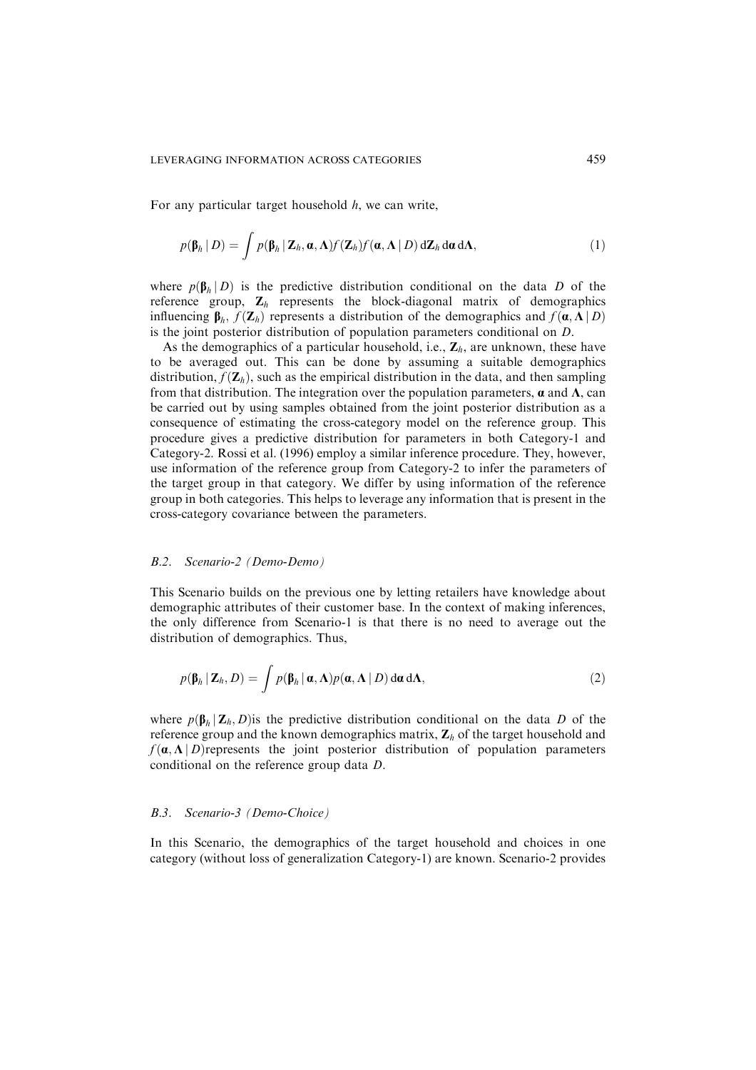For any particular target household $h$, we can write,

$$p(\boldsymbol{\beta}_h \mid D) = \int p(\boldsymbol{\beta}_h \mid \mathbf{Z}_h, \boldsymbol{\alpha}, \boldsymbol{\Lambda}) f(\mathbf{Z}_h) f(\boldsymbol{\alpha}, \boldsymbol{\Lambda} \mid D) \, \mathrm{d}\mathbf{Z}_h \, \mathrm{d}\boldsymbol{\alpha} \, \mathrm{d}\boldsymbol{\Lambda}, \tag{1}$$

where $p(\boldsymbol{\beta}_h \mid D)$ is the predictive distribution conditional on the data $D$ of the reference group, $\mathbf{Z}_h$ represents the block-diagonal matrix of demographics influencing $\boldsymbol{\beta}_h$, $f(\mathbf{Z}_h)$ represents a distribution of the demographics and $f(\boldsymbol{\alpha}, \boldsymbol{\Lambda} \mid D)$ is the joint posterior distribution of population parameters conditional on $D$.

As the demographics of a particular household, i.e., $\mathbf{Z}_h$, are unknown, these have to be averaged out. This can be done by assuming a suitable demographics distribution, $f(\mathbf{Z}_h)$, such as the empirical distribution in the data, and then sampling from that distribution. The integration over the population parameters, $\boldsymbol{\alpha}$ and $\boldsymbol{\Lambda}$, can be carried out by using samples obtained from the joint posterior distribution as a consequence of estimating the cross-category model on the reference group. This procedure gives a predictive distribution for parameters in both Category-1 and Category-2. Rossi et al. (1996) employ a similar inference procedure. They, however, use information of the reference group from Category-2 to infer the parameters of the target group in that category. We differ by using information of the reference group in both categories. This helps to leverage any information that is present in the cross-category covariance between the parameters.

### *B.2. Scenario-2 (Demo-Demo)*

This Scenario builds on the previous one by letting retailers have knowledge about demographic attributes of their customer base. In the context of making inferences, the only difference from Scenario-1 is that there is no need to average out the distribution of demographics. Thus,

$$p(\boldsymbol{\beta}_h \mid \mathbf{Z}_h, D) = \int p(\boldsymbol{\beta}_h \mid \boldsymbol{\alpha}, \boldsymbol{\Lambda}) p(\boldsymbol{\alpha}, \boldsymbol{\Lambda} \mid D) \, \mathrm{d}\boldsymbol{\alpha} \, \mathrm{d}\boldsymbol{\Lambda}, \tag{2}$$

where $p(\boldsymbol{\beta}_h \mid \mathbf{Z}_h, D)$is the predictive distribution conditional on the data $D$ of the reference group and the known demographics matrix, $\mathbf{Z}_h$ of the target household and $f(\boldsymbol{\alpha}, \boldsymbol{\Lambda} \mid D)$represents the joint posterior distribution of population parameters conditional on the reference group data $D$.

### *B.3. Scenario-3 (Demo-Choice)*

In this Scenario, the demographics of the target household and choices in one category (without loss of generalization Category-1) are known. Scenario-2 provides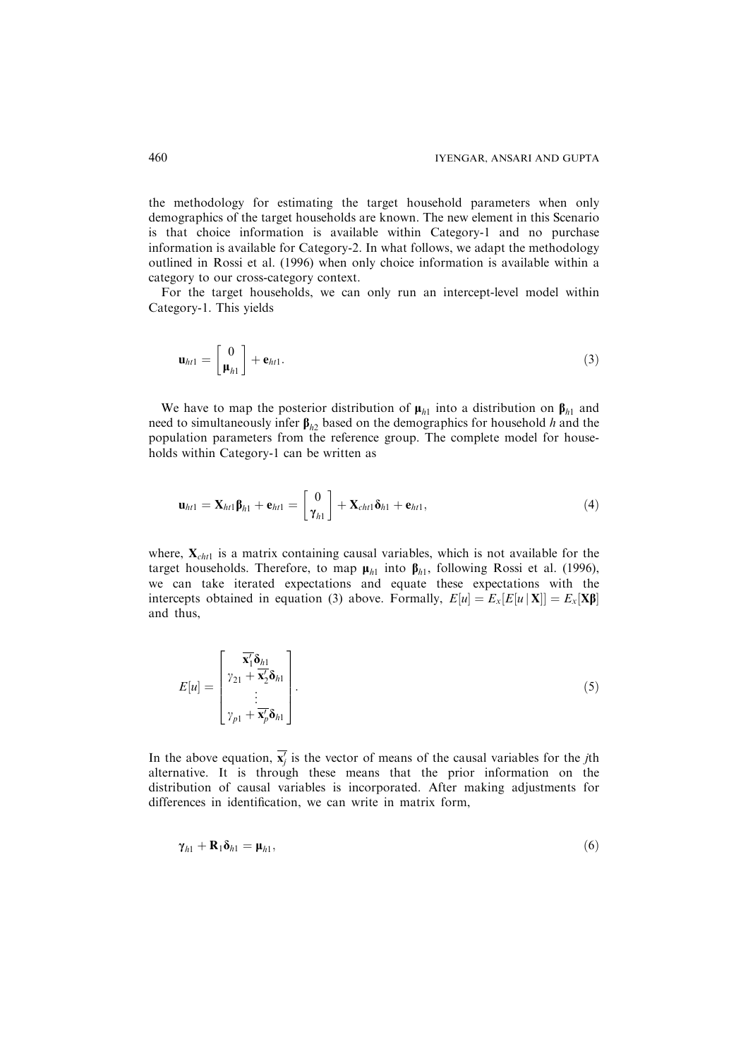the methodology for estimating the target household parameters when only demographics of the target households are known. The new element in this Scenario is that choice information is available within Category-1 and no purchase information is available for Category-2. In what follows, we adapt the methodology outlined in Rossi et al. (1996) when only choice information is available within a category to our cross-category context.

For the target households, we can only run an intercept-level model within Category-1. This yields

$$\mathbf{u}_{ht1} = \begin{bmatrix} 0 \\ \boldsymbol{\mu}_{h1} \end{bmatrix} + \mathbf{e}_{ht1}. \tag{3}$$

We have to map the posterior distribution of $\boldsymbol{\mu}_{h1}$ into a distribution on $\boldsymbol{\beta}_{h1}$ and need to simultaneously infer $\boldsymbol{\beta}_{h2}$ based on the demographics for household $h$ and the population parameters from the reference group. The complete model for households within Category-1 can be written as

$$\mathbf{u}_{ht1} = \mathbf{X}_{ht1}\boldsymbol{\beta}_{h1} + \mathbf{e}_{ht1} = \begin{bmatrix} 0 \\ \boldsymbol{\gamma}_{h1} \end{bmatrix} + \mathbf{X}_{cht1}\boldsymbol{\delta}_{h1} + \mathbf{e}_{ht1}, \tag{4}$$

where, $\mathbf{X}_{cht1}$ is a matrix containing causal variables, which is not available for the target households. Therefore, to map $\boldsymbol{\mu}_{h1}$ into $\boldsymbol{\beta}_{h1}$, following Rossi et al. (1996), we can take iterated expectations and equate these expectations with the intercepts obtained in equation (3) above. Formally, $E[u] = E_x[E[u \mid \mathbf{X}]] = E_x[\mathbf{X}\boldsymbol{\beta}]$ and thus,

$$E[u] = \begin{bmatrix} \overline{\mathbf{x}'_1}\boldsymbol{\delta}_{h1} \\ \gamma_{21} + \overline{\mathbf{x}'_2}\boldsymbol{\delta}_{h1} \\ \vdots \\ \gamma_{p1} + \overline{\mathbf{x}'_p}\boldsymbol{\delta}_{h1} \end{bmatrix}. \tag{5}$$

In the above equation, $\overline{\mathbf{x}'_j}$ is the vector of means of the causal variables for the $j$th alternative. It is through these means that the prior information on the distribution of causal variables is incorporated. After making adjustments for differences in identification, we can write in matrix form,

$$\boldsymbol{\gamma}_{h1} + \mathbf{R}_1\boldsymbol{\delta}_{h1} = \boldsymbol{\mu}_{h1}, \tag{6}$$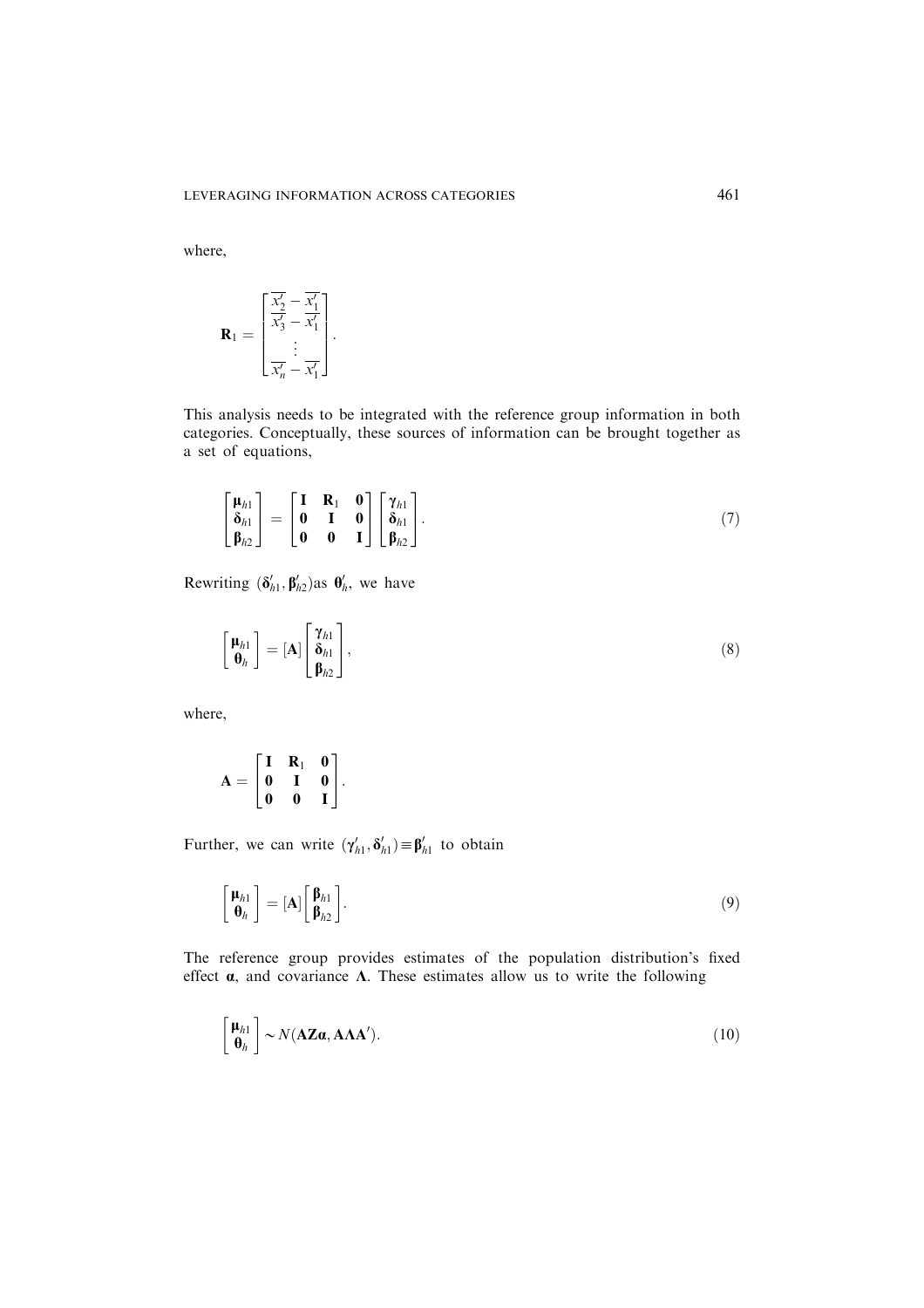where,

$$\mathbf{R}_1 = \begin{bmatrix} \overline{x_2'} - \overline{x_1'} \\ \overline{x_3'} - \overline{x_1'} \\ \vdots \\ \overline{x_n'} - \overline{x_1'} \end{bmatrix}.$$

This analysis needs to be integrated with the reference group information in both categories. Conceptually, these sources of information can be brought together as a set of equations,

$$\begin{bmatrix} \boldsymbol{\mu}_{h1} \\ \boldsymbol{\delta}_{h1} \\ \boldsymbol{\beta}_{h2} \end{bmatrix} = \begin{bmatrix} \mathbf{I} & \mathbf{R}_1 & \mathbf{0} \\ \mathbf{0} & \mathbf{I} & \mathbf{0} \\ \mathbf{0} & \mathbf{0} & \mathbf{I} \end{bmatrix} \begin{bmatrix} \boldsymbol{\gamma}_{h1} \\ \boldsymbol{\delta}_{h1} \\ \boldsymbol{\beta}_{h2} \end{bmatrix}. \tag{7}$$

Rewriting $(\boldsymbol{\delta}_{h1}', \boldsymbol{\beta}_{h2}')$as $\boldsymbol{\theta}_h'$, we have

$$\begin{bmatrix} \boldsymbol{\mu}_{h1} \\ \boldsymbol{\theta}_h \end{bmatrix} = [\mathbf{A}] \begin{bmatrix} \boldsymbol{\gamma}_{h1} \\ \boldsymbol{\delta}_{h1} \\ \boldsymbol{\beta}_{h2} \end{bmatrix}, \tag{8}$$

where,

$$\mathbf{A} = \begin{bmatrix} \mathbf{I} & \mathbf{R}_1 & \mathbf{0} \\ \mathbf{0} & \mathbf{I} & \mathbf{0} \\ \mathbf{0} & \mathbf{0} & \mathbf{I} \end{bmatrix}.$$

Further, we can write $(\boldsymbol{\gamma}_{h1}', \boldsymbol{\delta}_{h1}') \equiv \boldsymbol{\beta}_{h1}'$ to obtain

$$\begin{bmatrix} \boldsymbol{\mu}_{h1} \\ \boldsymbol{\theta}_h \end{bmatrix} = [\mathbf{A}] \begin{bmatrix} \boldsymbol{\beta}_{h1} \\ \boldsymbol{\beta}_{h2} \end{bmatrix}. \tag{9}$$

The reference group provides estimates of the population distribution's fixed effect $\boldsymbol{\alpha}$, and covariance $\boldsymbol{\Lambda}$. These estimates allow us to write the following

$$\begin{bmatrix} \boldsymbol{\mu}_{h1} \\ \boldsymbol{\theta}_h \end{bmatrix} \sim N(\mathbf{A}\mathbf{Z}\boldsymbol{\alpha}, \mathbf{A}\boldsymbol{\Lambda}\mathbf{A}'). \tag{10}$$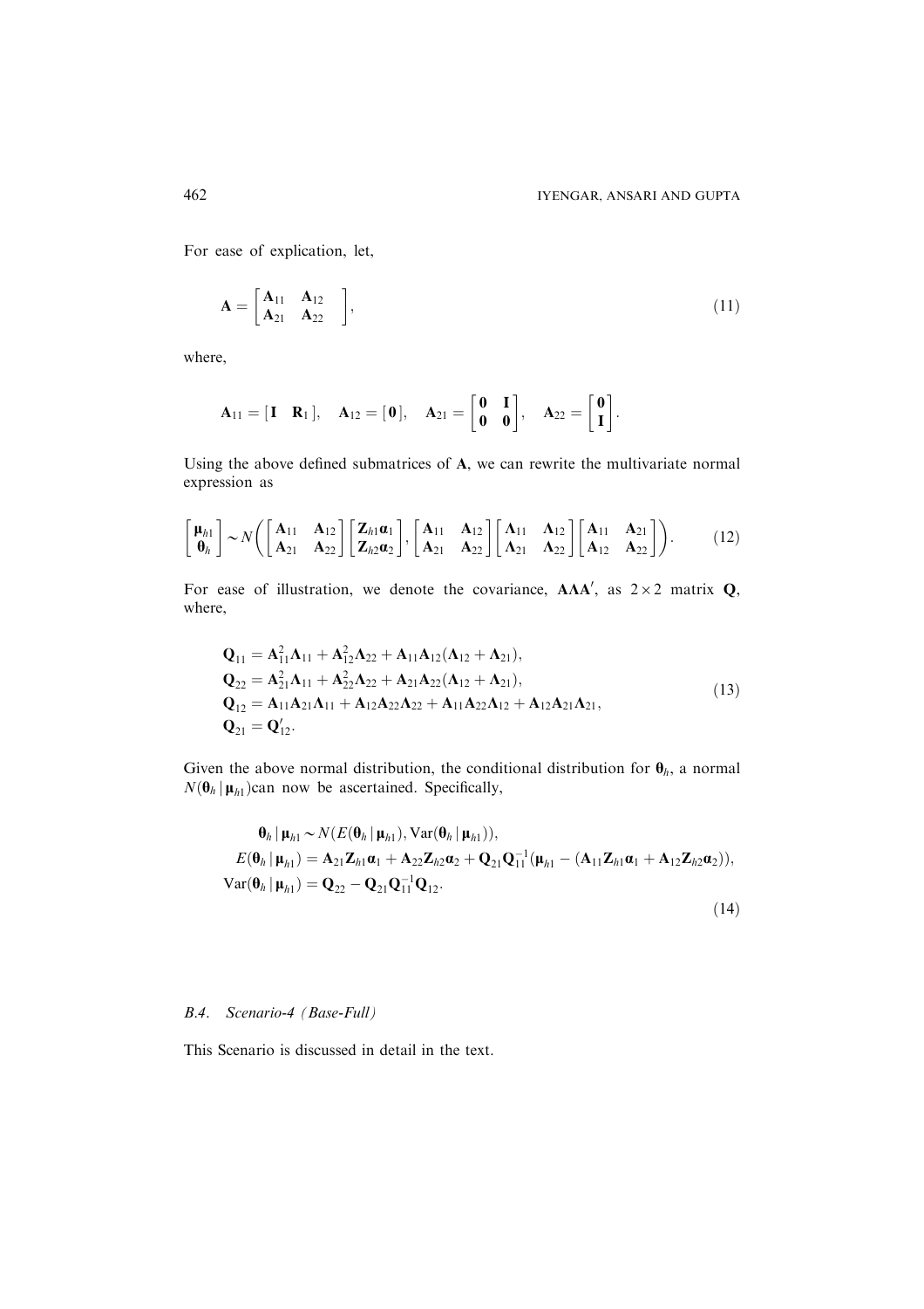For ease of explication, let,

$$\mathbf{A} = \begin{bmatrix} \mathbf{A}_{11} & \mathbf{A}_{12} \\ \mathbf{A}_{21} & \mathbf{A}_{22} \end{bmatrix}, \tag{11}$$

where,

$$\mathbf{A}_{11} = [\mathbf{I} \quad \mathbf{R}_1], \quad \mathbf{A}_{12} = [\mathbf{0}], \quad \mathbf{A}_{21} = \begin{bmatrix} \mathbf{0} & \mathbf{I} \\ \mathbf{0} & \mathbf{0} \end{bmatrix}, \quad \mathbf{A}_{22} = \begin{bmatrix} \mathbf{0} \\ \mathbf{I} \end{bmatrix}.$$

Using the above defined submatrices of $\mathbf{A}$, we can rewrite the multivariate normal expression as

$$\begin{bmatrix} \boldsymbol{\mu}_{h1} \\ \boldsymbol{\theta}_h \end{bmatrix} \sim N\left( \begin{bmatrix} \mathbf{A}_{11} & \mathbf{A}_{12} \\ \mathbf{A}_{21} & \mathbf{A}_{22} \end{bmatrix} \begin{bmatrix} \mathbf{Z}_{h1}\boldsymbol{\alpha}_1 \\ \mathbf{Z}_{h2}\boldsymbol{\alpha}_2 \end{bmatrix}, \begin{bmatrix} \mathbf{A}_{11} & \mathbf{A}_{12} \\ \mathbf{A}_{21} & \mathbf{A}_{22} \end{bmatrix} \begin{bmatrix} \boldsymbol{\Lambda}_{11} & \boldsymbol{\Lambda}_{12} \\ \boldsymbol{\Lambda}_{21} & \boldsymbol{\Lambda}_{22} \end{bmatrix} \begin{bmatrix} \mathbf{A}_{11} & \mathbf{A}_{21} \\ \mathbf{A}_{12} & \mathbf{A}_{22} \end{bmatrix} \right). \tag{12}$$

For ease of illustration, we denote the covariance, $\mathbf{A}\boldsymbol{\Lambda}\mathbf{A}'$, as $2 \times 2$ matrix $\mathbf{Q}$, where,

$$\begin{aligned}
\mathbf{Q}_{11} &= \mathbf{A}_{11}^2\boldsymbol{\Lambda}_{11} + \mathbf{A}_{12}^2\boldsymbol{\Lambda}_{22} + \mathbf{A}_{11}\mathbf{A}_{12}(\boldsymbol{\Lambda}_{12} + \boldsymbol{\Lambda}_{21}), \\
\mathbf{Q}_{22} &= \mathbf{A}_{21}^2\boldsymbol{\Lambda}_{11} + \mathbf{A}_{22}^2\boldsymbol{\Lambda}_{22} + \mathbf{A}_{21}\mathbf{A}_{22}(\boldsymbol{\Lambda}_{12} + \boldsymbol{\Lambda}_{21}), \\
\mathbf{Q}_{12} &= \mathbf{A}_{11}\mathbf{A}_{21}\boldsymbol{\Lambda}_{11} + \mathbf{A}_{12}\mathbf{A}_{22}\boldsymbol{\Lambda}_{22} + \mathbf{A}_{11}\mathbf{A}_{22}\boldsymbol{\Lambda}_{12} + \mathbf{A}_{12}\mathbf{A}_{21}\boldsymbol{\Lambda}_{21}, \\
\mathbf{Q}_{21} &= \mathbf{Q}_{12}'.
\end{aligned} \tag{13}$$

Given the above normal distribution, the conditional distribution for $\boldsymbol{\theta}_h$, a normal $N(\boldsymbol{\theta}_h \mid \boldsymbol{\mu}_{h1})$can now be ascertained. Specifically,

$$\begin{aligned}
&\boldsymbol{\theta}_h \mid \boldsymbol{\mu}_{h1} \sim N(E(\boldsymbol{\theta}_h \mid \boldsymbol{\mu}_{h1}), \mathrm{Var}(\boldsymbol{\theta}_h \mid \boldsymbol{\mu}_{h1})), \\
&E(\boldsymbol{\theta}_h \mid \boldsymbol{\mu}_{h1}) = \mathbf{A}_{21}\mathbf{Z}_{h1}\boldsymbol{\alpha}_1 + \mathbf{A}_{22}\mathbf{Z}_{h2}\boldsymbol{\alpha}_2 + \mathbf{Q}_{21}\mathbf{Q}_{11}^{-1}(\boldsymbol{\mu}_{h1} - (\mathbf{A}_{11}\mathbf{Z}_{h1}\boldsymbol{\alpha}_1 + \mathbf{A}_{12}\mathbf{Z}_{h2}\boldsymbol{\alpha}_2)), \\
&\mathrm{Var}(\boldsymbol{\theta}_h \mid \boldsymbol{\mu}_{h1}) = \mathbf{Q}_{22} - \mathbf{Q}_{21}\mathbf{Q}_{11}^{-1}\mathbf{Q}_{12}.
\end{aligned} \tag{14}$$

### *B.4. Scenario-4 (Base-Full)*

This Scenario is discussed in detail in the text.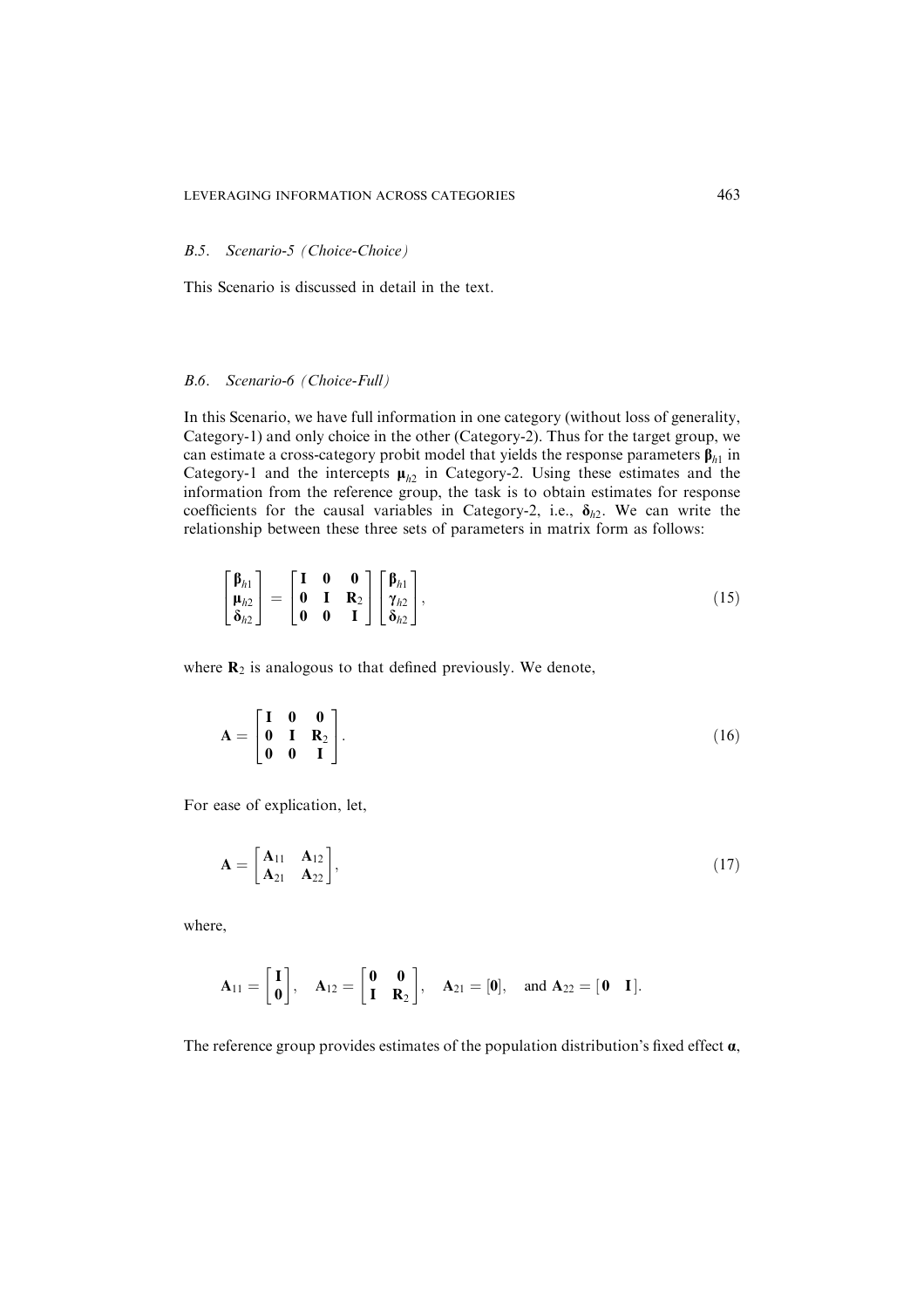### B.5. Scenario-5 (Choice-Choice)

This Scenario is discussed in detail in the text.

### B.6. Scenario-6 (Choice-Full)

In this Scenario, we have full information in one category (without loss of generality, Category-1) and only choice in the other (Category-2). Thus for the target group, we can estimate a cross-category probit model that yields the response parameters $\boldsymbol{\beta}_{h1}$ in Category-1 and the intercepts $\boldsymbol{\mu}_{h2}$ in Category-2. Using these estimates and the information from the reference group, the task is to obtain estimates for response coefficients for the causal variables in Category-2, i.e., $\boldsymbol{\delta}_{h2}$. We can write the relationship between these three sets of parameters in matrix form as follows:

$$
\begin{bmatrix} \boldsymbol{\beta}_{h1} \\ \boldsymbol{\mu}_{h2} \\ \boldsymbol{\delta}_{h2} \end{bmatrix} = \begin{bmatrix} \mathbf{I} & \mathbf{0} & \mathbf{0} \\ \mathbf{0} & \mathbf{I} & \mathbf{R}_2 \\ \mathbf{0} & \mathbf{0} & \mathbf{I} \end{bmatrix} \begin{bmatrix} \boldsymbol{\beta}_{h1} \\ \boldsymbol{\gamma}_{h2} \\ \boldsymbol{\delta}_{h2} \end{bmatrix}, \tag{15}
$$

where $\mathbf{R}_2$ is analogous to that defined previously. We denote,

$$
\mathbf{A} = \begin{bmatrix} \mathbf{I} & \mathbf{0} & \mathbf{0} \\ \mathbf{0} & \mathbf{I} & \mathbf{R}_2 \\ \mathbf{0} & \mathbf{0} & \mathbf{I} \end{bmatrix}. \tag{16}
$$

For ease of explication, let,

$$
\mathbf{A} = \begin{bmatrix} \mathbf{A}_{11} & \mathbf{A}_{12} \\ \mathbf{A}_{21} & \mathbf{A}_{22} \end{bmatrix}, \tag{17}
$$

where,

$$
\mathbf{A}_{11} = \begin{bmatrix} \mathbf{I} \\ \mathbf{0} \end{bmatrix}, \quad \mathbf{A}_{12} = \begin{bmatrix} \mathbf{0} & \mathbf{0} \\ \mathbf{I} & \mathbf{R}_2 \end{bmatrix}, \quad \mathbf{A}_{21} = [\mathbf{0}], \quad \text{and } \mathbf{A}_{22} = [\mathbf{0} \quad \mathbf{I}].
$$

The reference group provides estimates of the population distribution's fixed effect $\boldsymbol{\alpha}$,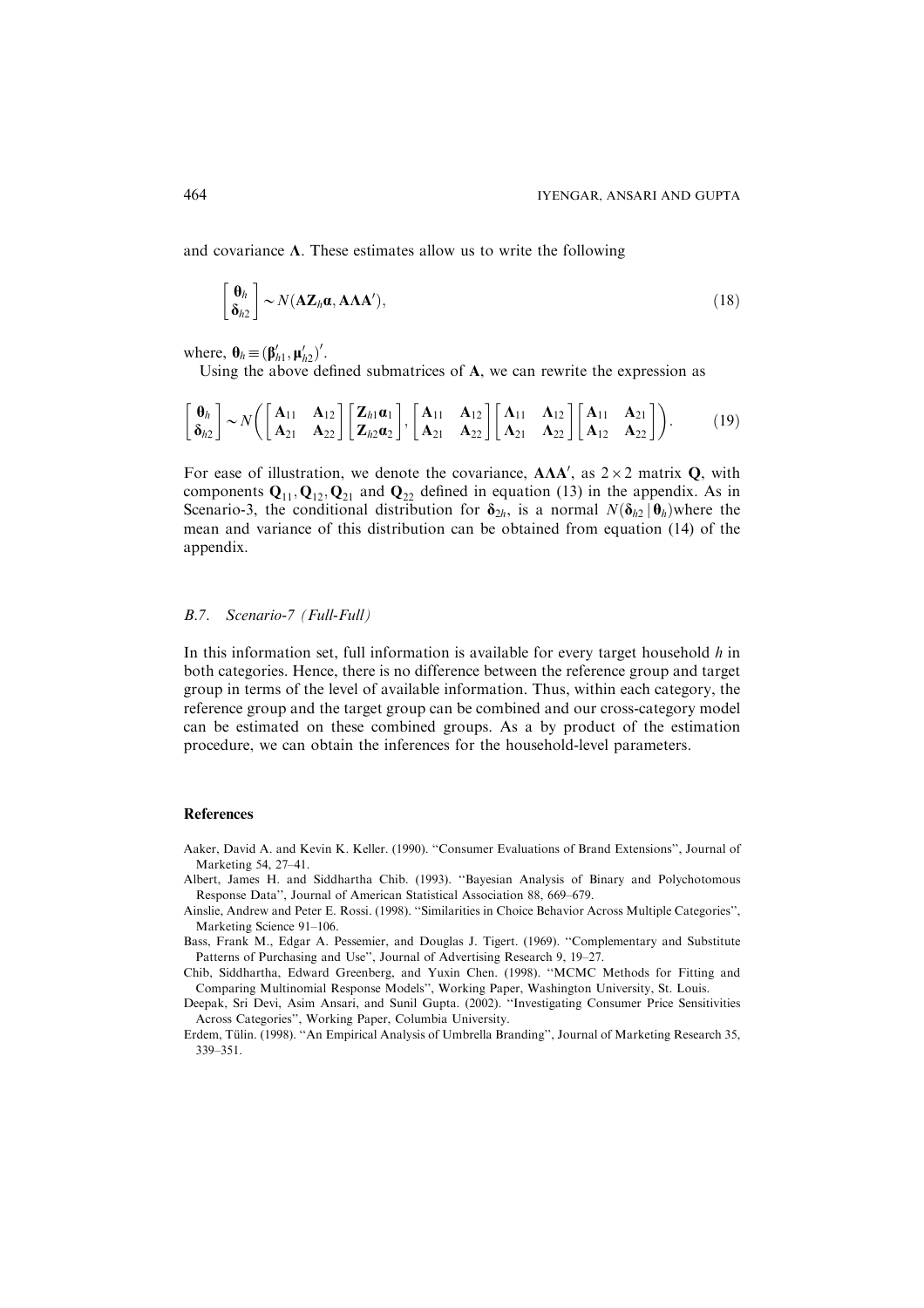and covariance $\mathbf{\Lambda}$. These estimates allow us to write the following

$$\begin{bmatrix} \boldsymbol{\theta}_h \\ \boldsymbol{\delta}_{h2} \end{bmatrix} \sim N(\mathbf{A}\mathbf{Z}_h\boldsymbol{\alpha}, \mathbf{A}\mathbf{\Lambda}\mathbf{A}'), \tag{18}$$

where, $\boldsymbol{\theta}_h \equiv (\boldsymbol{\beta}'_{h1}, \boldsymbol{\mu}'_{h2})'$.

Using the above defined submatrices of $\mathbf{A}$, we can rewrite the expression as

$$\begin{bmatrix} \boldsymbol{\theta}_h \\ \boldsymbol{\delta}_{h2} \end{bmatrix} \sim N\left( \begin{bmatrix} \mathbf{A}_{11} & \mathbf{A}_{12} \\ \mathbf{A}_{21} & \mathbf{A}_{22} \end{bmatrix} \begin{bmatrix} \mathbf{Z}_{h1}\boldsymbol{\alpha}_1 \\ \mathbf{Z}_{h2}\boldsymbol{\alpha}_2 \end{bmatrix}, \begin{bmatrix} \mathbf{A}_{11} & \mathbf{A}_{12} \\ \mathbf{A}_{21} & \mathbf{A}_{22} \end{bmatrix} \begin{bmatrix} \mathbf{\Lambda}_{11} & \mathbf{\Lambda}_{12} \\ \mathbf{\Lambda}_{21} & \mathbf{\Lambda}_{22} \end{bmatrix} \begin{bmatrix} \mathbf{A}_{11} & \mathbf{A}_{21} \\ \mathbf{A}_{12} & \mathbf{A}_{22} \end{bmatrix} \right). \tag{19}$$

For ease of illustration, we denote the covariance, $\mathbf{A}\mathbf{\Lambda}\mathbf{A}'$, as $2 \times 2$ matrix $\mathbf{Q}$, with components $\mathbf{Q}_{11}, \mathbf{Q}_{12}, \mathbf{Q}_{21}$ and $\mathbf{Q}_{22}$ defined in equation (13) in the appendix. As in Scenario-3, the conditional distribution for $\boldsymbol{\delta}_{2h}$, is a normal $N(\boldsymbol{\delta}_{h2} \mid \boldsymbol{\theta}_h)$where the mean and variance of this distribution can be obtained from equation (14) of the appendix.

### *B.7. Scenario-7 (Full-Full)*

In this information set, full information is available for every target household $h$ in both categories. Hence, there is no difference between the reference group and target group in terms of the level of available information. Thus, within each category, the reference group and the target group can be combined and our cross-category model can be estimated on these combined groups. As a by product of the estimation procedure, we can obtain the inferences for the household-level parameters.

## References

Aaker, David A. and Kevin K. Keller. (1990). "Consumer Evaluations of Brand Extensions", Journal of Marketing 54, 27–41.

Albert, James H. and Siddhartha Chib. (1993). "Bayesian Analysis of Binary and Polychotomous Response Data", Journal of American Statistical Association 88, 669–679.

Ainslie, Andrew and Peter E. Rossi. (1998). "Similarities in Choice Behavior Across Multiple Categories", Marketing Science 91–106.

Bass, Frank M., Edgar A. Pessemier, and Douglas J. Tigert. (1969). "Complementary and Substitute Patterns of Purchasing and Use", Journal of Advertising Research 9, 19–27.

Chib, Siddhartha, Edward Greenberg, and Yuxin Chen. (1998). "MCMC Methods for Fitting and Comparing Multinomial Response Models", Working Paper, Washington University, St. Louis.

Deepak, Sri Devi, Asim Ansari, and Sunil Gupta. (2002). "Investigating Consumer Price Sensitivities Across Categories", Working Paper, Columbia University.

Erdem, Tülin. (1998). "An Empirical Analysis of Umbrella Branding", Journal of Marketing Research 35, 339–351.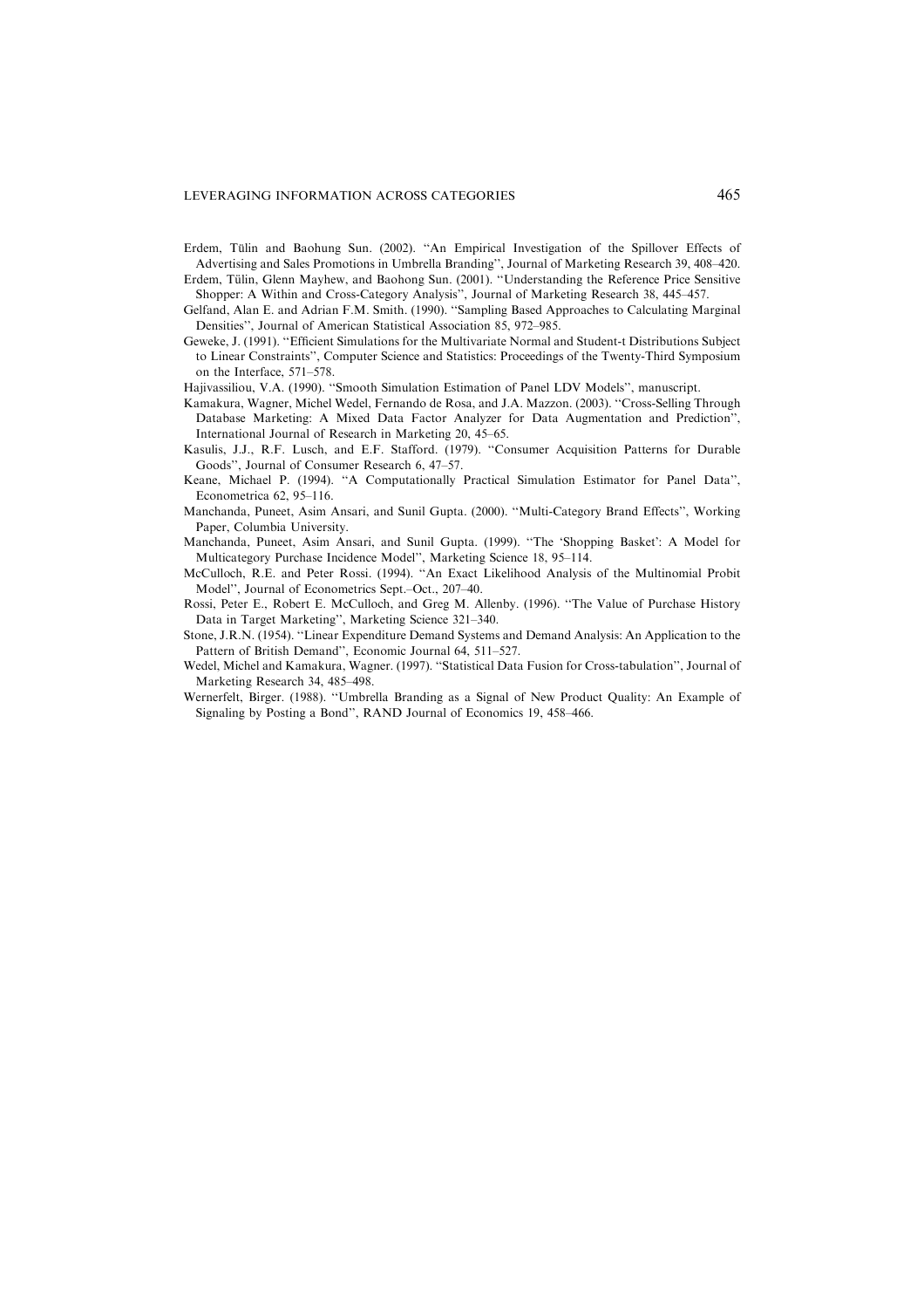Erdem, Tülin and Baohung Sun. (2002). "An Empirical Investigation of the Spillover Effects of Advertising and Sales Promotions in Umbrella Branding", Journal of Marketing Research 39, 408–420.

Erdem, Tülin, Glenn Mayhew, and Baohong Sun. (2001). "Understanding the Reference Price Sensitive Shopper: A Within and Cross-Category Analysis", Journal of Marketing Research 38, 445–457.

Gelfand, Alan E. and Adrian F.M. Smith. (1990). "Sampling Based Approaches to Calculating Marginal Densities", Journal of American Statistical Association 85, 972–985.

Geweke, J. (1991). "Efficient Simulations for the Multivariate Normal and Student-t Distributions Subject to Linear Constraints", Computer Science and Statistics: Proceedings of the Twenty-Third Symposium on the Interface, 571–578.

Hajivassiliou, V.A. (1990). "Smooth Simulation Estimation of Panel LDV Models", manuscript.

Kamakura, Wagner, Michel Wedel, Fernando de Rosa, and J.A. Mazzon. (2003). "Cross-Selling Through Database Marketing: A Mixed Data Factor Analyzer for Data Augmentation and Prediction", International Journal of Research in Marketing 20, 45–65.

Kasulis, J.J., R.F. Lusch, and E.F. Stafford. (1979). "Consumer Acquisition Patterns for Durable Goods", Journal of Consumer Research 6, 47–57.

Keane, Michael P. (1994). "A Computationally Practical Simulation Estimator for Panel Data", Econometrica 62, 95–116.

Manchanda, Puneet, Asim Ansari, and Sunil Gupta. (2000). "Multi-Category Brand Effects", Working Paper, Columbia University.

Manchanda, Puneet, Asim Ansari, and Sunil Gupta. (1999). "The 'Shopping Basket': A Model for Multicategory Purchase Incidence Model", Marketing Science 18, 95–114.

McCulloch, R.E. and Peter Rossi. (1994). "An Exact Likelihood Analysis of the Multinomial Probit Model", Journal of Econometrics Sept.–Oct., 207–40.

Rossi, Peter E., Robert E. McCulloch, and Greg M. Allenby. (1996). "The Value of Purchase History Data in Target Marketing", Marketing Science 321–340.

Stone, J.R.N. (1954). "Linear Expenditure Demand Systems and Demand Analysis: An Application to the Pattern of British Demand", Economic Journal 64, 511–527.

Wedel, Michel and Kamakura, Wagner. (1997). "Statistical Data Fusion for Cross-tabulation", Journal of Marketing Research 34, 485–498.

Wernerfelt, Birger. (1988). "Umbrella Branding as a Signal of New Product Quality: An Example of Signaling by Posting a Bond", RAND Journal of Economics 19, 458–466.